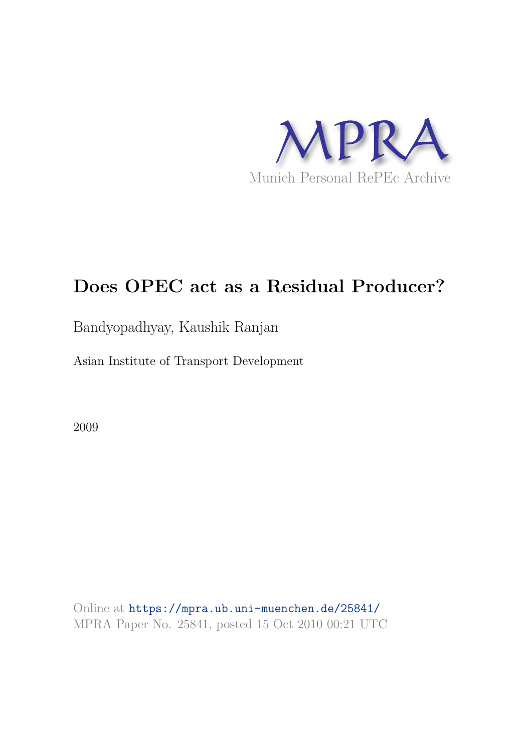MPRA

Munich Personal RePEc Archive

# Does OPEC act as a Residual Producer?

Bandyopadhyay, Kaushik Ranjan

Asian Institute of Transport Development

2009

Online at https://mpra.ub.uni-muenchen.de/25841/
MPRA Paper No. 25841, posted 15 Oct 2010 00:21 UTC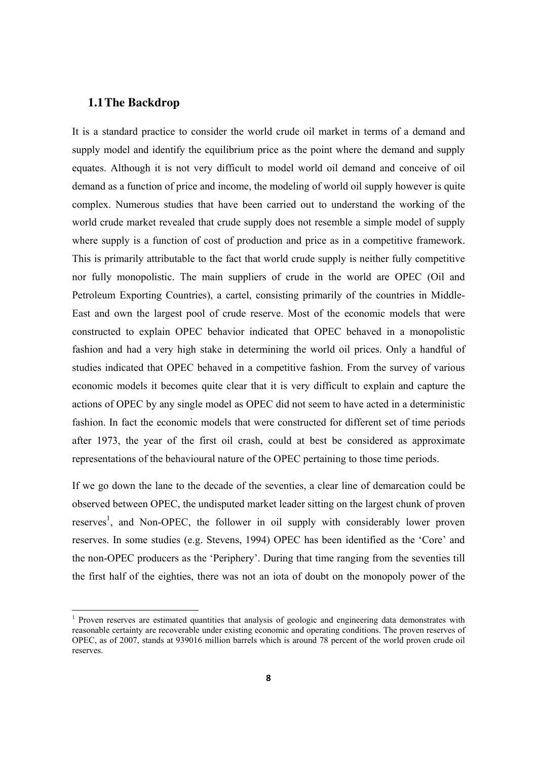## 1.1 The Backdrop

It is a standard practice to consider the world crude oil market in terms of a demand and supply model and identify the equilibrium price as the point where the demand and supply equates. Although it is not very difficult to model world oil demand and conceive of oil demand as a function of price and income, the modeling of world oil supply however is quite complex. Numerous studies that have been carried out to understand the working of the world crude market revealed that crude supply does not resemble a simple model of supply where supply is a function of cost of production and price as in a competitive framework. This is primarily attributable to the fact that world crude supply is neither fully competitive nor fully monopolistic. The main suppliers of crude in the world are OPEC (Oil and Petroleum Exporting Countries), a cartel, consisting primarily of the countries in Middle-East and own the largest pool of crude reserve. Most of the economic models that were constructed to explain OPEC behavior indicated that OPEC behaved in a monopolistic fashion and had a very high stake in determining the world oil prices. Only a handful of studies indicated that OPEC behaved in a competitive fashion. From the survey of various economic models it becomes quite clear that it is very difficult to explain and capture the actions of OPEC by any single model as OPEC did not seem to have acted in a deterministic fashion. In fact the economic models that were constructed for different set of time periods after 1973, the year of the first oil crash, could at best be considered as approximate representations of the behavioural nature of the OPEC pertaining to those time periods.

If we go down the lane to the decade of the seventies, a clear line of demarcation could be observed between OPEC, the undisputed market leader sitting on the largest chunk of proven reserves[1], and Non-OPEC, the follower in oil supply with considerably lower proven reserves. In some studies (e.g. Stevens, 1994) OPEC has been identified as the 'Core' and the non-OPEC producers as the 'Periphery'. During that time ranging from the seventies till the first half of the eighties, there was not an iota of doubt on the monopoly power of the

---

[1] Proven reserves are estimated quantities that analysis of geologic and engineering data demonstrates with reasonable certainty are recoverable under existing economic and operating conditions. The proven reserves of OPEC, as of 2007, stands at 939016 million barrels which is around 78 percent of the world proven crude oil reserves.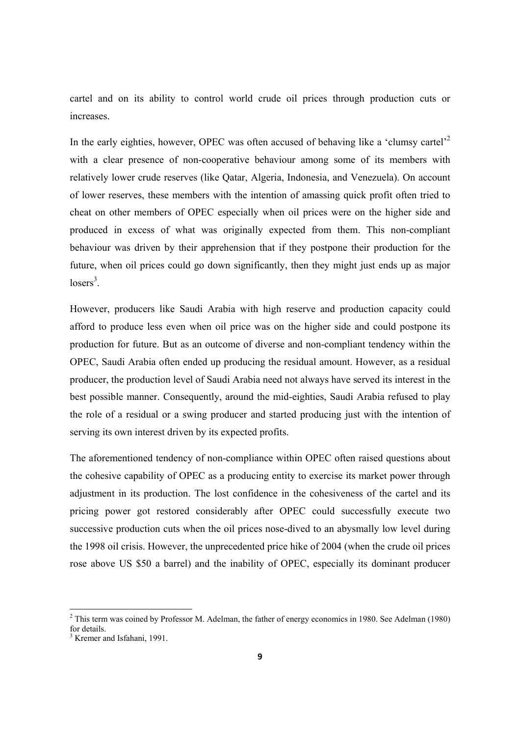cartel and on its ability to control world crude oil prices through production cuts or increases.

In the early eighties, however, OPEC was often accused of behaving like a 'clumsy cartel'[2] with a clear presence of non-cooperative behaviour among some of its members with relatively lower crude reserves (like Qatar, Algeria, Indonesia, and Venezuela). On account of lower reserves, these members with the intention of amassing quick profit often tried to cheat on other members of OPEC especially when oil prices were on the higher side and produced in excess of what was originally expected from them. This non-compliant behaviour was driven by their apprehension that if they postpone their production for the future, when oil prices could go down significantly, then they might just ends up as major losers[3].

However, producers like Saudi Arabia with high reserve and production capacity could afford to produce less even when oil price was on the higher side and could postpone its production for future. But as an outcome of diverse and non-compliant tendency within the OPEC, Saudi Arabia often ended up producing the residual amount. However, as a residual producer, the production level of Saudi Arabia need not always have served its interest in the best possible manner. Consequently, around the mid-eighties, Saudi Arabia refused to play the role of a residual or a swing producer and started producing just with the intention of serving its own interest driven by its expected profits.

The aforementioned tendency of non-compliance within OPEC often raised questions about the cohesive capability of OPEC as a producing entity to exercise its market power through adjustment in its production. The lost confidence in the cohesiveness of the cartel and its pricing power got restored considerably after OPEC could successfully execute two successive production cuts when the oil prices nose-dived to an abysmally low level during the 1998 oil crisis. However, the unprecedented price hike of 2004 (when the crude oil prices rose above US $50 a barrel) and the inability of OPEC, especially its dominant producer

---

[2] This term was coined by Professor M. Adelman, the father of energy economics in 1980. See Adelman (1980) for details.

[3] Kremer and Isfahani, 1991.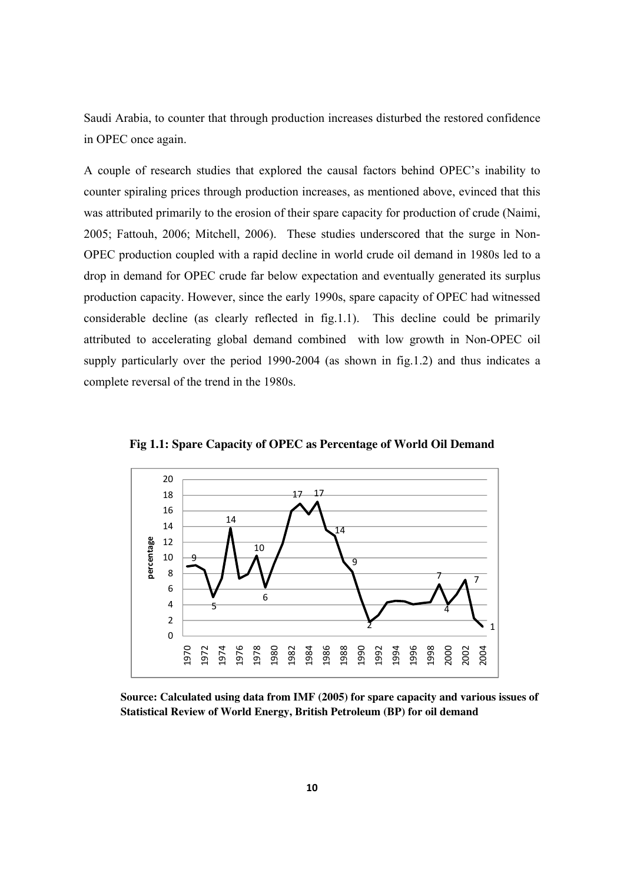Saudi Arabia, to counter that through production increases disturbed the restored confidence in OPEC once again.

A couple of research studies that explored the causal factors behind OPEC's inability to counter spiraling prices through production increases, as mentioned above, evinced that this was attributed primarily to the erosion of their spare capacity for production of crude (Naimi, 2005; Fattouh, 2006; Mitchell, 2006). These studies underscored that the surge in Non-OPEC production coupled with a rapid decline in world crude oil demand in 1980s led to a drop in demand for OPEC crude far below expectation and eventually generated its surplus production capacity. However, since the early 1990s, spare capacity of OPEC had witnessed considerable decline (as clearly reflected in fig.1.1). This decline could be primarily attributed to accelerating global demand combined with low growth in Non-OPEC oil supply particularly over the period 1990-2004 (as shown in fig.1.2) and thus indicates a complete reversal of the trend in the 1980s.

**Fig 1.1: Spare Capacity of OPEC as Percentage of World Oil Demand**

**Source: Calculated using data from IMF (2005) for spare capacity and various issues of Statistical Review of World Energy, British Petroleum (BP) for oil demand**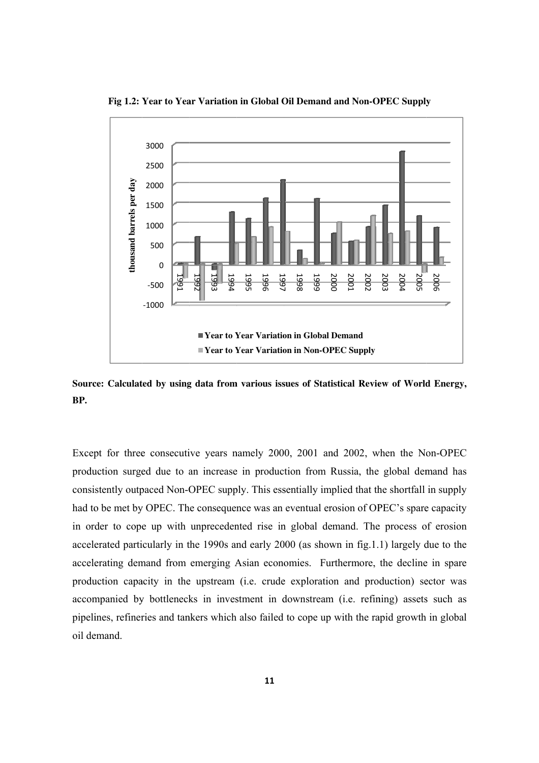**Fig 1.2: Year to Year Variation in Global Oil Demand and Non-OPEC Supply**

**Source: Calculated by using data from various issues of Statistical Review of World Energy, BP.**

Except for three consecutive years namely 2000, 2001 and 2002, when the Non-OPEC production surged due to an increase in production from Russia, the global demand has consistently outpaced Non-OPEC supply. This essentially implied that the shortfall in supply had to be met by OPEC. The consequence was an eventual erosion of OPEC's spare capacity in order to cope up with unprecedented rise in global demand. The process of erosion accelerated particularly in the 1990s and early 2000 (as shown in fig.1.1) largely due to the accelerating demand from emerging Asian economies. Furthermore, the decline in spare production capacity in the upstream (i.e. crude exploration and production) sector was accompanied by bottlenecks in investment in downstream (i.e. refining) assets such as pipelines, refineries and tankers which also failed to cope up with the rapid growth in global oil demand.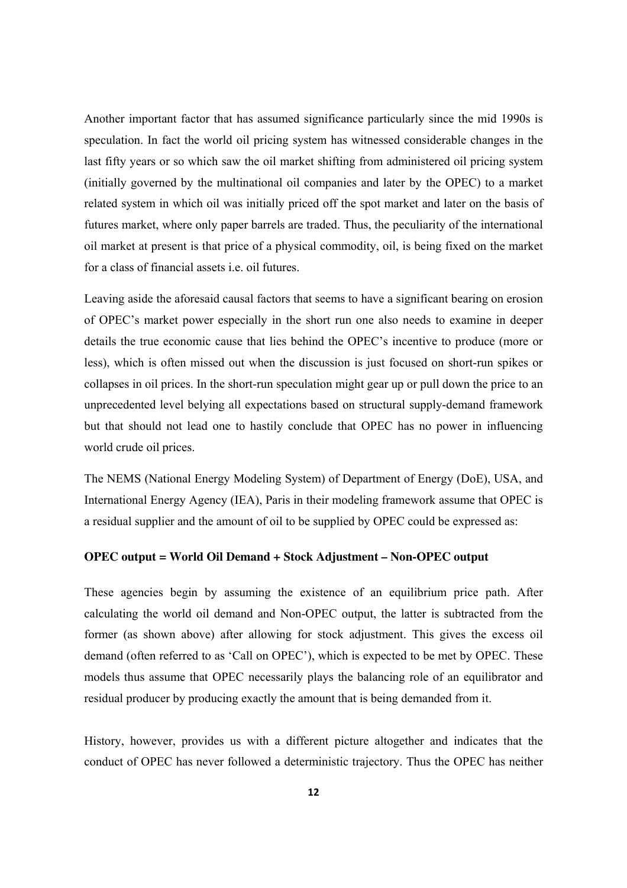Another important factor that has assumed significance particularly since the mid 1990s is speculation. In fact the world oil pricing system has witnessed considerable changes in the last fifty years or so which saw the oil market shifting from administered oil pricing system (initially governed by the multinational oil companies and later by the OPEC) to a market related system in which oil was initially priced off the spot market and later on the basis of futures market, where only paper barrels are traded. Thus, the peculiarity of the international oil market at present is that price of a physical commodity, oil, is being fixed on the market for a class of financial assets i.e. oil futures.

Leaving aside the aforesaid causal factors that seems to have a significant bearing on erosion of OPEC's market power especially in the short run one also needs to examine in deeper details the true economic cause that lies behind the OPEC's incentive to produce (more or less), which is often missed out when the discussion is just focused on short-run spikes or collapses in oil prices. In the short-run speculation might gear up or pull down the price to an unprecedented level belying all expectations based on structural supply-demand framework but that should not lead one to hastily conclude that OPEC has no power in influencing world crude oil prices.

The NEMS (National Energy Modeling System) of Department of Energy (DoE), USA, and International Energy Agency (IEA), Paris in their modeling framework assume that OPEC is a residual supplier and the amount of oil to be supplied by OPEC could be expressed as:

**OPEC output = World Oil Demand + Stock Adjustment – Non-OPEC output**

These agencies begin by assuming the existence of an equilibrium price path. After calculating the world oil demand and Non-OPEC output, the latter is subtracted from the former (as shown above) after allowing for stock adjustment. This gives the excess oil demand (often referred to as 'Call on OPEC'), which is expected to be met by OPEC. These models thus assume that OPEC necessarily plays the balancing role of an equilibrator and residual producer by producing exactly the amount that is being demanded from it.

History, however, provides us with a different picture altogether and indicates that the conduct of OPEC has never followed a deterministic trajectory. Thus the OPEC has neither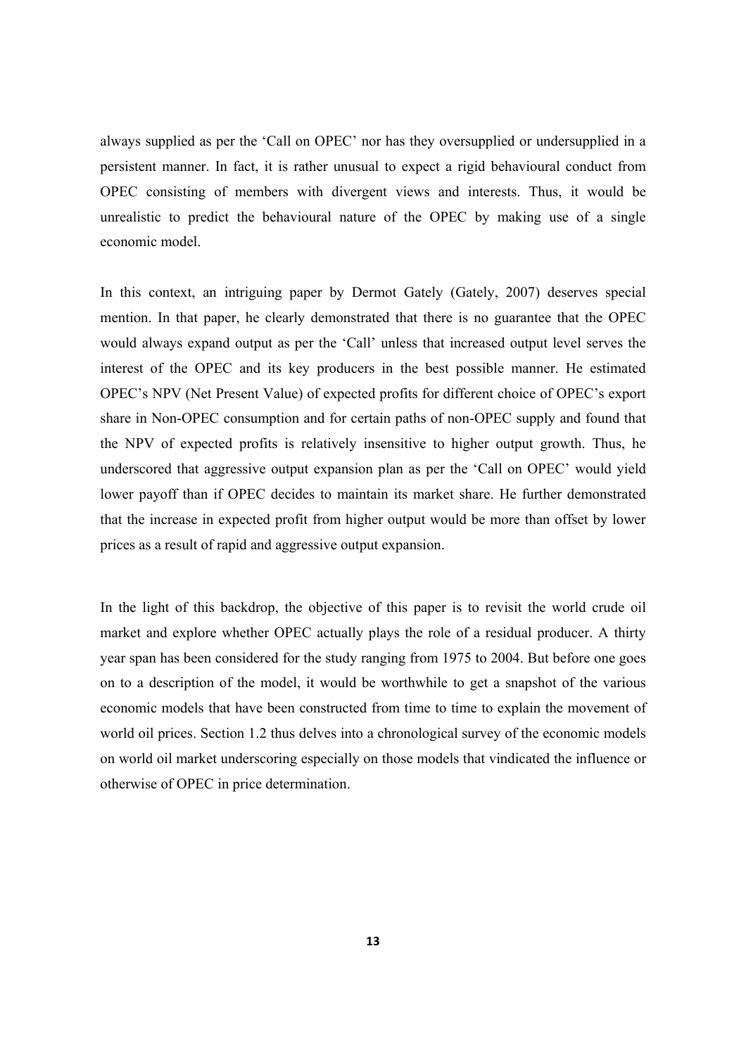always supplied as per the 'Call on OPEC' nor has they oversupplied or undersupplied in a persistent manner. In fact, it is rather unusual to expect a rigid behavioural conduct from OPEC consisting of members with divergent views and interests. Thus, it would be unrealistic to predict the behavioural nature of the OPEC by making use of a single economic model.

In this context, an intriguing paper by Dermot Gately (Gately, 2007) deserves special mention. In that paper, he clearly demonstrated that there is no guarantee that the OPEC would always expand output as per the 'Call' unless that increased output level serves the interest of the OPEC and its key producers in the best possible manner. He estimated OPEC's NPV (Net Present Value) of expected profits for different choice of OPEC's export share in Non-OPEC consumption and for certain paths of non-OPEC supply and found that the NPV of expected profits is relatively insensitive to higher output growth. Thus, he underscored that aggressive output expansion plan as per the 'Call on OPEC' would yield lower payoff than if OPEC decides to maintain its market share. He further demonstrated that the increase in expected profit from higher output would be more than offset by lower prices as a result of rapid and aggressive output expansion.

In the light of this backdrop, the objective of this paper is to revisit the world crude oil market and explore whether OPEC actually plays the role of a residual producer. A thirty year span has been considered for the study ranging from 1975 to 2004. But before one goes on to a description of the model, it would be worthwhile to get a snapshot of the various economic models that have been constructed from time to time to explain the movement of world oil prices. Section 1.2 thus delves into a chronological survey of the economic models on world oil market underscoring especially on those models that vindicated the influence or otherwise of OPEC in price determination.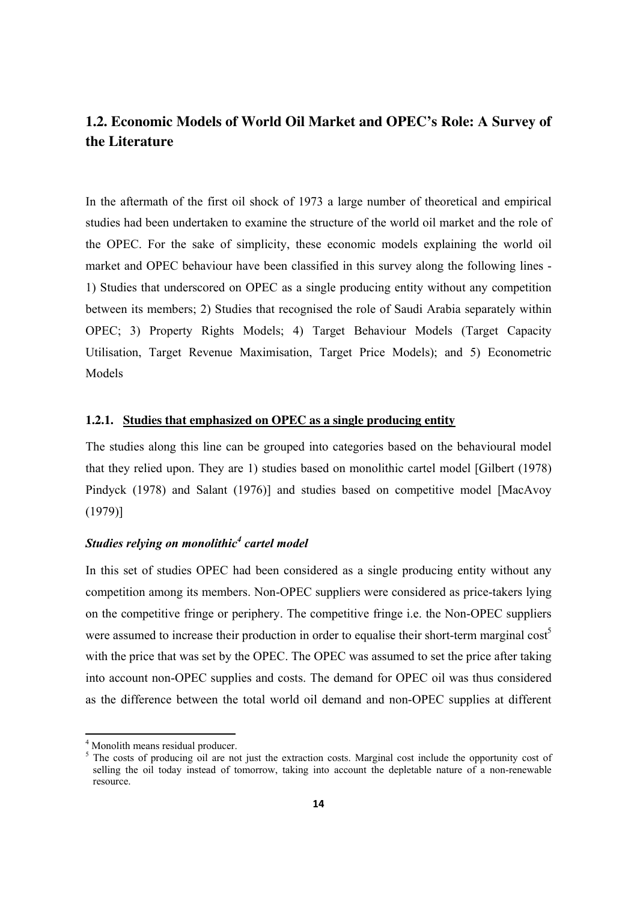## 1.2. Economic Models of World Oil Market and OPEC's Role: A Survey of the Literature

In the aftermath of the first oil shock of 1973 a large number of theoretical and empirical studies had been undertaken to examine the structure of the world oil market and the role of the OPEC. For the sake of simplicity, these economic models explaining the world oil market and OPEC behaviour have been classified in this survey along the following lines - 1) Studies that underscored on OPEC as a single producing entity without any competition between its members; 2) Studies that recognised the role of Saudi Arabia separately within OPEC; 3) Property Rights Models; 4) Target Behaviour Models (Target Capacity Utilisation, Target Revenue Maximisation, Target Price Models); and 5) Econometric Models

### 1.2.1. <u>Studies that emphasized on OPEC as a single producing entity</u>

The studies along this line can be grouped into categories based on the behavioural model that they relied upon. They are 1) studies based on monolithic cartel model [Gilbert (1978) Pindyck (1978) and Salant (1976)] and studies based on competitive model [MacAvoy (1979)]

#### *Studies relying on monolithic[4] cartel model*

In this set of studies OPEC had been considered as a single producing entity without any competition among its members. Non-OPEC suppliers were considered as price-takers lying on the competitive fringe or periphery. The competitive fringe i.e. the Non-OPEC suppliers were assumed to increase their production in order to equalise their short-term marginal cost[5] with the price that was set by the OPEC. The OPEC was assumed to set the price after taking into account non-OPEC supplies and costs. The demand for OPEC oil was thus considered as the difference between the total world oil demand and non-OPEC supplies at different

[4] Monolith means residual producer.

[5] The costs of producing oil are not just the extraction costs. Marginal cost include the opportunity cost of selling the oil today instead of tomorrow, taking into account the depletable nature of a non-renewable resource.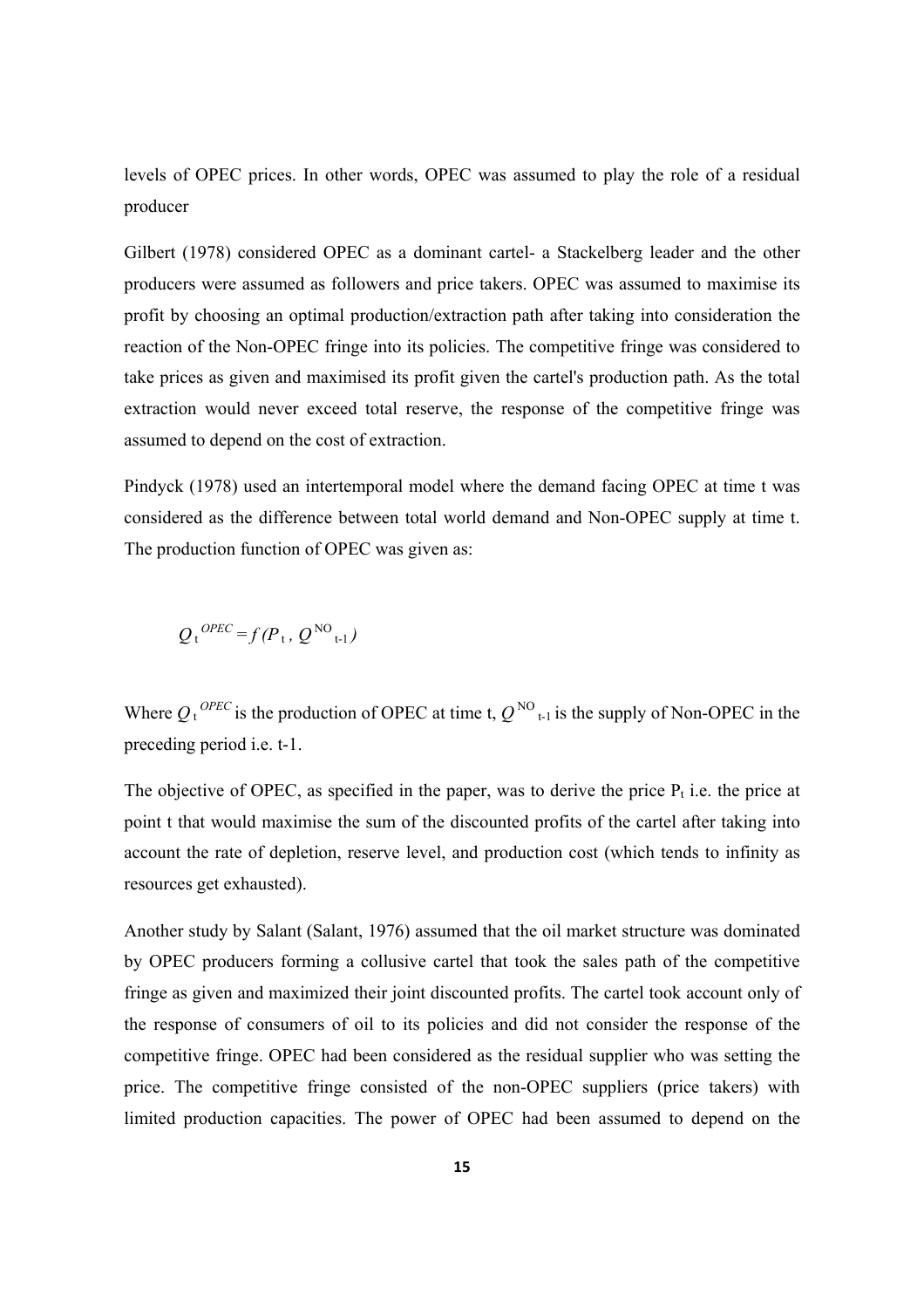levels of OPEC prices. In other words, OPEC was assumed to play the role of a residual producer

Gilbert (1978) considered OPEC as a dominant cartel- a Stackelberg leader and the other producers were assumed as followers and price takers. OPEC was assumed to maximise its profit by choosing an optimal production/extraction path after taking into consideration the reaction of the Non-OPEC fringe into its policies. The competitive fringe was considered to take prices as given and maximised its profit given the cartel's production path. As the total extraction would never exceed total reserve, the response of the competitive fringe was assumed to depend on the cost of extraction.

Pindyck (1978) used an intertemporal model where the demand facing OPEC at time t was considered as the difference between total world demand and Non-OPEC supply at time t. The production function of OPEC was given as:

$$Q_t^{OPEC} = f(P_t, Q^{NO}_{t-1})$$

Where $Q_t^{OPEC}$ is the production of OPEC at time t, $Q^{NO}_{t-1}$ is the supply of Non-OPEC in the preceding period i.e. t-1.

The objective of OPEC, as specified in the paper, was to derive the price $P_t$ i.e. the price at point t that would maximise the sum of the discounted profits of the cartel after taking into account the rate of depletion, reserve level, and production cost (which tends to infinity as resources get exhausted).

Another study by Salant (Salant, 1976) assumed that the oil market structure was dominated by OPEC producers forming a collusive cartel that took the sales path of the competitive fringe as given and maximized their joint discounted profits. The cartel took account only of the response of consumers of oil to its policies and did not consider the response of the competitive fringe. OPEC had been considered as the residual supplier who was setting the price. The competitive fringe consisted of the non-OPEC suppliers (price takers) with limited production capacities. The power of OPEC had been assumed to depend on the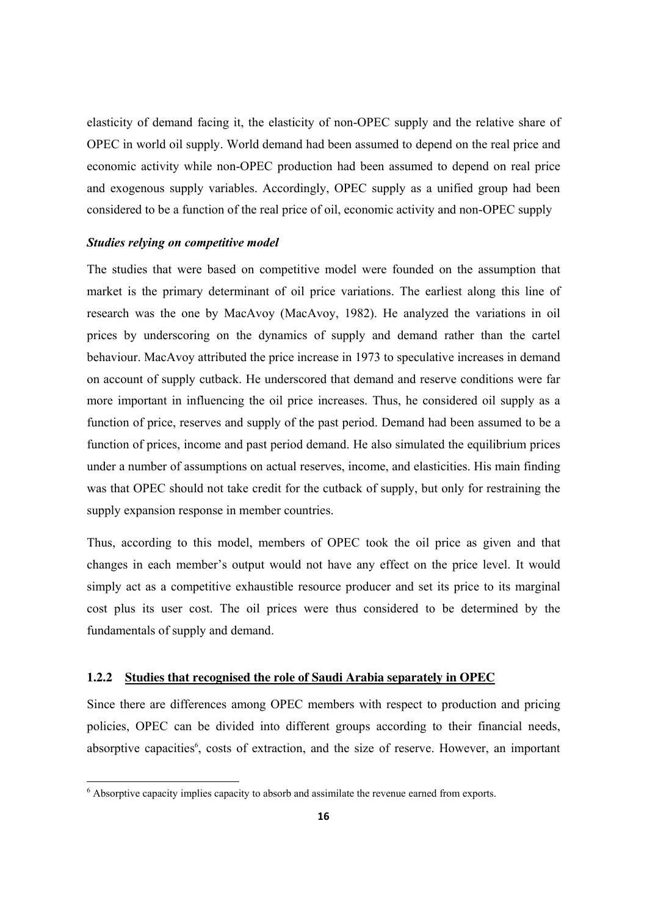elasticity of demand facing it, the elasticity of non-OPEC supply and the relative share of OPEC in world oil supply. World demand had been assumed to depend on the real price and economic activity while non-OPEC production had been assumed to depend on real price and exogenous supply variables. Accordingly, OPEC supply as a unified group had been considered to be a function of the real price of oil, economic activity and non-OPEC supply

***Studies relying on competitive model***

The studies that were based on competitive model were founded on the assumption that market is the primary determinant of oil price variations. The earliest along this line of research was the one by MacAvoy (MacAvoy, 1982). He analyzed the variations in oil prices by underscoring on the dynamics of supply and demand rather than the cartel behaviour. MacAvoy attributed the price increase in 1973 to speculative increases in demand on account of supply cutback. He underscored that demand and reserve conditions were far more important in influencing the oil price increases. Thus, he considered oil supply as a function of price, reserves and supply of the past period. Demand had been assumed to be a function of prices, income and past period demand. He also simulated the equilibrium prices under a number of assumptions on actual reserves, income, and elasticities. His main finding was that OPEC should not take credit for the cutback of supply, but only for restraining the supply expansion response in member countries.

Thus, according to this model, members of OPEC took the oil price as given and that changes in each member's output would not have any effect on the price level. It would simply act as a competitive exhaustible resource producer and set its price to its marginal cost plus its user cost. The oil prices were thus considered to be determined by the fundamentals of supply and demand.

### 1.2.2 Studies that recognised the role of Saudi Arabia separately in OPEC

Since there are differences among OPEC members with respect to production and pricing policies, OPEC can be divided into different groups according to their financial needs, absorptive capacities[6], costs of extraction, and the size of reserve. However, an important

[6] Absorptive capacity implies capacity to absorb and assimilate the revenue earned from exports.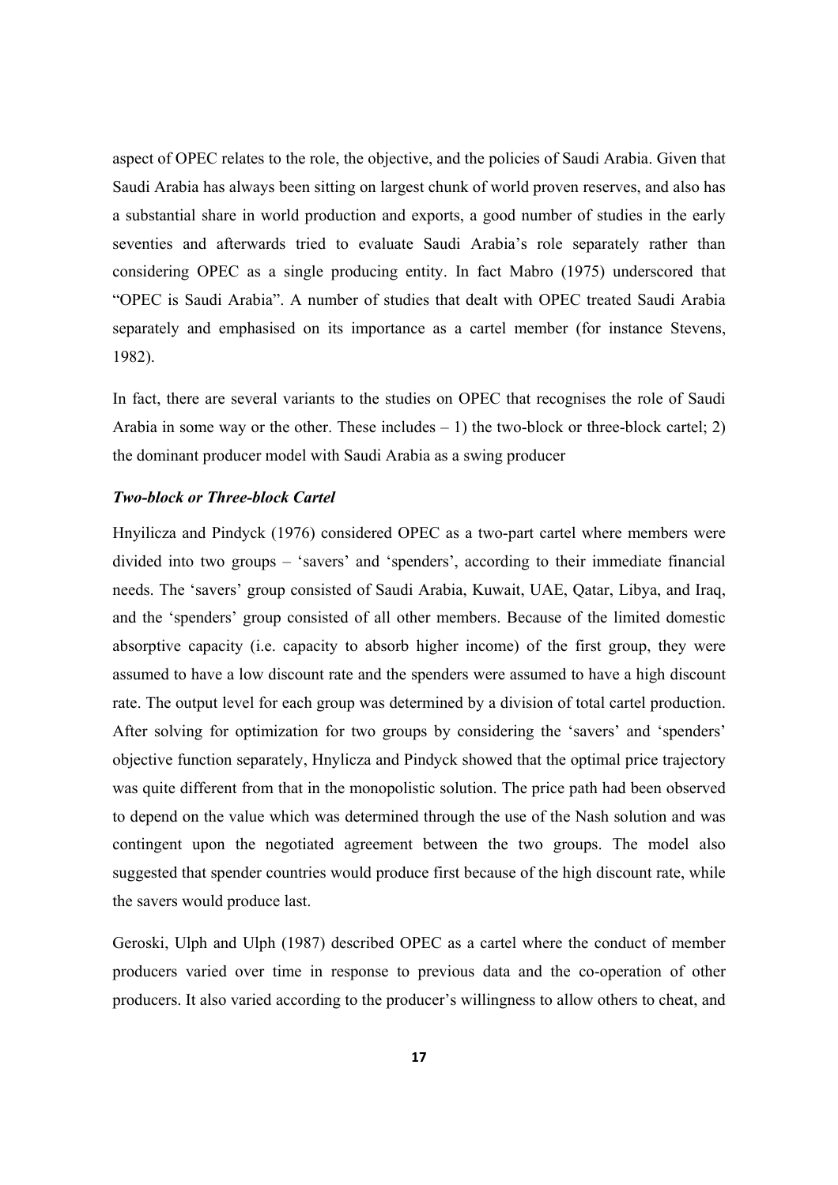aspect of OPEC relates to the role, the objective, and the policies of Saudi Arabia. Given that Saudi Arabia has always been sitting on largest chunk of world proven reserves, and also has a substantial share in world production and exports, a good number of studies in the early seventies and afterwards tried to evaluate Saudi Arabia's role separately rather than considering OPEC as a single producing entity. In fact Mabro (1975) underscored that "OPEC is Saudi Arabia". A number of studies that dealt with OPEC treated Saudi Arabia separately and emphasised on its importance as a cartel member (for instance Stevens, 1982).

In fact, there are several variants to the studies on OPEC that recognises the role of Saudi Arabia in some way or the other. These includes – 1) the two-block or three-block cartel; 2) the dominant producer model with Saudi Arabia as a swing producer

### *Two-block or Three-block Cartel*

Hnyilicza and Pindyck (1976) considered OPEC as a two-part cartel where members were divided into two groups – 'savers' and 'spenders', according to their immediate financial needs. The 'savers' group consisted of Saudi Arabia, Kuwait, UAE, Qatar, Libya, and Iraq, and the 'spenders' group consisted of all other members. Because of the limited domestic absorptive capacity (i.e. capacity to absorb higher income) of the first group, they were assumed to have a low discount rate and the spenders were assumed to have a high discount rate. The output level for each group was determined by a division of total cartel production. After solving for optimization for two groups by considering the 'savers' and 'spenders' objective function separately, Hnylicza and Pindyck showed that the optimal price trajectory was quite different from that in the monopolistic solution. The price path had been observed to depend on the value which was determined through the use of the Nash solution and was contingent upon the negotiated agreement between the two groups. The model also suggested that spender countries would produce first because of the high discount rate, while the savers would produce last.

Geroski, Ulph and Ulph (1987) described OPEC as a cartel where the conduct of member producers varied over time in response to previous data and the co-operation of other producers. It also varied according to the producer's willingness to allow others to cheat, and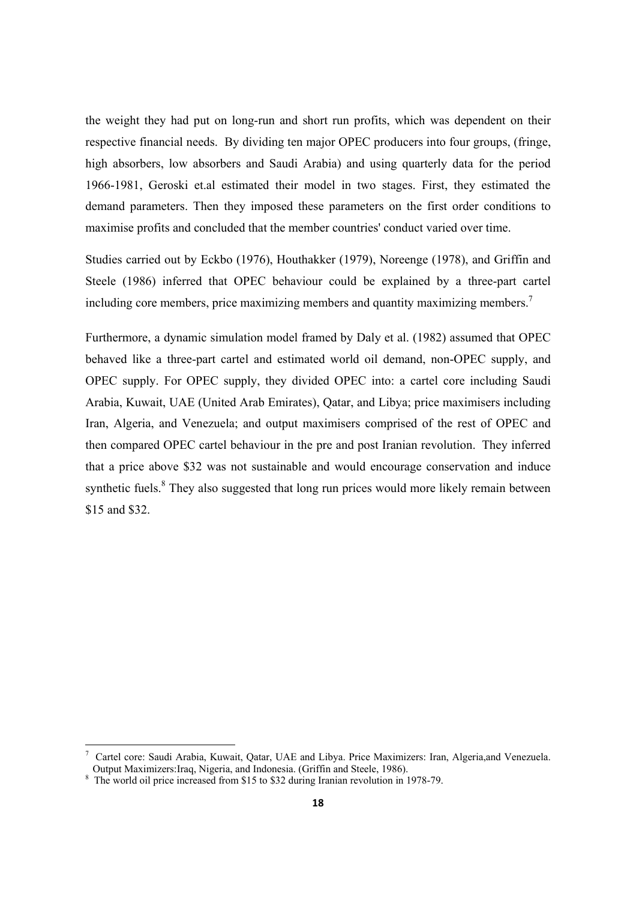the weight they had put on long-run and short run profits, which was dependent on their respective financial needs. By dividing ten major OPEC producers into four groups, (fringe, high absorbers, low absorbers and Saudi Arabia) and using quarterly data for the period 1966-1981, Geroski et.al estimated their model in two stages. First, they estimated the demand parameters. Then they imposed these parameters on the first order conditions to maximise profits and concluded that the member countries' conduct varied over time.

Studies carried out by Eckbo (1976), Houthakker (1979), Noreenge (1978), and Griffin and Steele (1986) inferred that OPEC behaviour could be explained by a three-part cartel including core members, price maximizing members and quantity maximizing members.[7]

Furthermore, a dynamic simulation model framed by Daly et al. (1982) assumed that OPEC behaved like a three-part cartel and estimated world oil demand, non-OPEC supply, and OPEC supply. For OPEC supply, they divided OPEC into: a cartel core including Saudi Arabia, Kuwait, UAE (United Arab Emirates), Qatar, and Libya; price maximisers including Iran, Algeria, and Venezuela; and output maximisers comprised of the rest of OPEC and then compared OPEC cartel behaviour in the pre and post Iranian revolution. They inferred that a price above \$32 was not sustainable and would encourage conservation and induce synthetic fuels.[8] They also suggested that long run prices would more likely remain between \$15 and \$32.

---

[7] Cartel core: Saudi Arabia, Kuwait, Qatar, UAE and Libya. Price Maximizers: Iran, Algeria,and Venezuela. Output Maximizers:Iraq, Nigeria, and Indonesia. (Griffin and Steele, 1986).

[8] The world oil price increased from \$15 to \$32 during Iranian revolution in 1978-79.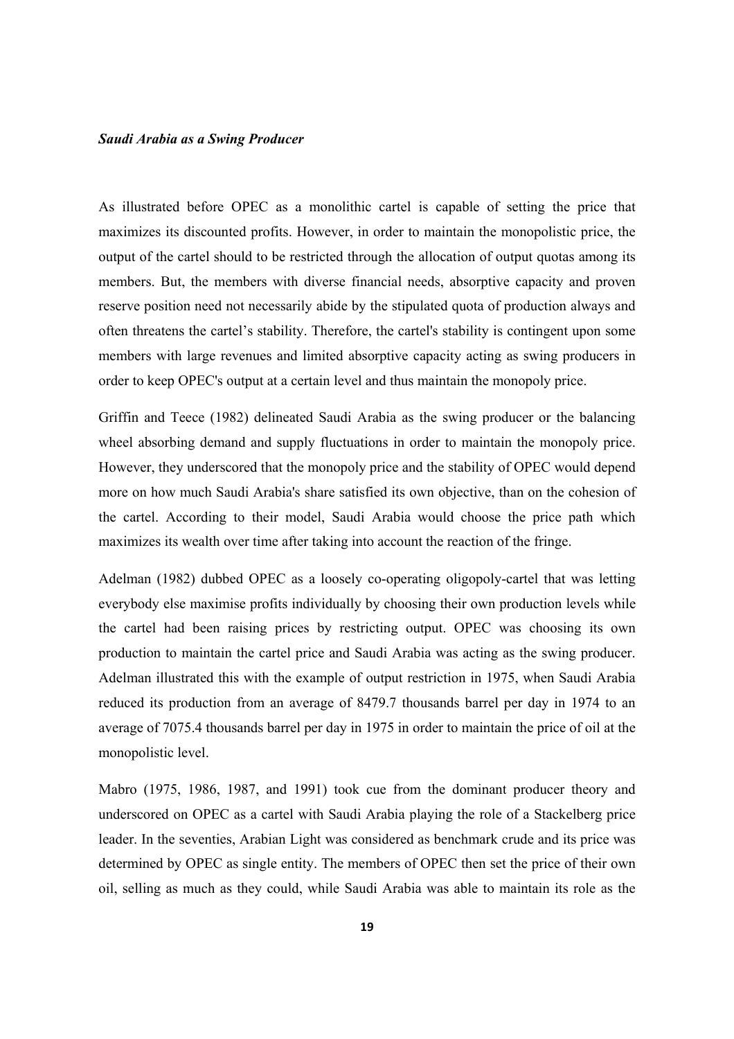***Saudi Arabia as a Swing Producer***

As illustrated before OPEC as a monolithic cartel is capable of setting the price that maximizes its discounted profits. However, in order to maintain the monopolistic price, the output of the cartel should to be restricted through the allocation of output quotas among its members. But, the members with diverse financial needs, absorptive capacity and proven reserve position need not necessarily abide by the stipulated quota of production always and often threatens the cartel's stability. Therefore, the cartel's stability is contingent upon some members with large revenues and limited absorptive capacity acting as swing producers in order to keep OPEC's output at a certain level and thus maintain the monopoly price.

Griffin and Teece (1982) delineated Saudi Arabia as the swing producer or the balancing wheel absorbing demand and supply fluctuations in order to maintain the monopoly price. However, they underscored that the monopoly price and the stability of OPEC would depend more on how much Saudi Arabia's share satisfied its own objective, than on the cohesion of the cartel. According to their model, Saudi Arabia would choose the price path which maximizes its wealth over time after taking into account the reaction of the fringe.

Adelman (1982) dubbed OPEC as a loosely co-operating oligopoly-cartel that was letting everybody else maximise profits individually by choosing their own production levels while the cartel had been raising prices by restricting output. OPEC was choosing its own production to maintain the cartel price and Saudi Arabia was acting as the swing producer. Adelman illustrated this with the example of output restriction in 1975, when Saudi Arabia reduced its production from an average of 8479.7 thousands barrel per day in 1974 to an average of 7075.4 thousands barrel per day in 1975 in order to maintain the price of oil at the monopolistic level.

Mabro (1975, 1986, 1987, and 1991) took cue from the dominant producer theory and underscored on OPEC as a cartel with Saudi Arabia playing the role of a Stackelberg price leader. In the seventies, Arabian Light was considered as benchmark crude and its price was determined by OPEC as single entity. The members of OPEC then set the price of their own oil, selling as much as they could, while Saudi Arabia was able to maintain its role as the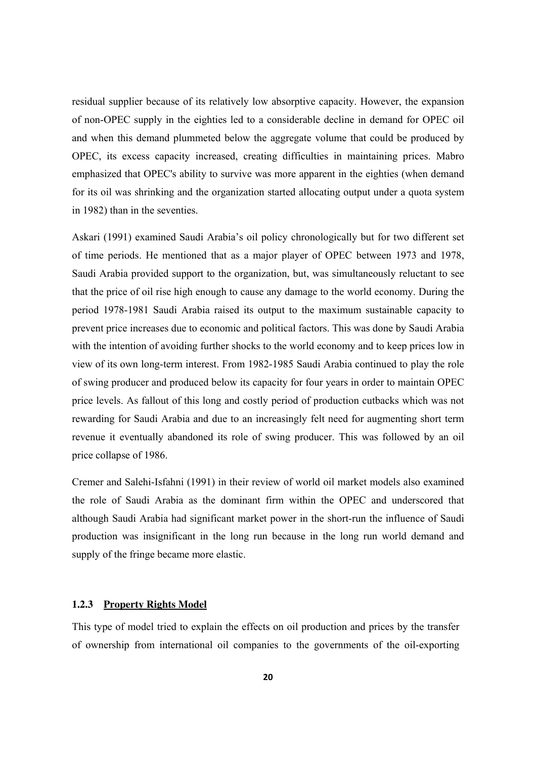residual supplier because of its relatively low absorptive capacity. However, the expansion of non-OPEC supply in the eighties led to a considerable decline in demand for OPEC oil and when this demand plummeted below the aggregate volume that could be produced by OPEC, its excess capacity increased, creating difficulties in maintaining prices. Mabro emphasized that OPEC's ability to survive was more apparent in the eighties (when demand for its oil was shrinking and the organization started allocating output under a quota system in 1982) than in the seventies.

Askari (1991) examined Saudi Arabia's oil policy chronologically but for two different set of time periods. He mentioned that as a major player of OPEC between 1973 and 1978, Saudi Arabia provided support to the organization, but, was simultaneously reluctant to see that the price of oil rise high enough to cause any damage to the world economy. During the period 1978-1981 Saudi Arabia raised its output to the maximum sustainable capacity to prevent price increases due to economic and political factors. This was done by Saudi Arabia with the intention of avoiding further shocks to the world economy and to keep prices low in view of its own long-term interest. From 1982-1985 Saudi Arabia continued to play the role of swing producer and produced below its capacity for four years in order to maintain OPEC price levels. As fallout of this long and costly period of production cutbacks which was not rewarding for Saudi Arabia and due to an increasingly felt need for augmenting short term revenue it eventually abandoned its role of swing producer. This was followed by an oil price collapse of 1986.

Cremer and Salehi-Isfahni (1991) in their review of world oil market models also examined the role of Saudi Arabia as the dominant firm within the OPEC and underscored that although Saudi Arabia had significant market power in the short-run the influence of Saudi production was insignificant in the long run because in the long run world demand and supply of the fringe became more elastic.

### 1.2.3 Property Rights Model

This type of model tried to explain the effects on oil production and prices by the transfer of ownership from international oil companies to the governments of the oil-exporting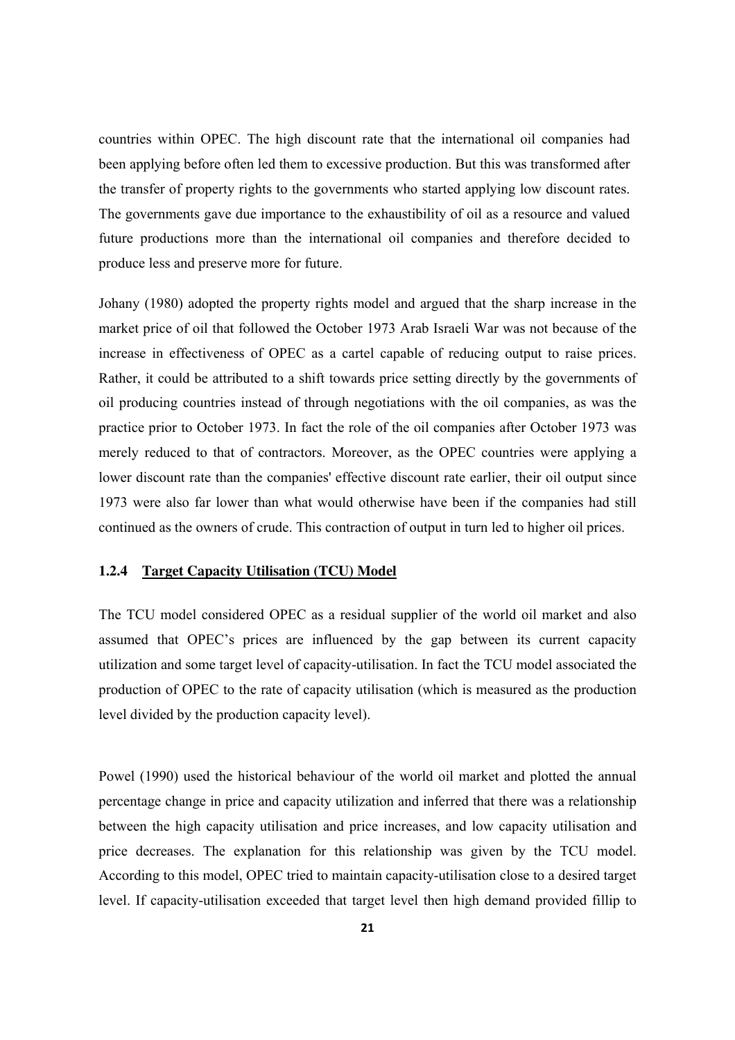countries within OPEC. The high discount rate that the international oil companies had been applying before often led them to excessive production. But this was transformed after the transfer of property rights to the governments who started applying low discount rates. The governments gave due importance to the exhaustibility of oil as a resource and valued future productions more than the international oil companies and therefore decided to produce less and preserve more for future.

Johany (1980) adopted the property rights model and argued that the sharp increase in the market price of oil that followed the October 1973 Arab Israeli War was not because of the increase in effectiveness of OPEC as a cartel capable of reducing output to raise prices. Rather, it could be attributed to a shift towards price setting directly by the governments of oil producing countries instead of through negotiations with the oil companies, as was the practice prior to October 1973. In fact the role of the oil companies after October 1973 was merely reduced to that of contractors. Moreover, as the OPEC countries were applying a lower discount rate than the companies' effective discount rate earlier, their oil output since 1973 were also far lower than what would otherwise have been if the companies had still continued as the owners of crude. This contraction of output in turn led to higher oil prices.

### 1.2.4 Target Capacity Utilisation (TCU) Model

The TCU model considered OPEC as a residual supplier of the world oil market and also assumed that OPEC's prices are influenced by the gap between its current capacity utilization and some target level of capacity-utilisation. In fact the TCU model associated the production of OPEC to the rate of capacity utilisation (which is measured as the production level divided by the production capacity level).

Powel (1990) used the historical behaviour of the world oil market and plotted the annual percentage change in price and capacity utilization and inferred that there was a relationship between the high capacity utilisation and price increases, and low capacity utilisation and price decreases. The explanation for this relationship was given by the TCU model. According to this model, OPEC tried to maintain capacity-utilisation close to a desired target level. If capacity-utilisation exceeded that target level then high demand provided fillip to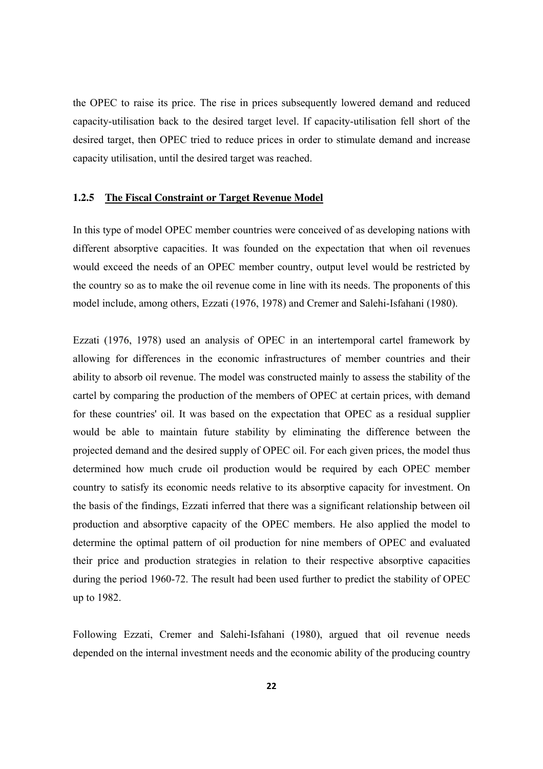the OPEC to raise its price. The rise in prices subsequently lowered demand and reduced capacity-utilisation back to the desired target level. If capacity-utilisation fell short of the desired target, then OPEC tried to reduce prices in order to stimulate demand and increase capacity utilisation, until the desired target was reached.

### 1.2.5 The Fiscal Constraint or Target Revenue Model

In this type of model OPEC member countries were conceived of as developing nations with different absorptive capacities. It was founded on the expectation that when oil revenues would exceed the needs of an OPEC member country, output level would be restricted by the country so as to make the oil revenue come in line with its needs. The proponents of this model include, among others, Ezzati (1976, 1978) and Cremer and Salehi-Isfahani (1980).

Ezzati (1976, 1978) used an analysis of OPEC in an intertemporal cartel framework by allowing for differences in the economic infrastructures of member countries and their ability to absorb oil revenue. The model was constructed mainly to assess the stability of the cartel by comparing the production of the members of OPEC at certain prices, with demand for these countries' oil. It was based on the expectation that OPEC as a residual supplier would be able to maintain future stability by eliminating the difference between the projected demand and the desired supply of OPEC oil. For each given prices, the model thus determined how much crude oil production would be required by each OPEC member country to satisfy its economic needs relative to its absorptive capacity for investment. On the basis of the findings, Ezzati inferred that there was a significant relationship between oil production and absorptive capacity of the OPEC members. He also applied the model to determine the optimal pattern of oil production for nine members of OPEC and evaluated their price and production strategies in relation to their respective absorptive capacities during the period 1960-72. The result had been used further to predict the stability of OPEC up to 1982.

Following Ezzati, Cremer and Salehi-Isfahani (1980), argued that oil revenue needs depended on the internal investment needs and the economic ability of the producing country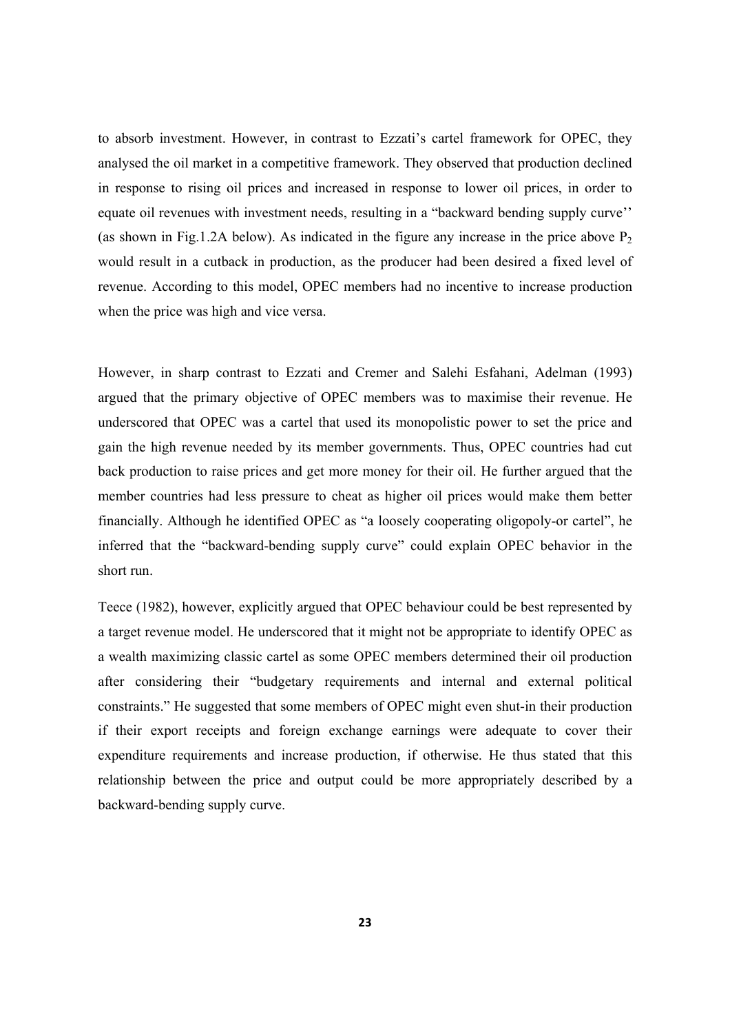to absorb investment. However, in contrast to Ezzati's cartel framework for OPEC, they analysed the oil market in a competitive framework. They observed that production declined in response to rising oil prices and increased in response to lower oil prices, in order to equate oil revenues with investment needs, resulting in a "backward bending supply curve'' (as shown in Fig.1.2A below). As indicated in the figure any increase in the price above $P_2$ would result in a cutback in production, as the producer had been desired a fixed level of revenue. According to this model, OPEC members had no incentive to increase production when the price was high and vice versa.

However, in sharp contrast to Ezzati and Cremer and Salehi Esfahani, Adelman (1993) argued that the primary objective of OPEC members was to maximise their revenue. He underscored that OPEC was a cartel that used its monopolistic power to set the price and gain the high revenue needed by its member governments. Thus, OPEC countries had cut back production to raise prices and get more money for their oil. He further argued that the member countries had less pressure to cheat as higher oil prices would make them better financially. Although he identified OPEC as "a loosely cooperating oligopoly-or cartel", he inferred that the "backward-bending supply curve" could explain OPEC behavior in the short run.

Teece (1982), however, explicitly argued that OPEC behaviour could be best represented by a target revenue model. He underscored that it might not be appropriate to identify OPEC as a wealth maximizing classic cartel as some OPEC members determined their oil production after considering their "budgetary requirements and internal and external political constraints." He suggested that some members of OPEC might even shut-in their production if their export receipts and foreign exchange earnings were adequate to cover their expenditure requirements and increase production, if otherwise. He thus stated that this relationship between the price and output could be more appropriately described by a backward-bending supply curve.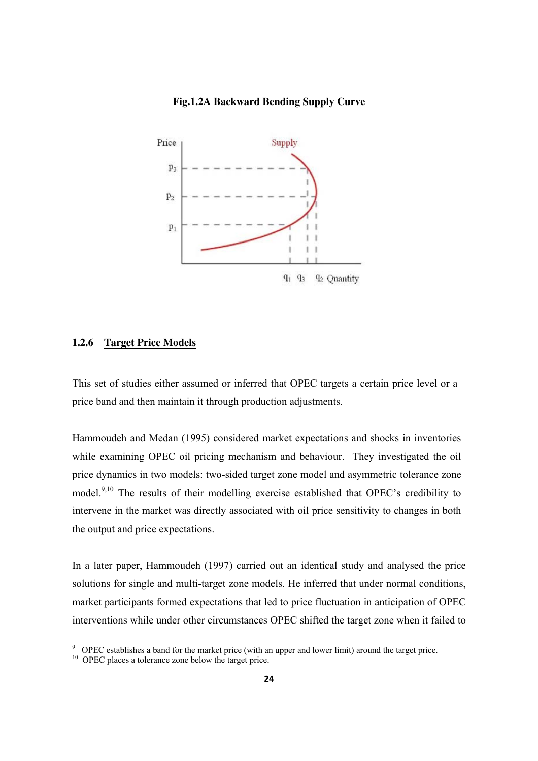**Fig.1.2A Backward Bending Supply Curve**

### 1.2.6 Target Price Models

This set of studies either assumed or inferred that OPEC targets a certain price level or a price band and then maintain it through production adjustments.

Hammoudeh and Medan (1995) considered market expectations and shocks in inventories while examining OPEC oil pricing mechanism and behaviour. They investigated the oil price dynamics in two models: two-sided target zone model and asymmetric tolerance zone model.[9,10] The results of their modelling exercise established that OPEC's credibility to intervene in the market was directly associated with oil price sensitivity to changes in both the output and price expectations.

In a later paper, Hammoudeh (1997) carried out an identical study and analysed the price solutions for single and multi-target zone models. He inferred that under normal conditions, market participants formed expectations that led to price fluctuation in anticipation of OPEC interventions while under other circumstances OPEC shifted the target zone when it failed to

[9] OPEC establishes a band for the market price (with an upper and lower limit) around the target price.

[10] OPEC places a tolerance zone below the target price.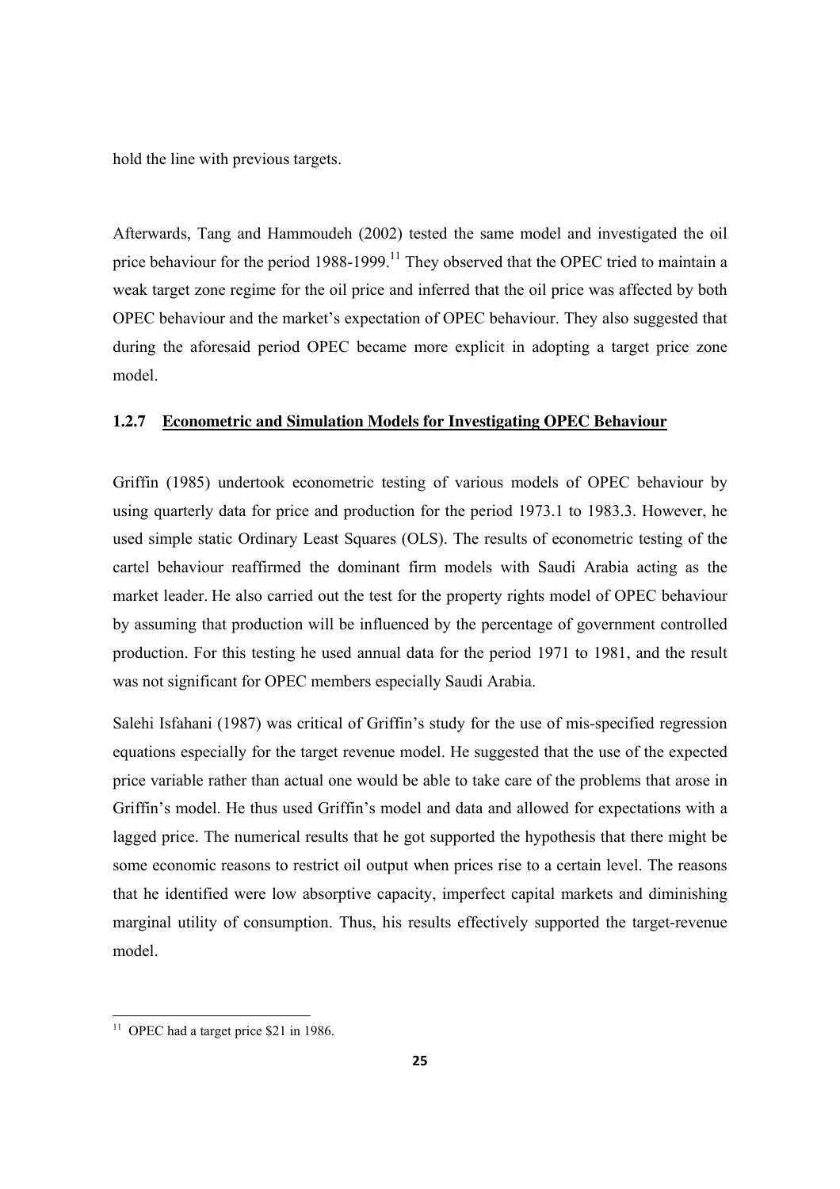hold the line with previous targets.

Afterwards, Tang and Hammoudeh (2002) tested the same model and investigated the oil price behaviour for the period 1988-1999.[11] They observed that the OPEC tried to maintain a weak target zone regime for the oil price and inferred that the oil price was affected by both OPEC behaviour and the market's expectation of OPEC behaviour. They also suggested that during the aforesaid period OPEC became more explicit in adopting a target price zone model.

### 1.2.7 Econometric and Simulation Models for Investigating OPEC Behaviour

Griffin (1985) undertook econometric testing of various models of OPEC behaviour by using quarterly data for price and production for the period 1973.1 to 1983.3. However, he used simple static Ordinary Least Squares (OLS). The results of econometric testing of the cartel behaviour reaffirmed the dominant firm models with Saudi Arabia acting as the market leader. He also carried out the test for the property rights model of OPEC behaviour by assuming that production will be influenced by the percentage of government controlled production. For this testing he used annual data for the period 1971 to 1981, and the result was not significant for OPEC members especially Saudi Arabia.

Salehi Isfahani (1987) was critical of Griffin's study for the use of mis-specified regression equations especially for the target revenue model. He suggested that the use of the expected price variable rather than actual one would be able to take care of the problems that arose in Griffin's model. He thus used Griffin's model and data and allowed for expectations with a lagged price. The numerical results that he got supported the hypothesis that there might be some economic reasons to restrict oil output when prices rise to a certain level. The reasons that he identified were low absorptive capacity, imperfect capital markets and diminishing marginal utility of consumption. Thus, his results effectively supported the target-revenue model.

---

[11] OPEC had a target price $21 in 1986.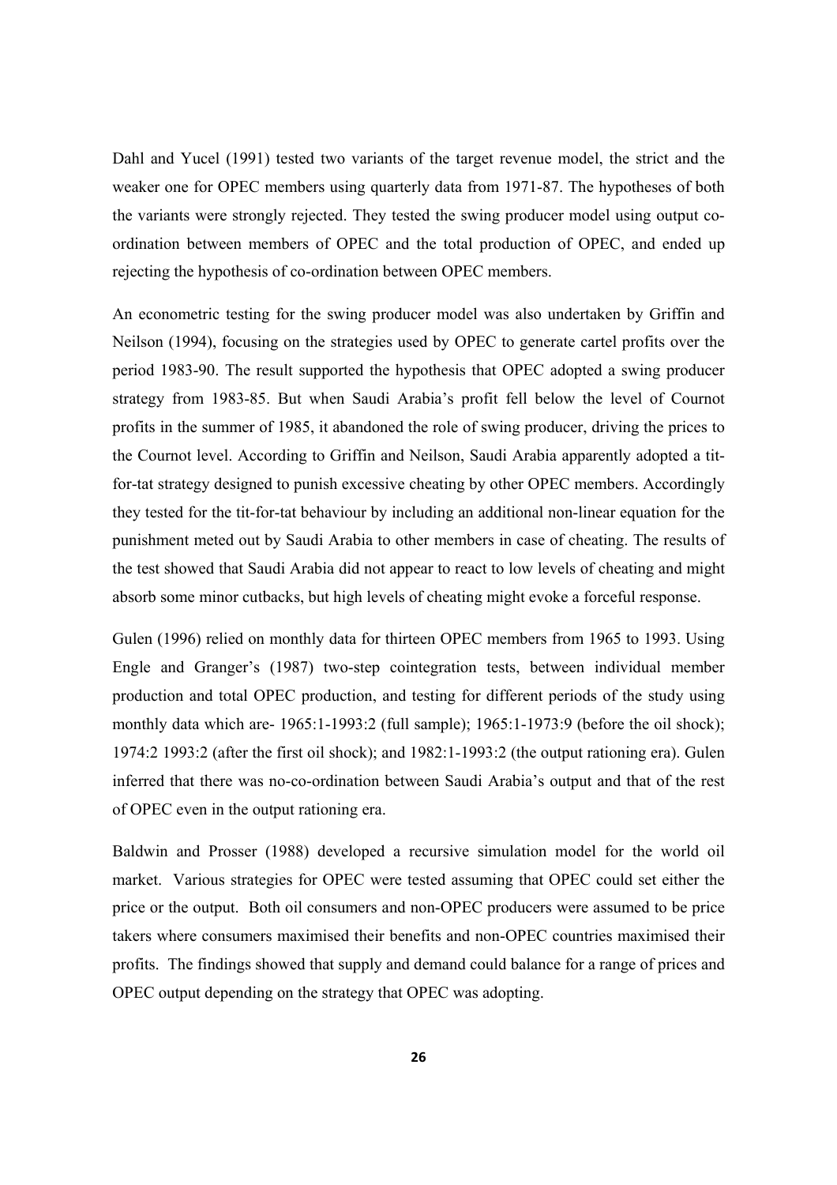Dahl and Yucel (1991) tested two variants of the target revenue model, the strict and the weaker one for OPEC members using quarterly data from 1971-87. The hypotheses of both the variants were strongly rejected. They tested the swing producer model using output co-ordination between members of OPEC and the total production of OPEC, and ended up rejecting the hypothesis of co-ordination between OPEC members.

An econometric testing for the swing producer model was also undertaken by Griffin and Neilson (1994), focusing on the strategies used by OPEC to generate cartel profits over the period 1983-90. The result supported the hypothesis that OPEC adopted a swing producer strategy from 1983-85. But when Saudi Arabia's profit fell below the level of Cournot profits in the summer of 1985, it abandoned the role of swing producer, driving the prices to the Cournot level. According to Griffin and Neilson, Saudi Arabia apparently adopted a tit-for-tat strategy designed to punish excessive cheating by other OPEC members. Accordingly they tested for the tit-for-tat behaviour by including an additional non-linear equation for the punishment meted out by Saudi Arabia to other members in case of cheating. The results of the test showed that Saudi Arabia did not appear to react to low levels of cheating and might absorb some minor cutbacks, but high levels of cheating might evoke a forceful response.

Gulen (1996) relied on monthly data for thirteen OPEC members from 1965 to 1993. Using Engle and Granger's (1987) two-step cointegration tests, between individual member production and total OPEC production, and testing for different periods of the study using monthly data which are- 1965:1-1993:2 (full sample); 1965:1-1973:9 (before the oil shock); 1974:2 1993:2 (after the first oil shock); and 1982:1-1993:2 (the output rationing era). Gulen inferred that there was no-co-ordination between Saudi Arabia's output and that of the rest of OPEC even in the output rationing era.

Baldwin and Prosser (1988) developed a recursive simulation model for the world oil market. Various strategies for OPEC were tested assuming that OPEC could set either the price or the output. Both oil consumers and non-OPEC producers were assumed to be price takers where consumers maximised their benefits and non-OPEC countries maximised their profits. The findings showed that supply and demand could balance for a range of prices and OPEC output depending on the strategy that OPEC was adopting.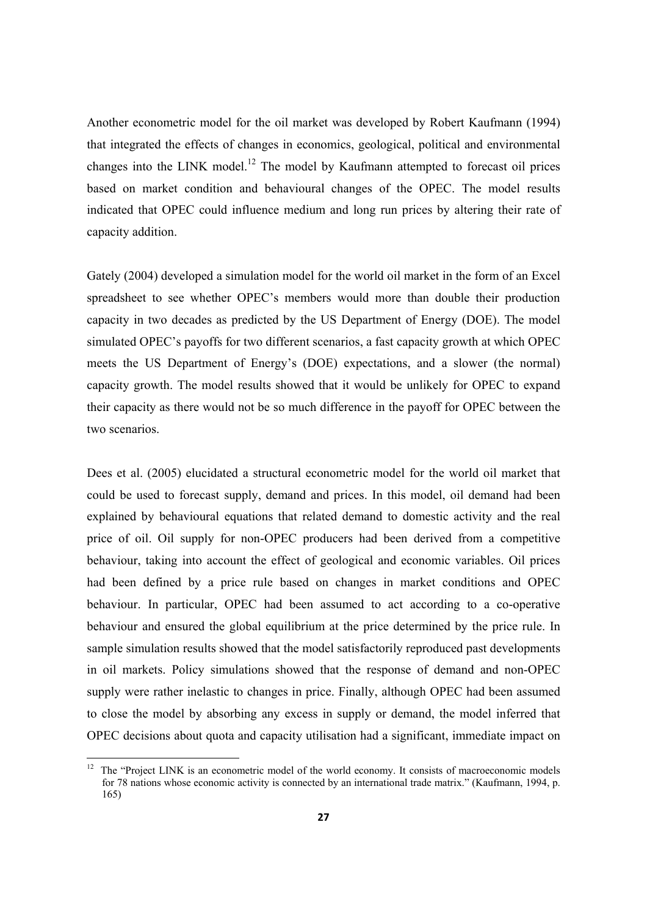Another econometric model for the oil market was developed by Robert Kaufmann (1994) that integrated the effects of changes in economics, geological, political and environmental changes into the LINK model.[12] The model by Kaufmann attempted to forecast oil prices based on market condition and behavioural changes of the OPEC. The model results indicated that OPEC could influence medium and long run prices by altering their rate of capacity addition.

Gately (2004) developed a simulation model for the world oil market in the form of an Excel spreadsheet to see whether OPEC's members would more than double their production capacity in two decades as predicted by the US Department of Energy (DOE). The model simulated OPEC's payoffs for two different scenarios, a fast capacity growth at which OPEC meets the US Department of Energy's (DOE) expectations, and a slower (the normal) capacity growth. The model results showed that it would be unlikely for OPEC to expand their capacity as there would not be so much difference in the payoff for OPEC between the two scenarios.

Dees et al. (2005) elucidated a structural econometric model for the world oil market that could be used to forecast supply, demand and prices. In this model, oil demand had been explained by behavioural equations that related demand to domestic activity and the real price of oil. Oil supply for non-OPEC producers had been derived from a competitive behaviour, taking into account the effect of geological and economic variables. Oil prices had been defined by a price rule based on changes in market conditions and OPEC behaviour. In particular, OPEC had been assumed to act according to a co-operative behaviour and ensured the global equilibrium at the price determined by the price rule. In sample simulation results showed that the model satisfactorily reproduced past developments in oil markets. Policy simulations showed that the response of demand and non-OPEC supply were rather inelastic to changes in price. Finally, although OPEC had been assumed to close the model by absorbing any excess in supply or demand, the model inferred that OPEC decisions about quota and capacity utilisation had a significant, immediate impact on

[12] The "Project LINK is an econometric model of the world economy. It consists of macroeconomic models for 78 nations whose economic activity is connected by an international trade matrix." (Kaufmann, 1994, p. 165)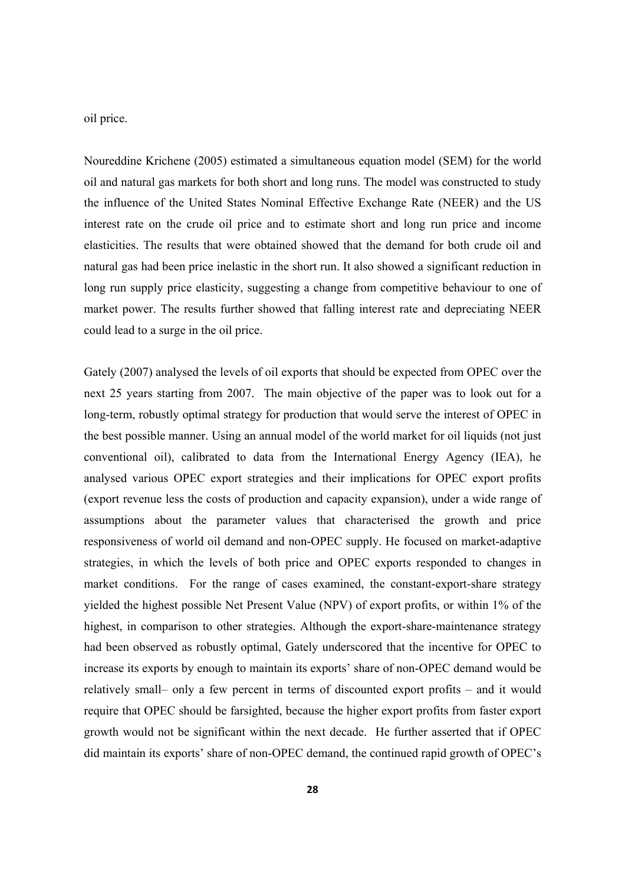oil price.

Noureddine Krichene (2005) estimated a simultaneous equation model (SEM) for the world oil and natural gas markets for both short and long runs. The model was constructed to study the influence of the United States Nominal Effective Exchange Rate (NEER) and the US interest rate on the crude oil price and to estimate short and long run price and income elasticities. The results that were obtained showed that the demand for both crude oil and natural gas had been price inelastic in the short run. It also showed a significant reduction in long run supply price elasticity, suggesting a change from competitive behaviour to one of market power. The results further showed that falling interest rate and depreciating NEER could lead to a surge in the oil price.

Gately (2007) analysed the levels of oil exports that should be expected from OPEC over the next 25 years starting from 2007. The main objective of the paper was to look out for a long-term, robustly optimal strategy for production that would serve the interest of OPEC in the best possible manner. Using an annual model of the world market for oil liquids (not just conventional oil), calibrated to data from the International Energy Agency (IEA), he analysed various OPEC export strategies and their implications for OPEC export profits (export revenue less the costs of production and capacity expansion), under a wide range of assumptions about the parameter values that characterised the growth and price responsiveness of world oil demand and non-OPEC supply. He focused on market-adaptive strategies, in which the levels of both price and OPEC exports responded to changes in market conditions. For the range of cases examined, the constant-export-share strategy yielded the highest possible Net Present Value (NPV) of export profits, or within 1% of the highest, in comparison to other strategies. Although the export-share-maintenance strategy had been observed as robustly optimal, Gately underscored that the incentive for OPEC to increase its exports by enough to maintain its exports' share of non-OPEC demand would be relatively small– only a few percent in terms of discounted export profits – and it would require that OPEC should be farsighted, because the higher export profits from faster export growth would not be significant within the next decade. He further asserted that if OPEC did maintain its exports' share of non-OPEC demand, the continued rapid growth of OPEC's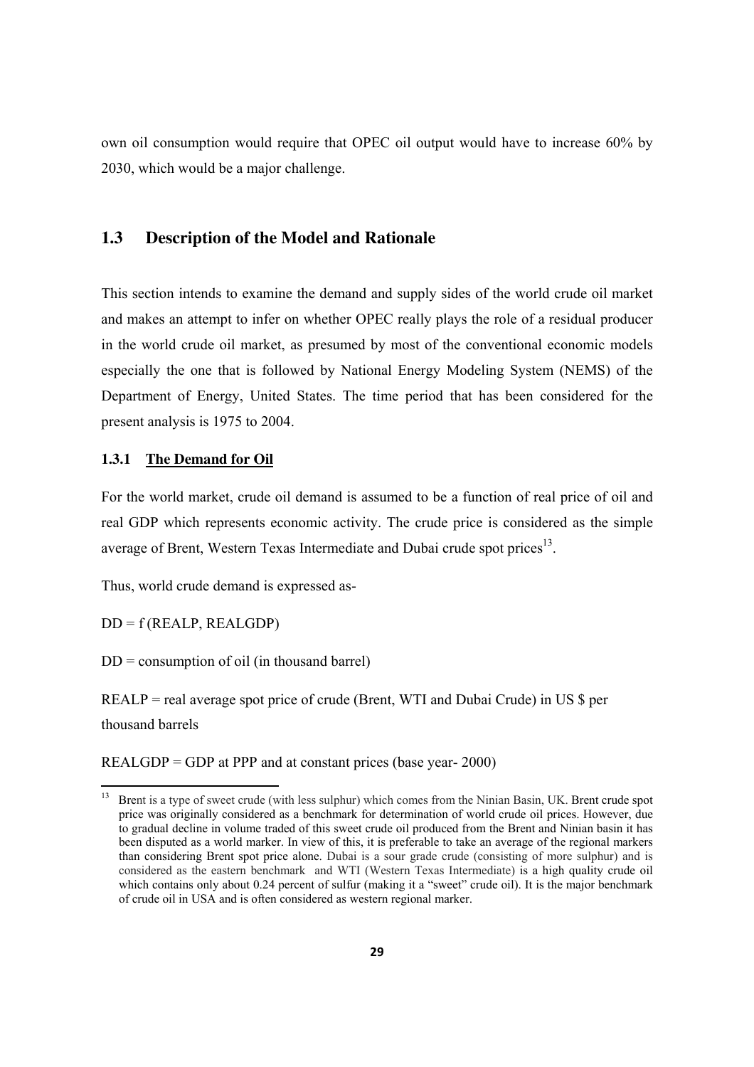own oil consumption would require that OPEC oil output would have to increase 60% by 2030, which would be a major challenge.

## 1.3 Description of the Model and Rationale

This section intends to examine the demand and supply sides of the world crude oil market and makes an attempt to infer on whether OPEC really plays the role of a residual producer in the world crude oil market, as presumed by most of the conventional economic models especially the one that is followed by National Energy Modeling System (NEMS) of the Department of Energy, United States. The time period that has been considered for the present analysis is 1975 to 2004.

### 1.3.1 The Demand for Oil

For the world market, crude oil demand is assumed to be a function of real price of oil and real GDP which represents economic activity. The crude price is considered as the simple average of Brent, Western Texas Intermediate and Dubai crude spot prices[13].

Thus, world crude demand is expressed as-

DD = f (REALP, REALGDP)

DD = consumption of oil (in thousand barrel)

REALP = real average spot price of crude (Brent, WTI and Dubai Crude) in US $ per thousand barrels

REALGDP = GDP at PPP and at constant prices (base year- 2000)

[13] Brent is a type of sweet crude (with less sulphur) which comes from the Ninian Basin, UK. Brent crude spot price was originally considered as a benchmark for determination of world crude oil prices. However, due to gradual decline in volume traded of this sweet crude oil produced from the Brent and Ninian basin it has been disputed as a world marker. In view of this, it is preferable to take an average of the regional markers than considering Brent spot price alone. Dubai is a sour grade crude (consisting of more sulphur) and is considered as the eastern benchmark and WTI (Western Texas Intermediate) is a high quality crude oil which contains only about 0.24 percent of sulfur (making it a "sweet" crude oil). It is the major benchmark of crude oil in USA and is often considered as western regional marker.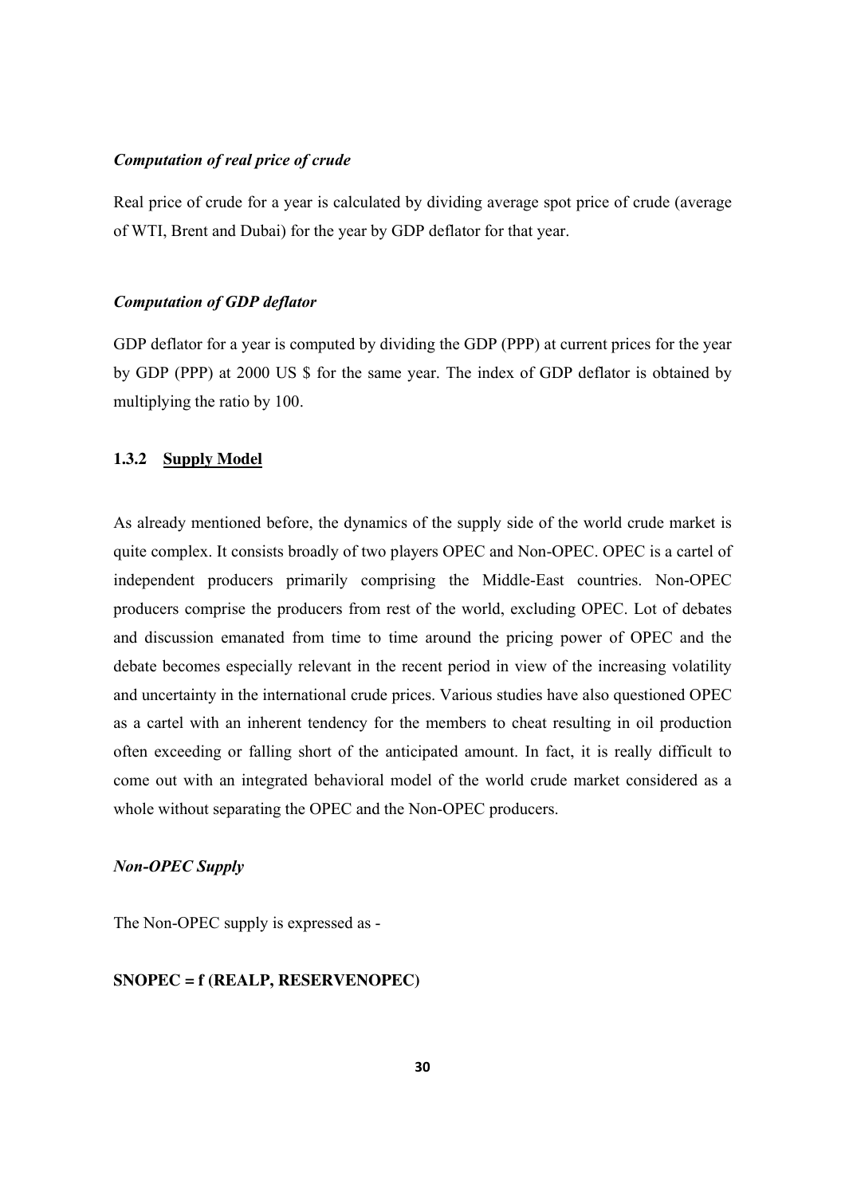*Computation of real price of crude*

Real price of crude for a year is calculated by dividing average spot price of crude (average of WTI, Brent and Dubai) for the year by GDP deflator for that year.

*Computation of GDP deflator*

GDP deflator for a year is computed by dividing the GDP (PPP) at current prices for the year by GDP (PPP) at 2000 US $ for the same year. The index of GDP deflator is obtained by multiplying the ratio by 100.

### 1.3.2 Supply Model

As already mentioned before, the dynamics of the supply side of the world crude market is quite complex. It consists broadly of two players OPEC and Non-OPEC. OPEC is a cartel of independent producers primarily comprising the Middle-East countries. Non-OPEC producers comprise the producers from rest of the world, excluding OPEC. Lot of debates and discussion emanated from time to time around the pricing power of OPEC and the debate becomes especially relevant in the recent period in view of the increasing volatility and uncertainty in the international crude prices. Various studies have also questioned OPEC as a cartel with an inherent tendency for the members to cheat resulting in oil production often exceeding or falling short of the anticipated amount. In fact, it is really difficult to come out with an integrated behavioral model of the world crude market considered as a whole without separating the OPEC and the Non-OPEC producers.

*Non-OPEC Supply*

The Non-OPEC supply is expressed as -

**SNOPEC = f (REALP, RESERVENOPEC)**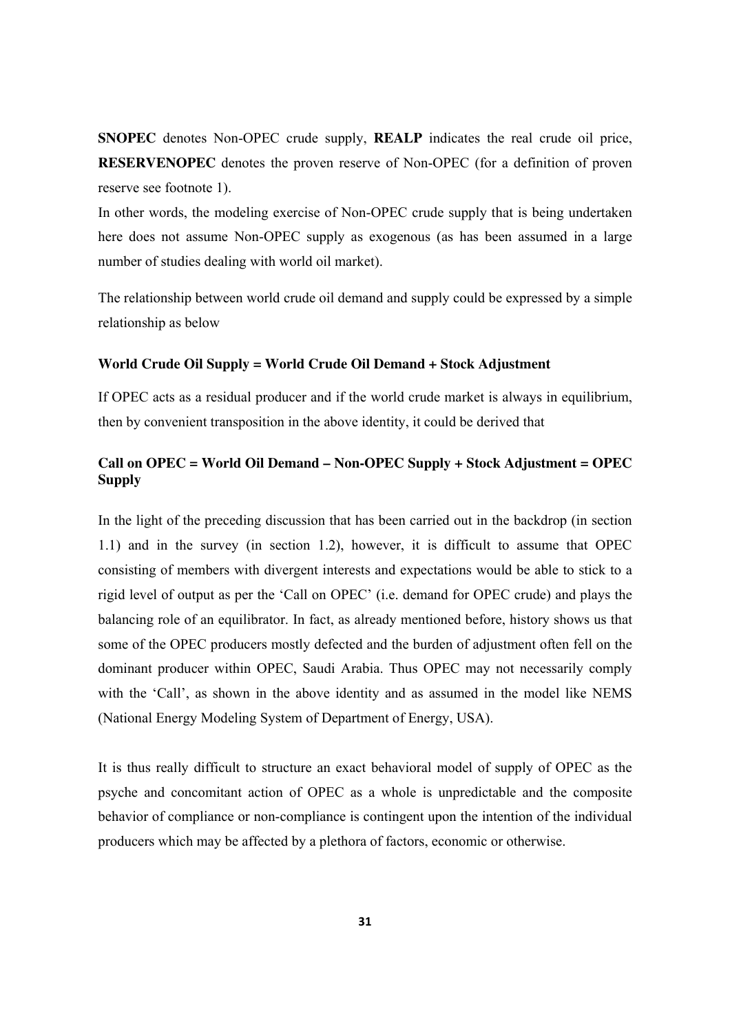**SNOPEC** denotes Non-OPEC crude supply, **REALP** indicates the real crude oil price, **RESERVENOPEC** denotes the proven reserve of Non-OPEC (for a definition of proven reserve see footnote 1).

In other words, the modeling exercise of Non-OPEC crude supply that is being undertaken here does not assume Non-OPEC supply as exogenous (as has been assumed in a large number of studies dealing with world oil market).

The relationship between world crude oil demand and supply could be expressed by a simple relationship as below

**World Crude Oil Supply = World Crude Oil Demand + Stock Adjustment**

If OPEC acts as a residual producer and if the world crude market is always in equilibrium, then by convenient transposition in the above identity, it could be derived that

**Call on OPEC = World Oil Demand – Non-OPEC Supply + Stock Adjustment = OPEC Supply**

In the light of the preceding discussion that has been carried out in the backdrop (in section 1.1) and in the survey (in section 1.2), however, it is difficult to assume that OPEC consisting of members with divergent interests and expectations would be able to stick to a rigid level of output as per the 'Call on OPEC' (i.e. demand for OPEC crude) and plays the balancing role of an equilibrator. In fact, as already mentioned before, history shows us that some of the OPEC producers mostly defected and the burden of adjustment often fell on the dominant producer within OPEC, Saudi Arabia. Thus OPEC may not necessarily comply with the 'Call', as shown in the above identity and as assumed in the model like NEMS (National Energy Modeling System of Department of Energy, USA).

It is thus really difficult to structure an exact behavioral model of supply of OPEC as the psyche and concomitant action of OPEC as a whole is unpredictable and the composite behavior of compliance or non-compliance is contingent upon the intention of the individual producers which may be affected by a plethora of factors, economic or otherwise.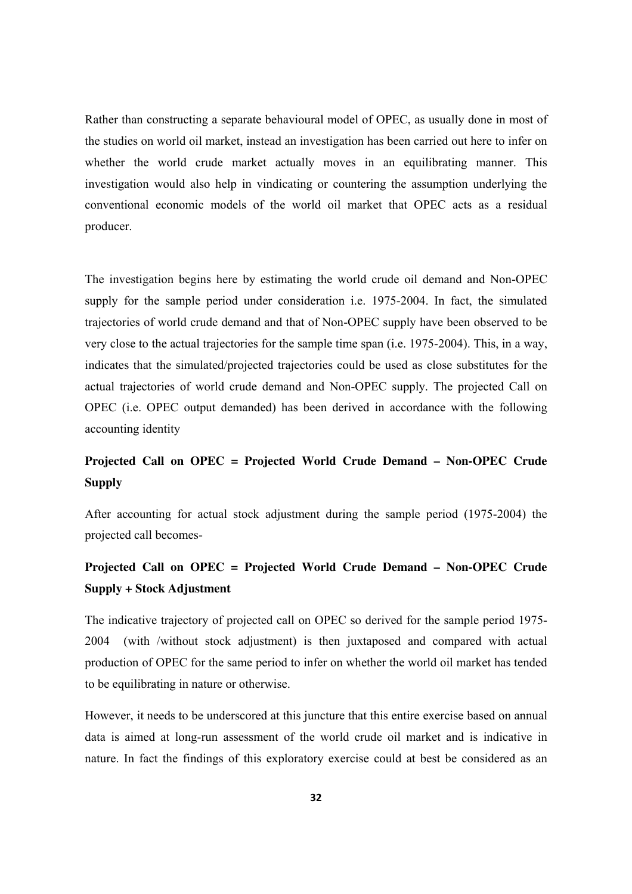Rather than constructing a separate behavioural model of OPEC, as usually done in most of the studies on world oil market, instead an investigation has been carried out here to infer on whether the world crude market actually moves in an equilibrating manner. This investigation would also help in vindicating or countering the assumption underlying the conventional economic models of the world oil market that OPEC acts as a residual producer.

The investigation begins here by estimating the world crude oil demand and Non-OPEC supply for the sample period under consideration i.e. 1975-2004. In fact, the simulated trajectories of world crude demand and that of Non-OPEC supply have been observed to be very close to the actual trajectories for the sample time span (i.e. 1975-2004). This, in a way, indicates that the simulated/projected trajectories could be used as close substitutes for the actual trajectories of world crude demand and Non-OPEC supply. The projected Call on OPEC (i.e. OPEC output demanded) has been derived in accordance with the following accounting identity

**Projected Call on OPEC = Projected World Crude Demand – Non-OPEC Crude Supply**

After accounting for actual stock adjustment during the sample period (1975-2004) the projected call becomes-

**Projected Call on OPEC = Projected World Crude Demand – Non-OPEC Crude Supply + Stock Adjustment**

The indicative trajectory of projected call on OPEC so derived for the sample period 1975-2004 (with /without stock adjustment) is then juxtaposed and compared with actual production of OPEC for the same period to infer on whether the world oil market has tended to be equilibrating in nature or otherwise.

However, it needs to be underscored at this juncture that this entire exercise based on annual data is aimed at long-run assessment of the world crude oil market and is indicative in nature. In fact the findings of this exploratory exercise could at best be considered as an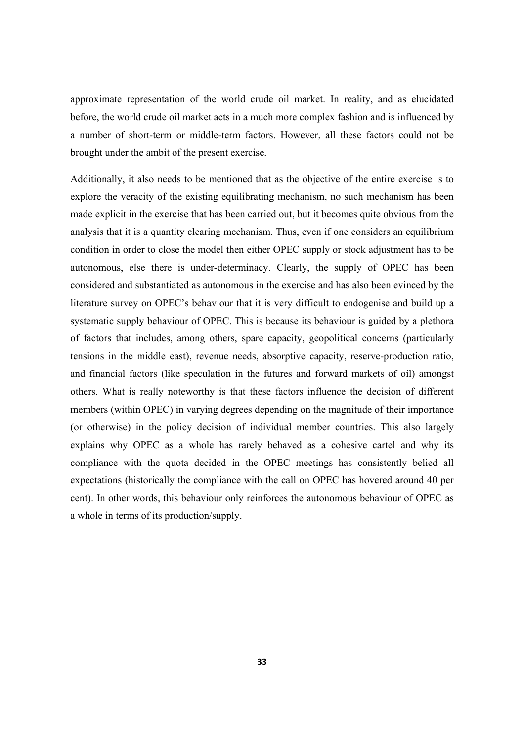approximate representation of the world crude oil market. In reality, and as elucidated before, the world crude oil market acts in a much more complex fashion and is influenced by a number of short-term or middle-term factors. However, all these factors could not be brought under the ambit of the present exercise.

Additionally, it also needs to be mentioned that as the objective of the entire exercise is to explore the veracity of the existing equilibrating mechanism, no such mechanism has been made explicit in the exercise that has been carried out, but it becomes quite obvious from the analysis that it is a quantity clearing mechanism. Thus, even if one considers an equilibrium condition in order to close the model then either OPEC supply or stock adjustment has to be autonomous, else there is under-determinacy. Clearly, the supply of OPEC has been considered and substantiated as autonomous in the exercise and has also been evinced by the literature survey on OPEC's behaviour that it is very difficult to endogenise and build up a systematic supply behaviour of OPEC. This is because its behaviour is guided by a plethora of factors that includes, among others, spare capacity, geopolitical concerns (particularly tensions in the middle east), revenue needs, absorptive capacity, reserve-production ratio, and financial factors (like speculation in the futures and forward markets of oil) amongst others. What is really noteworthy is that these factors influence the decision of different members (within OPEC) in varying degrees depending on the magnitude of their importance (or otherwise) in the policy decision of individual member countries. This also largely explains why OPEC as a whole has rarely behaved as a cohesive cartel and why its compliance with the quota decided in the OPEC meetings has consistently belied all expectations (historically the compliance with the call on OPEC has hovered around 40 per cent). In other words, this behaviour only reinforces the autonomous behaviour of OPEC as a whole in terms of its production/supply.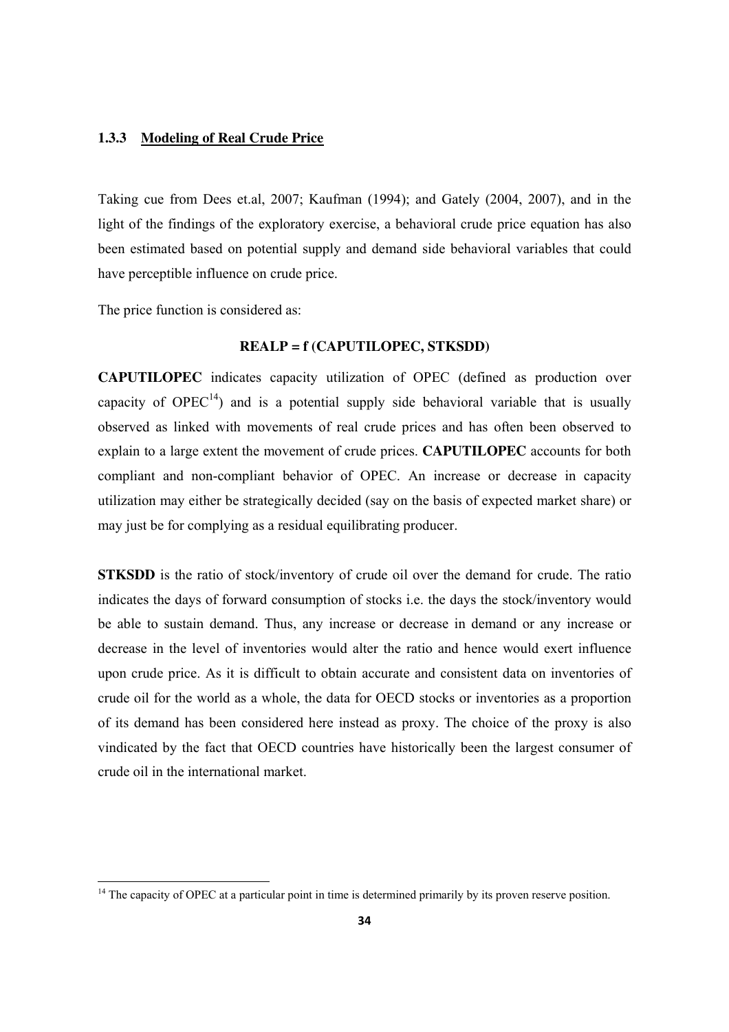### 1.3.3 <u>Modeling of Real Crude Price</u>

Taking cue from Dees et.al, 2007; Kaufman (1994); and Gately (2004, 2007), and in the light of the findings of the exploratory exercise, a behavioral crude price equation has also been estimated based on potential supply and demand side behavioral variables that could have perceptible influence on crude price.

The price function is considered as:

**REALP = f (CAPUTILOPEC, STKSDD)**

**CAPUTILOPEC** indicates capacity utilization of OPEC (defined as production over capacity of OPEC[14]) and is a potential supply side behavioral variable that is usually observed as linked with movements of real crude prices and has often been observed to explain to a large extent the movement of crude prices. **CAPUTILOPEC** accounts for both compliant and non-compliant behavior of OPEC. An increase or decrease in capacity utilization may either be strategically decided (say on the basis of expected market share) or may just be for complying as a residual equilibrating producer.

**STKSDD** is the ratio of stock/inventory of crude oil over the demand for crude. The ratio indicates the days of forward consumption of stocks i.e. the days the stock/inventory would be able to sustain demand. Thus, any increase or decrease in demand or any increase or decrease in the level of inventories would alter the ratio and hence would exert influence upon crude price. As it is difficult to obtain accurate and consistent data on inventories of crude oil for the world as a whole, the data for OECD stocks or inventories as a proportion of its demand has been considered here instead as proxy. The choice of the proxy is also vindicated by the fact that OECD countries have historically been the largest consumer of crude oil in the international market.

---

[14] The capacity of OPEC at a particular point in time is determined primarily by its proven reserve position.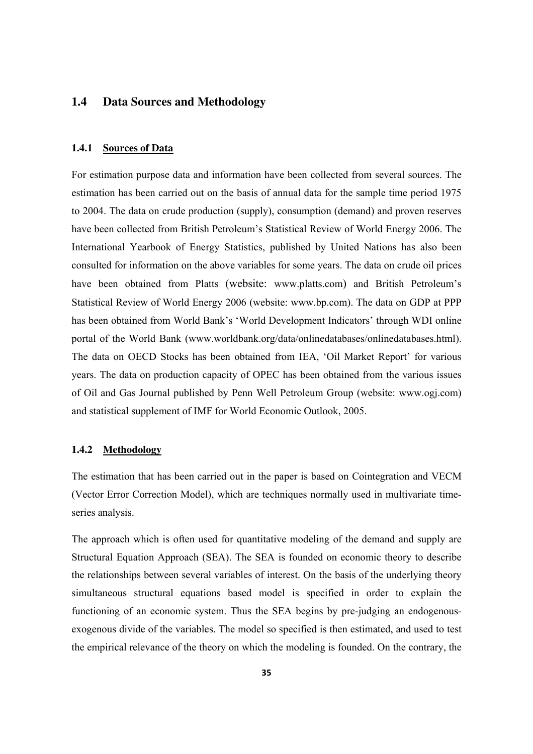## 1.4 Data Sources and Methodology

### 1.4.1 Sources of Data

For estimation purpose data and information have been collected from several sources. The estimation has been carried out on the basis of annual data for the sample time period 1975 to 2004. The data on crude production (supply), consumption (demand) and proven reserves have been collected from British Petroleum's Statistical Review of World Energy 2006. The International Yearbook of Energy Statistics, published by United Nations has also been consulted for information on the above variables for some years. The data on crude oil prices have been obtained from Platts (website: www.platts.com) and British Petroleum's Statistical Review of World Energy 2006 (website: www.bp.com). The data on GDP at PPP has been obtained from World Bank's 'World Development Indicators' through WDI online portal of the World Bank (www.worldbank.org/data/onlinedatabases/onlinedatabases.html). The data on OECD Stocks has been obtained from IEA, 'Oil Market Report' for various years. The data on production capacity of OPEC has been obtained from the various issues of Oil and Gas Journal published by Penn Well Petroleum Group (website: www.ogj.com) and statistical supplement of IMF for World Economic Outlook, 2005.

### 1.4.2 Methodology

The estimation that has been carried out in the paper is based on Cointegration and VECM (Vector Error Correction Model), which are techniques normally used in multivariate time-series analysis.

The approach which is often used for quantitative modeling of the demand and supply are Structural Equation Approach (SEA). The SEA is founded on economic theory to describe the relationships between several variables of interest. On the basis of the underlying theory simultaneous structural equations based model is specified in order to explain the functioning of an economic system. Thus the SEA begins by pre-judging an endogenous-exogenous divide of the variables. The model so specified is then estimated, and used to test the empirical relevance of the theory on which the modeling is founded. On the contrary, the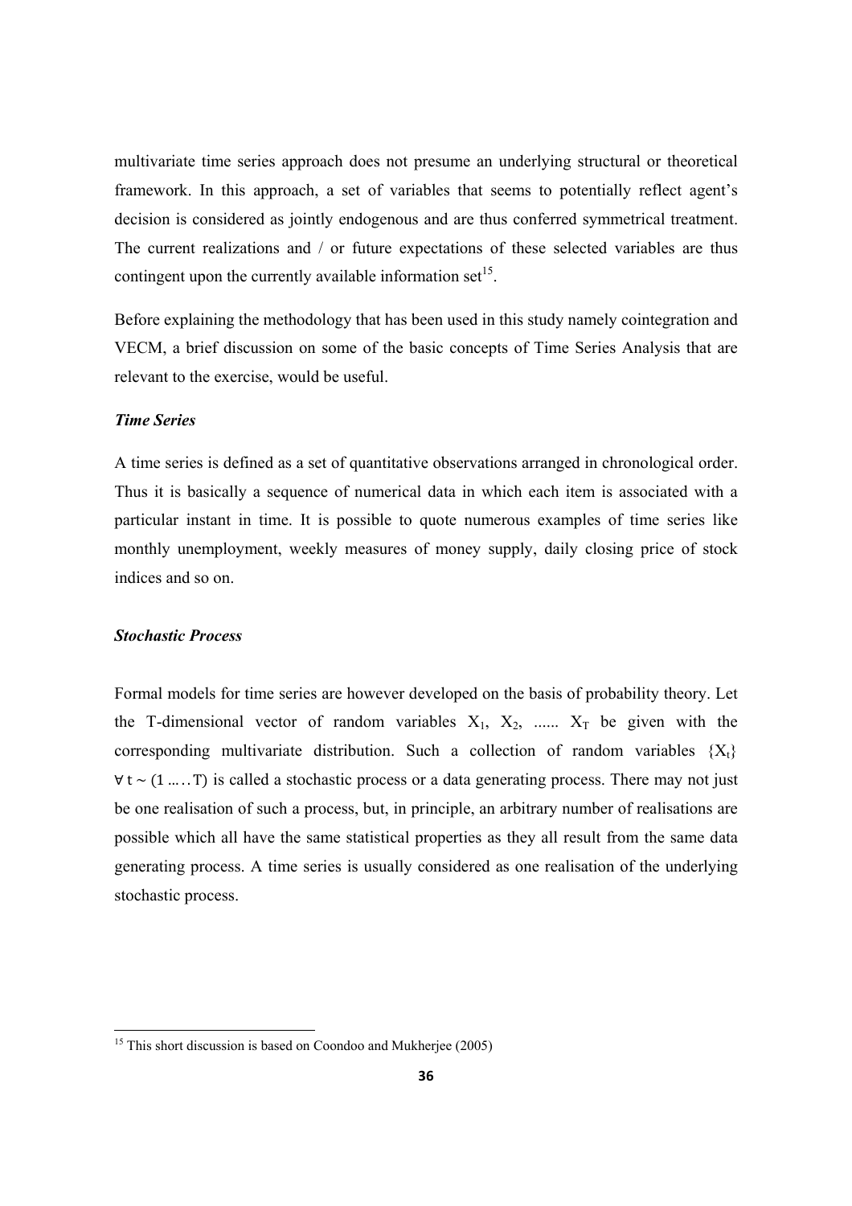multivariate time series approach does not presume an underlying structural or theoretical framework. In this approach, a set of variables that seems to potentially reflect agent's decision is considered as jointly endogenous and are thus conferred symmetrical treatment. The current realizations and / or future expectations of these selected variables are thus contingent upon the currently available information set[15].

Before explaining the methodology that has been used in this study namely cointegration and VECM, a brief discussion on some of the basic concepts of Time Series Analysis that are relevant to the exercise, would be useful.

***Time Series***

A time series is defined as a set of quantitative observations arranged in chronological order. Thus it is basically a sequence of numerical data in which each item is associated with a particular instant in time. It is possible to quote numerous examples of time series like monthly unemployment, weekly measures of money supply, daily closing price of stock indices and so on.

***Stochastic Process***

Formal models for time series are however developed on the basis of probability theory. Let the T-dimensional vector of random variables $X_1$, $X_2$, ...... $X_T$ be given with the corresponding multivariate distribution. Such a collection of random variables $\{X_t\}$ $\forall\, t \sim (1 \ldots\ldots T)$ is called a stochastic process or a data generating process. There may not just be one realisation of such a process, but, in principle, an arbitrary number of realisations are possible which all have the same statistical properties as they all result from the same data generating process. A time series is usually considered as one realisation of the underlying stochastic process.

[15] This short discussion is based on Coondoo and Mukherjee (2005)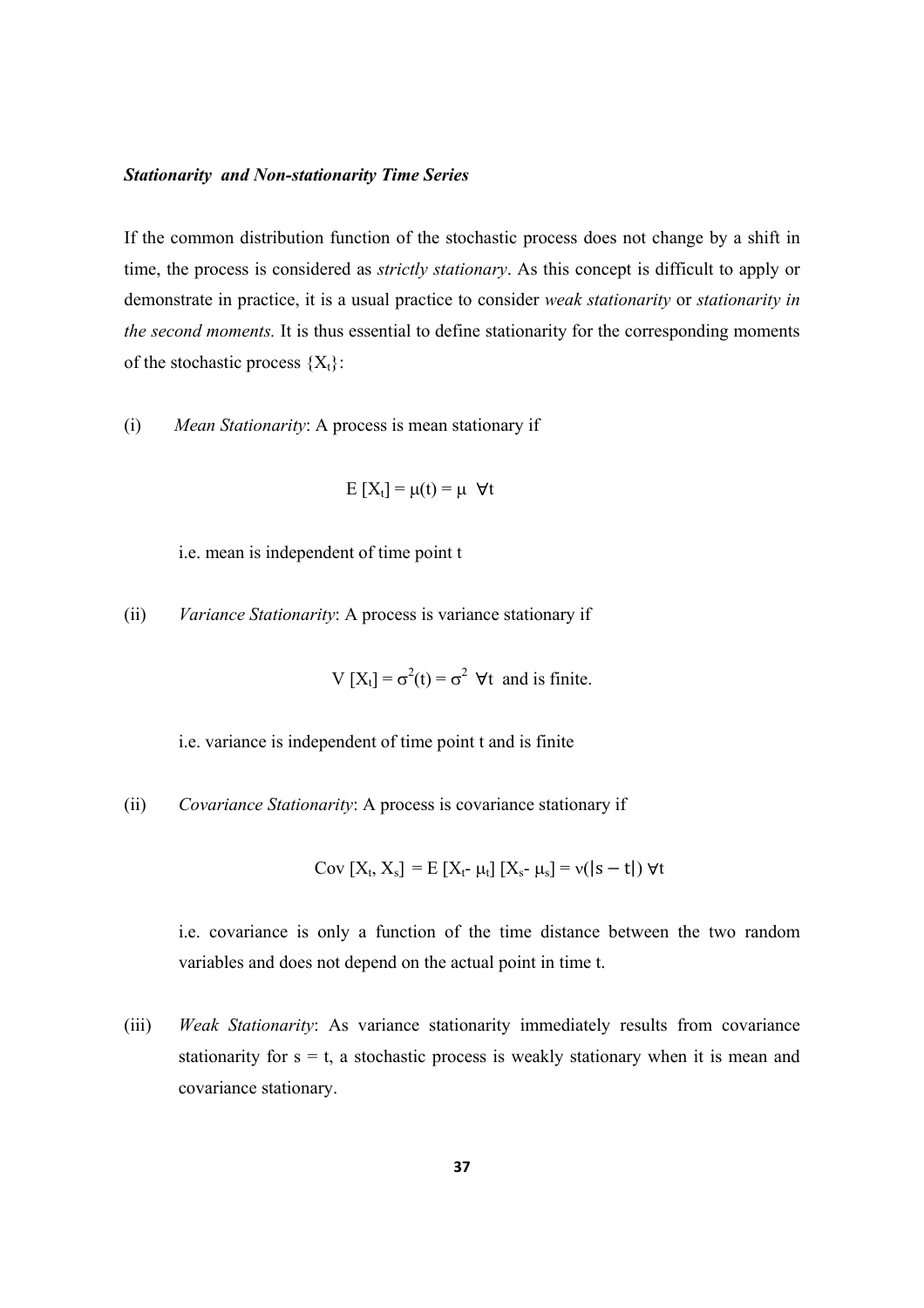***Stationarity and Non-stationarity Time Series***

If the common distribution function of the stochastic process does not change by a shift in time, the process is considered as *strictly stationary*. As this concept is difficult to apply or demonstrate in practice, it is a usual practice to consider *weak stationarity* or *stationarity in the second moments.* It is thus essential to define stationarity for the corresponding moments of the stochastic process $\{X_t\}$:

(i) *Mean Stationarity*: A process is mean stationary if

$$E[X_t] = \mu(t) = \mu \quad \forall t$$

i.e. mean is independent of time point t

(ii) *Variance Stationarity*: A process is variance stationary if

$$V[X_t] = \sigma^2(t) = \sigma^2 \quad \forall t \text{ and is finite.}$$

i.e. variance is independent of time point t and is finite

(ii) *Covariance Stationarity*: A process is covariance stationary if

$$\text{Cov}[X_t, X_s] = E[X_t - \mu_t][X_s - \mu_s] = \nu(|s - t|) \ \forall t$$

i.e. covariance is only a function of the time distance between the two random variables and does not depend on the actual point in time t.

(iii) *Weak Stationarity*: As variance stationarity immediately results from covariance stationarity for s = t, a stochastic process is weakly stationary when it is mean and covariance stationary.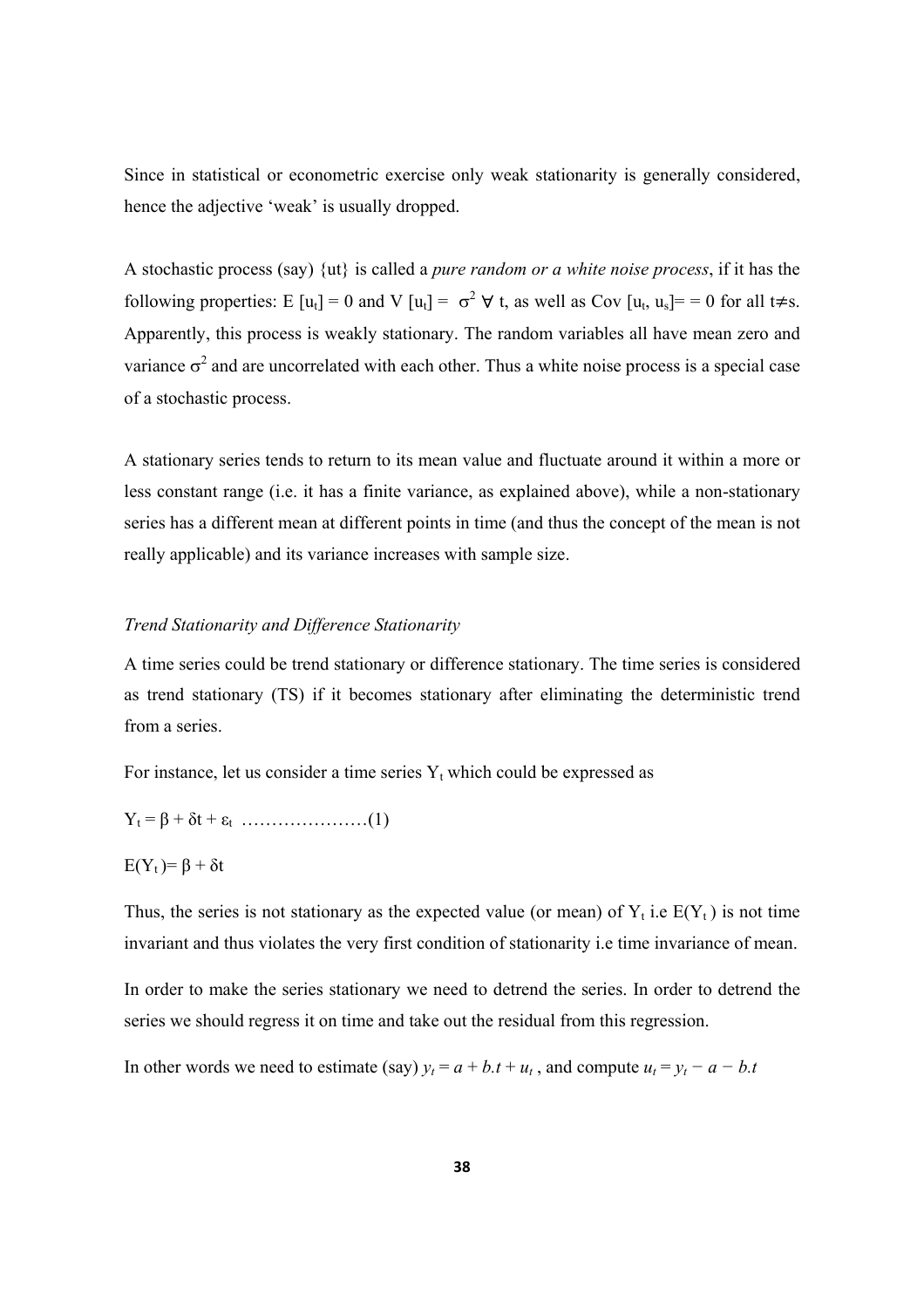Since in statistical or econometric exercise only weak stationarity is generally considered, hence the adjective 'weak' is usually dropped.

A stochastic process (say) {ut} is called a *pure random or a white noise process*, if it has the following properties: E $[u_t] = 0$ and V $[u_t] = \sigma^2 \; \forall$ t, as well as Cov $[u_t, u_s]$= = 0 for all t≠s. Apparently, this process is weakly stationary. The random variables all have mean zero and variance $\sigma^2$ and are uncorrelated with each other. Thus a white noise process is a special case of a stochastic process.

A stationary series tends to return to its mean value and fluctuate around it within a more or less constant range (i.e. it has a finite variance, as explained above), while a non-stationary series has a different mean at different points in time (and thus the concept of the mean is not really applicable) and its variance increases with sample size.

*Trend Stationarity and Difference Stationarity*

A time series could be trend stationary or difference stationary. The time series is considered as trend stationary (TS) if it becomes stationary after eliminating the deterministic trend from a series.

For instance, let us consider a time series $Y_t$ which could be expressed as

$Y_t = \beta + \delta t + \varepsilon_t$ …………………(1)

$E(Y_t) = \beta + \delta t$

Thus, the series is not stationary as the expected value (or mean) of $Y_t$ i.e $E(Y_t)$ is not time invariant and thus violates the very first condition of stationarity i.e time invariance of mean.

In order to make the series stationary we need to detrend the series. In order to detrend the series we should regress it on time and take out the residual from this regression.

In other words we need to estimate (say) $y_t = a + b.t + u_t$ , and compute $u_t = y_t - a - b.t$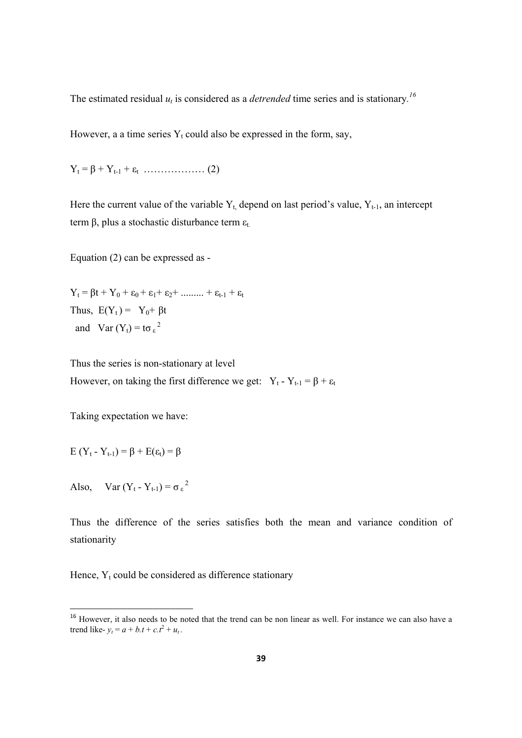The estimated residual $u_t$ is considered as a *detrended* time series and is stationary.[16]

However, a a time series $Y_t$ could also be expressed in the form, say,

$Y_t = \beta + Y_{t-1} + \varepsilon_t$ ……………… (2)

Here the current value of the variable $Y_t$, depend on last period's value, $Y_{t-1}$, an intercept term $\beta$, plus a stochastic disturbance term $\varepsilon_t$.

Equation (2) can be expressed as -

$Y_t = \beta t + Y_0 + \varepsilon_0 + \varepsilon_1 + \varepsilon_2 + \ldots\ldots\ldots + \varepsilon_{t-1} + \varepsilon_t$

Thus, $E(Y_t) = Y_0 + \beta t$

and $Var(Y_t) = t\sigma_\varepsilon^2$

Thus the series is non-stationary at level

However, on taking the first difference we get: $Y_t - Y_{t-1} = \beta + \varepsilon_t$

Taking expectation we have:

$E(Y_t - Y_{t-1}) = \beta + E(\varepsilon_t) = \beta$

Also, $Var(Y_t - Y_{t-1}) = \sigma_\varepsilon^2$

Thus the difference of the series satisfies both the mean and variance condition of stationarity

Hence, $Y_t$ could be considered as difference stationary

[16] However, it also needs to be noted that the trend can be non linear as well. For instance we can also have a trend like- $y_t = a + b.t + c.t^2 + u_t$.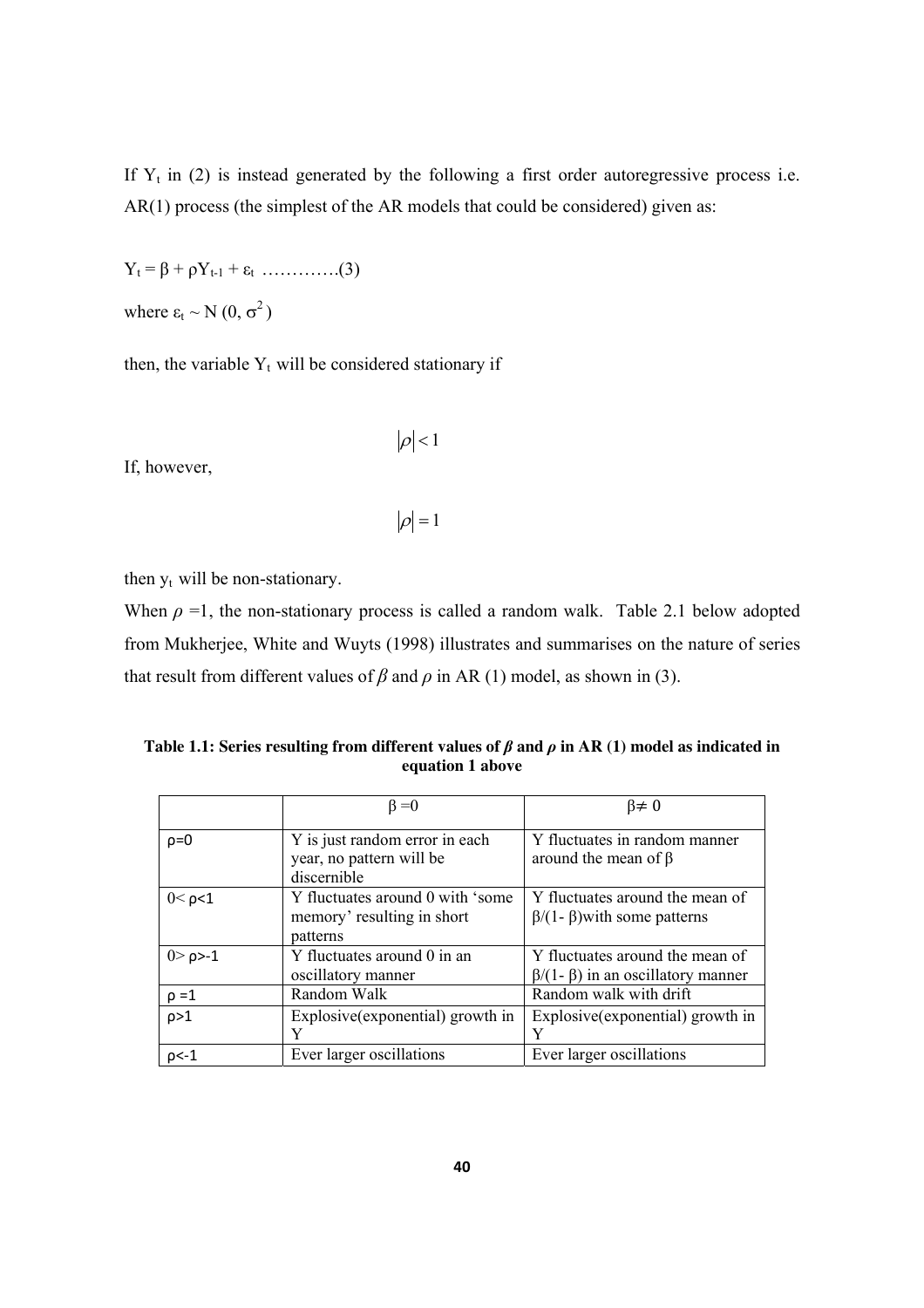If $Y_t$ in (2) is instead generated by the following a first order autoregressive process i.e. AR(1) process (the simplest of the AR models that could be considered) given as:

$Y_t = \beta + \rho Y_{t-1} + \varepsilon_t$ ………….(3)

where $\varepsilon_t \sim N(0, \sigma^2)$

then, the variable $Y_t$ will be considered stationary if

$$|\rho| < 1$$

If, however,

$$|\rho| = 1$$

then $y_t$ will be non-stationary.

When $\rho = 1$, the non-stationary process is called a random walk. Table 2.1 below adopted from Mukherjee, White and Wuyts (1998) illustrates and summarises on the nature of series that result from different values of $\beta$ and $\rho$ in AR (1) model, as shown in (3).

**Table 1.1: Series resulting from different values of $\beta$ and $\rho$ in AR (1) model as indicated in equation 1 above**

| | $\beta = 0$ | $\beta \neq 0$ |
|---|---|---|
| $\rho = 0$ | Y is just random error in each year, no pattern will be discernible | Y fluctuates in random manner around the mean of β |
| $0 < \rho < 1$ | Y fluctuates around 0 with 'some memory' resulting in short patterns | Y fluctuates around the mean of $\beta/(1-\beta)$ with some patterns |
| $0 > \rho > -1$ | Y fluctuates around 0 in an oscillatory manner | Y fluctuates around the mean of $\beta/(1-\beta)$ in an oscillatory manner |
| $\rho = 1$ | Random Walk | Random walk with drift |
| $\rho > 1$ | Explosive(exponential) growth in Y | Explosive(exponential) growth in Y |
| $\rho < -1$ | Ever larger oscillations | Ever larger oscillations |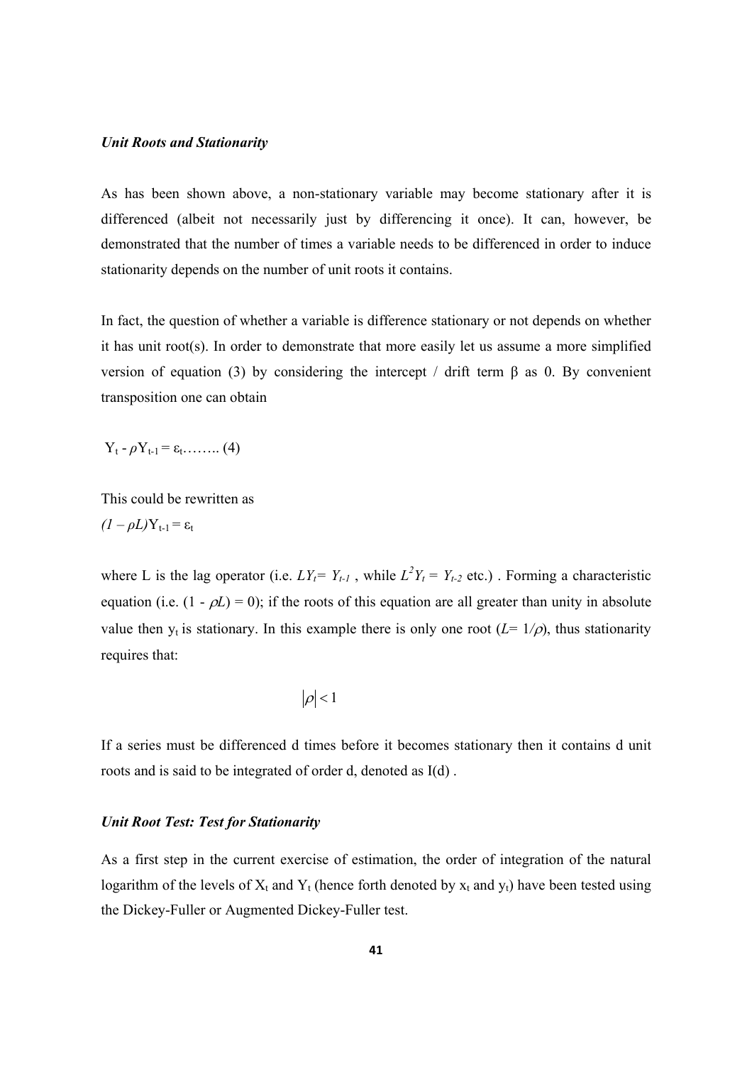### *Unit Roots and Stationarity*

As has been shown above, a non-stationary variable may become stationary after it is differenced (albeit not necessarily just by differencing it once). It can, however, be demonstrated that the number of times a variable needs to be differenced in order to induce stationarity depends on the number of unit roots it contains.

In fact, the question of whether a variable is difference stationary or not depends on whether it has unit root(s). In order to demonstrate that more easily let us assume a more simplified version of equation (3) by considering the intercept / drift term $\beta$ as 0. By convenient transposition one can obtain

$Y_t - \rho Y_{t-1} = \varepsilon_t$…….. (4)

This could be rewritten as

$(1 - \rho L) Y_{t-1} = \varepsilon_t$

where L is the lag operator (i.e. $LY_t = Y_{t-1}$ , while $L^2 Y_t = Y_{t-2}$ etc.) . Forming a characteristic equation (i.e. $(1 - \rho L) = 0$); if the roots of this equation are all greater than unity in absolute value then $y_t$ is stationary. In this example there is only one root ($L = 1/\rho$), thus stationarity requires that:

$$|\rho| < 1$$

If a series must be differenced d times before it becomes stationary then it contains d unit roots and is said to be integrated of order d, denoted as I(d) .

### *Unit Root Test: Test for Stationarity*

As a first step in the current exercise of estimation, the order of integration of the natural logarithm of the levels of $X_t$ and $Y_t$ (hence forth denoted by $x_t$ and $y_t$) have been tested using the Dickey-Fuller or Augmented Dickey-Fuller test.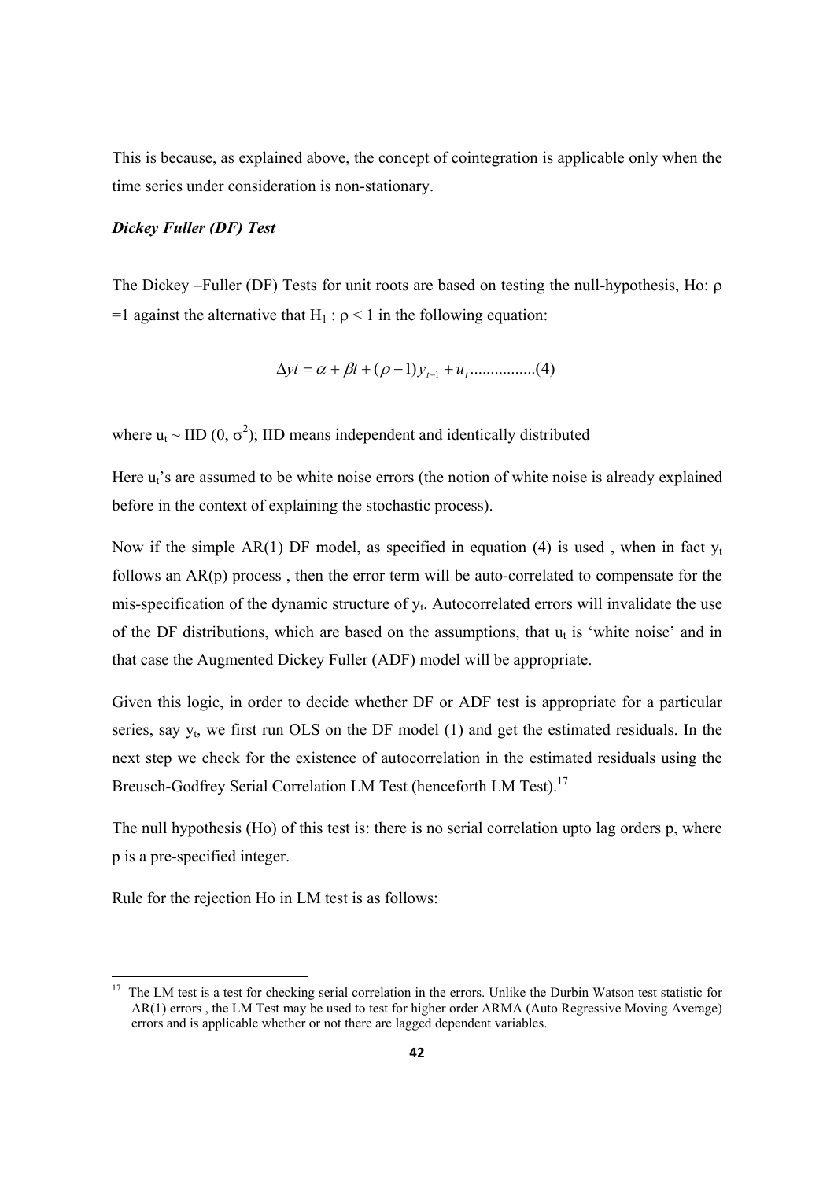This is because, as explained above, the concept of cointegration is applicable only when the time series under consideration is non-stationary.

***Dickey Fuller (DF) Test***

The Dickey –Fuller (DF) Tests for unit roots are based on testing the null-hypothesis, Ho: $\rho = 1$ against the alternative that $H_1 : \rho < 1$ in the following equation:

$$\Delta yt = \alpha + \beta t + (\rho - 1) y_{t-1} + u_t \text{ ................(4)}$$

where $u_t \sim IID(0, \sigma^2)$; IID means independent and identically distributed

Here $u_t$'s are assumed to be white noise errors (the notion of white noise is already explained before in the context of explaining the stochastic process).

Now if the simple AR(1) DF model, as specified in equation (4) is used , when in fact $y_t$ follows an AR(p) process , then the error term will be auto-correlated to compensate for the mis-specification of the dynamic structure of $y_t$. Autocorrelated errors will invalidate the use of the DF distributions, which are based on the assumptions, that $u_t$ is 'white noise' and in that case the Augmented Dickey Fuller (ADF) model will be appropriate.

Given this logic, in order to decide whether DF or ADF test is appropriate for a particular series, say $y_t$, we first run OLS on the DF model (1) and get the estimated residuals. In the next step we check for the existence of autocorrelation in the estimated residuals using the Breusch-Godfrey Serial Correlation LM Test (henceforth LM Test).[17]

The null hypothesis (Ho) of this test is: there is no serial correlation upto lag orders p, where p is a pre-specified integer.

Rule for the rejection Ho in LM test is as follows:

---

[17] The LM test is a test for checking serial correlation in the errors. Unlike the Durbin Watson test statistic for AR(1) errors , the LM Test may be used to test for higher order ARMA (Auto Regressive Moving Average) errors and is applicable whether or not there are lagged dependent variables.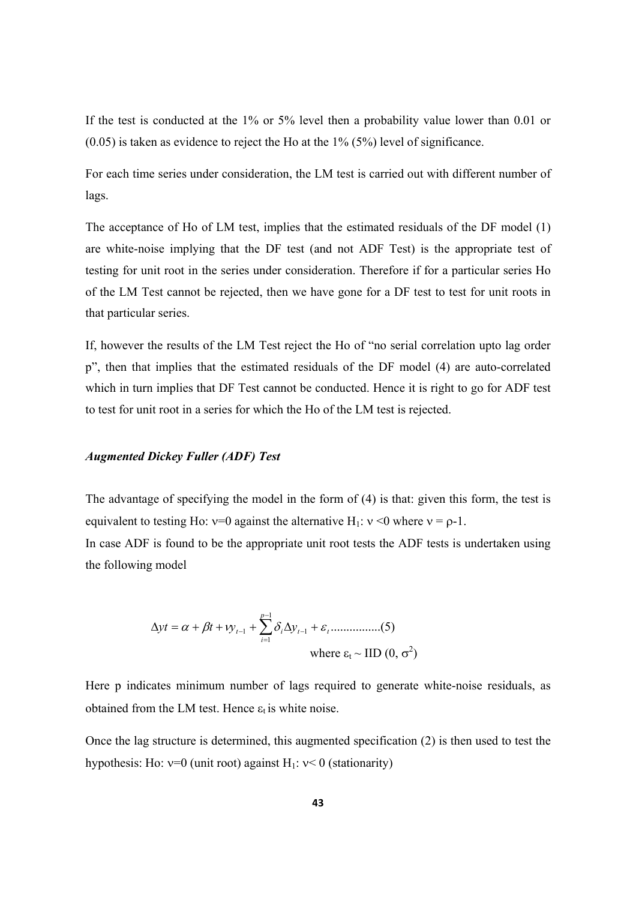If the test is conducted at the 1% or 5% level then a probability value lower than 0.01 or (0.05) is taken as evidence to reject the Ho at the 1% (5%) level of significance.

For each time series under consideration, the LM test is carried out with different number of lags.

The acceptance of Ho of LM test, implies that the estimated residuals of the DF model (1) are white-noise implying that the DF test (and not ADF Test) is the appropriate test of testing for unit root in the series under consideration. Therefore if for a particular series Ho of the LM Test cannot be rejected, then we have gone for a DF test to test for unit roots in that particular series.

If, however the results of the LM Test reject the Ho of "no serial correlation upto lag order p", then that implies that the estimated residuals of the DF model (4) are auto-correlated which in turn implies that DF Test cannot be conducted. Hence it is right to go for ADF test to test for unit root in a series for which the Ho of the LM test is rejected.

### *Augmented Dickey Fuller (ADF) Test*

The advantage of specifying the model in the form of (4) is that: given this form, the test is equivalent to testing Ho: $\nu=0$ against the alternative $H_1$: $\nu<0$ where $\nu = \rho-1$.
In case ADF is found to be the appropriate unit root tests the ADF tests is undertaken using the following model

$$\Delta yt = \alpha + \beta t + \nu y_{t-1} + \sum_{i=1}^{p-1} \delta_i \Delta y_{t-1} + \varepsilon_t \quad \text{................(5)}$$

where $\varepsilon_t \sim \text{IID}(0, \sigma^2)$

Here p indicates minimum number of lags required to generate white-noise residuals, as obtained from the LM test. Hence $\varepsilon_t$ is white noise.

Once the lag structure is determined, this augmented specification (2) is then used to test the hypothesis: Ho: $\nu=0$ (unit root) against $H_1$: $\nu< 0$ (stationarity)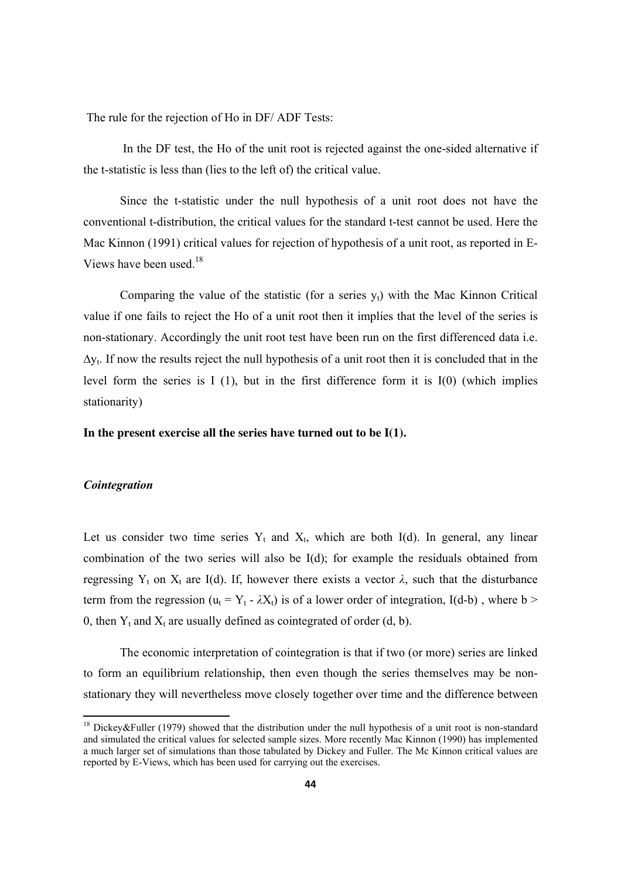The rule for the rejection of Ho in DF/ ADF Tests:

In the DF test, the Ho of the unit root is rejected against the one-sided alternative if the t-statistic is less than (lies to the left of) the critical value.

Since the t-statistic under the null hypothesis of a unit root does not have the conventional t-distribution, the critical values for the standard t-test cannot be used. Here the Mac Kinnon (1991) critical values for rejection of hypothesis of a unit root, as reported in E-Views have been used.[18]

Comparing the value of the statistic (for a series $y_t$) with the Mac Kinnon Critical value if one fails to reject the Ho of a unit root then it implies that the level of the series is non-stationary. Accordingly the unit root test have been run on the first differenced data i.e. $\Delta y_t$. If now the results reject the null hypothesis of a unit root then it is concluded that in the level form the series is I (1), but in the first difference form it is I(0) (which implies stationarity)

**In the present exercise all the series have turned out to be I(1).**

***Cointegration***

Let us consider two time series $Y_t$ and $X_t$, which are both I(d). In general, any linear combination of the two series will also be I(d); for example the residuals obtained from regressing $Y_t$ on $X_t$ are I(d). If, however there exists a vector $\lambda$, such that the disturbance term from the regression ($u_t = Y_t - \lambda X_t$) is of a lower order of integration, I(d-b) , where $b > 0$, then $Y_t$ and $X_t$ are usually defined as cointegrated of order (d, b).

The economic interpretation of cointegration is that if two (or more) series are linked to form an equilibrium relationship, then even though the series themselves may be non-stationary they will nevertheless move closely together over time and the difference between

[18] Dickey&Fuller (1979) showed that the distribution under the null hypothesis of a unit root is non-standard and simulated the critical values for selected sample sizes. More recently Mac Kinnon (1990) has implemented a much larger set of simulations than those tabulated by Dickey and Fuller. The Mc Kinnon critical values are reported by E-Views, which has been used for carrying out the exercises.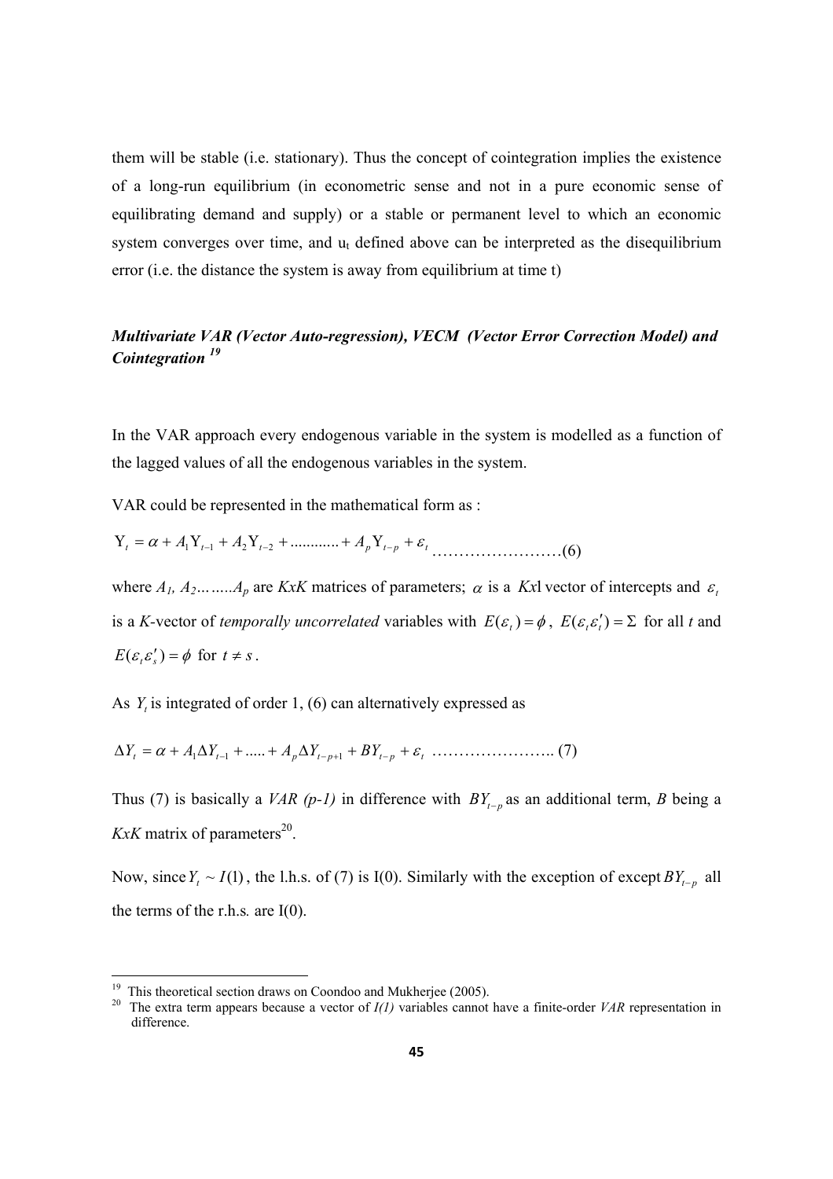them will be stable (i.e. stationary). Thus the concept of cointegration implies the existence of a long-run equilibrium (in econometric sense and not in a pure economic sense of equilibrating demand and supply) or a stable or permanent level to which an economic system converges over time, and $u_t$ defined above can be interpreted as the disequilibrium error (i.e. the distance the system is away from equilibrium at time t)

### *Multivariate VAR (Vector Auto-regression), VECM (Vector Error Correction Model) and Cointegration* [19]

In the VAR approach every endogenous variable in the system is modelled as a function of the lagged values of all the endogenous variables in the system.

VAR could be represented in the mathematical form as :

$$Y_t = \alpha + A_1 Y_{t-1} + A_2 Y_{t-2} + ........... + A_p Y_{t-p} + \varepsilon_t \quad \text{……………………(6)}$$

where $A_1, A_2 ……A_p$ are $KxK$ matrices of parameters; $\alpha$ is a $Kx1$ vector of intercepts and $\varepsilon_t$ is a *K*-vector of *temporally uncorrelated* variables with $E(\varepsilon_t) = \phi$, $E(\varepsilon_t \varepsilon_t') = \Sigma$ for all *t* and $E(\varepsilon_t \varepsilon_s') = \phi$ for $t \neq s$.

As $Y_t$ is integrated of order 1, (6) can alternatively expressed as

$$\Delta Y_t = \alpha + A_1 \Delta Y_{t-1} + ..... + A_p \Delta Y_{t-p+1} + BY_{t-p} + \varepsilon_t \quad \text{………………….. (7)}$$

Thus (7) is basically a *VAR (p-1)* in difference with $BY_{t-p}$ as an additional term, *B* being a *KxK* matrix of parameters[20].

Now, since $Y_t \sim I(1)$, the l.h.s. of (7) is I(0). Similarly with the exception of except $BY_{t-p}$ all the terms of the r.h.s. are I(0).

[19] This theoretical section draws on Coondoo and Mukherjee (2005).

[20] The extra term appears because a vector of *I(1)* variables cannot have a finite-order *VAR* representation in difference.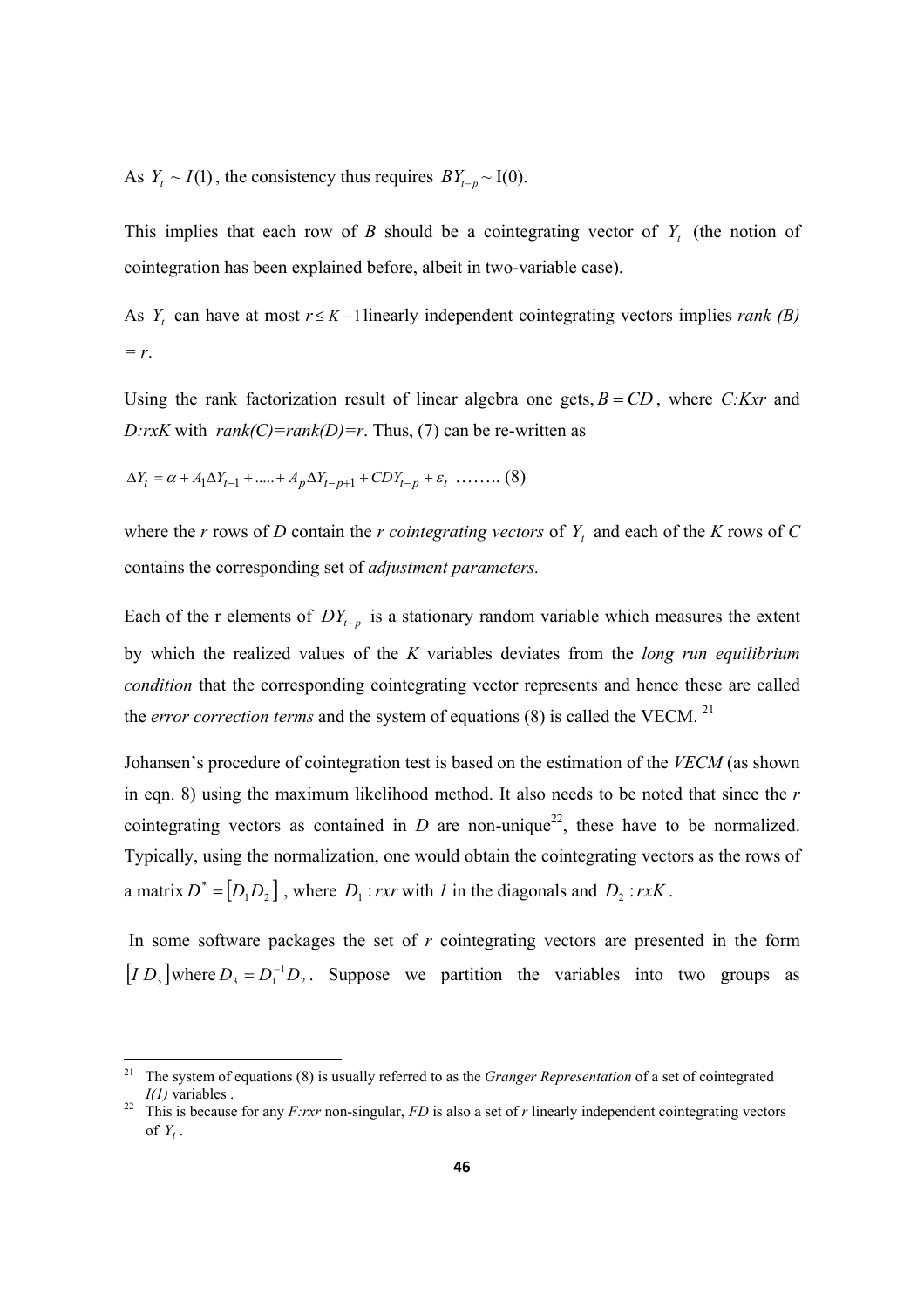As $Y_t \sim I(1)$, the consistency thus requires $BY_{t-p} \sim$ I(0).

This implies that each row of *B* should be a cointegrating vector of $Y_t$ (the notion of cointegration has been explained before, albeit in two-variable case).

As $Y_t$ can have at most $r \leq K-1$ linearly independent cointegrating vectors implies *rank (B) = r*.

Using the rank factorization result of linear algebra one gets, $B = CD$, where *C:Kxr* and *D:rxK* with *rank(C)=rank(D)=r*. Thus, (7) can be re-written as

$$\Delta Y_t = \alpha + A_1 \Delta Y_{t-1} + ..... + A_p \Delta Y_{t-p+1} + CDY_{t-p} + \varepsilon_t \text{ …….. (8)}$$

where the *r* rows of *D* contain the *r cointegrating vectors* of $Y_t$ and each of the *K* rows of *C* contains the corresponding set of *adjustment parameters.*

Each of the r elements of $DY_{t-p}$ is a stationary random variable which measures the extent by which the realized values of the *K* variables deviates from the *long run equilibrium condition* that the corresponding cointegrating vector represents and hence these are called the *error correction terms* and the system of equations (8) is called the VECM. [21]

Johansen's procedure of cointegration test is based on the estimation of the *VECM* (as shown in eqn. 8) using the maximum likelihood method. It also needs to be noted that since the *r* cointegrating vectors as contained in *D* are non-unique[22], these have to be normalized. Typically, using the normalization, one would obtain the cointegrating vectors as the rows of a matrix $D^* = [D_1 D_2]$, where $D_1 : rxr$ with *1* in the diagonals and $D_2 : rxK$.

In some software packages the set of *r* cointegrating vectors are presented in the form $[I \ D_3]$ where $D_3 = D_1^{-1} D_2$. Suppose we partition the variables into two groups as

---

[21] The system of equations (8) is usually referred to as the *Granger Representation* of a set of cointegrated *I(1)* variables .

[22] This is because for any *F:rxr* non-singular, *FD* is also a set of *r* linearly independent cointegrating vectors of $Y_t$.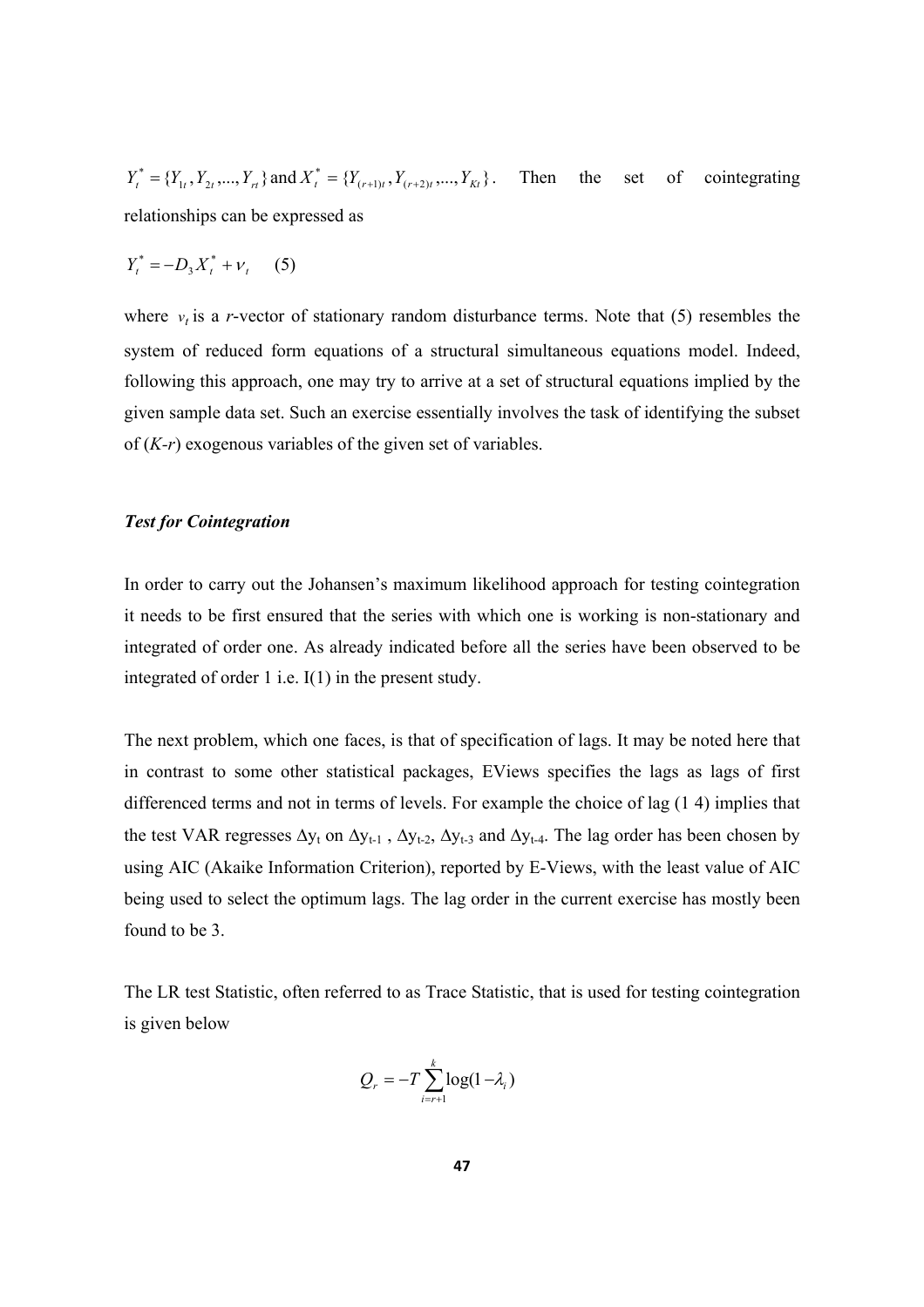$Y_t^* = \{Y_{1t}, Y_{2t}, ..., Y_{rt}\}$ and $X_t^* = \{Y_{(r+1)t}, Y_{(r+2)t}, ..., Y_{Kt}\}$. Then the set of cointegrating relationships can be expressed as

$$Y_t^* = -D_3 X_t^* + \nu_t \quad (5)$$

where $\nu_t$ is a $r$-vector of stationary random disturbance terms. Note that (5) resembles the system of reduced form equations of a structural simultaneous equations model. Indeed, following this approach, one may try to arrive at a set of structural equations implied by the given sample data set. Such an exercise essentially involves the task of identifying the subset of (*K-r*) exogenous variables of the given set of variables.

***Test for Cointegration***

In order to carry out the Johansen's maximum likelihood approach for testing cointegration it needs to be first ensured that the series with which one is working is non-stationary and integrated of order one. As already indicated before all the series have been observed to be integrated of order 1 i.e. I(1) in the present study.

The next problem, which one faces, is that of specification of lags. It may be noted here that in contrast to some other statistical packages, EViews specifies the lags as lags of first differenced terms and not in terms of levels. For example the choice of lag (1 4) implies that the test VAR regresses $\Delta y_t$ on $\Delta y_{t-1}$ , $\Delta y_{t-2}$, $\Delta y_{t-3}$ and $\Delta y_{t-4}$. The lag order has been chosen by using AIC (Akaike Information Criterion), reported by E-Views, with the least value of AIC being used to select the optimum lags. The lag order in the current exercise has mostly been found to be 3.

The LR test Statistic, often referred to as Trace Statistic, that is used for testing cointegration is given below

$$Q_r = -T \sum_{i=r+1}^{k} \log(1 - \lambda_i)$$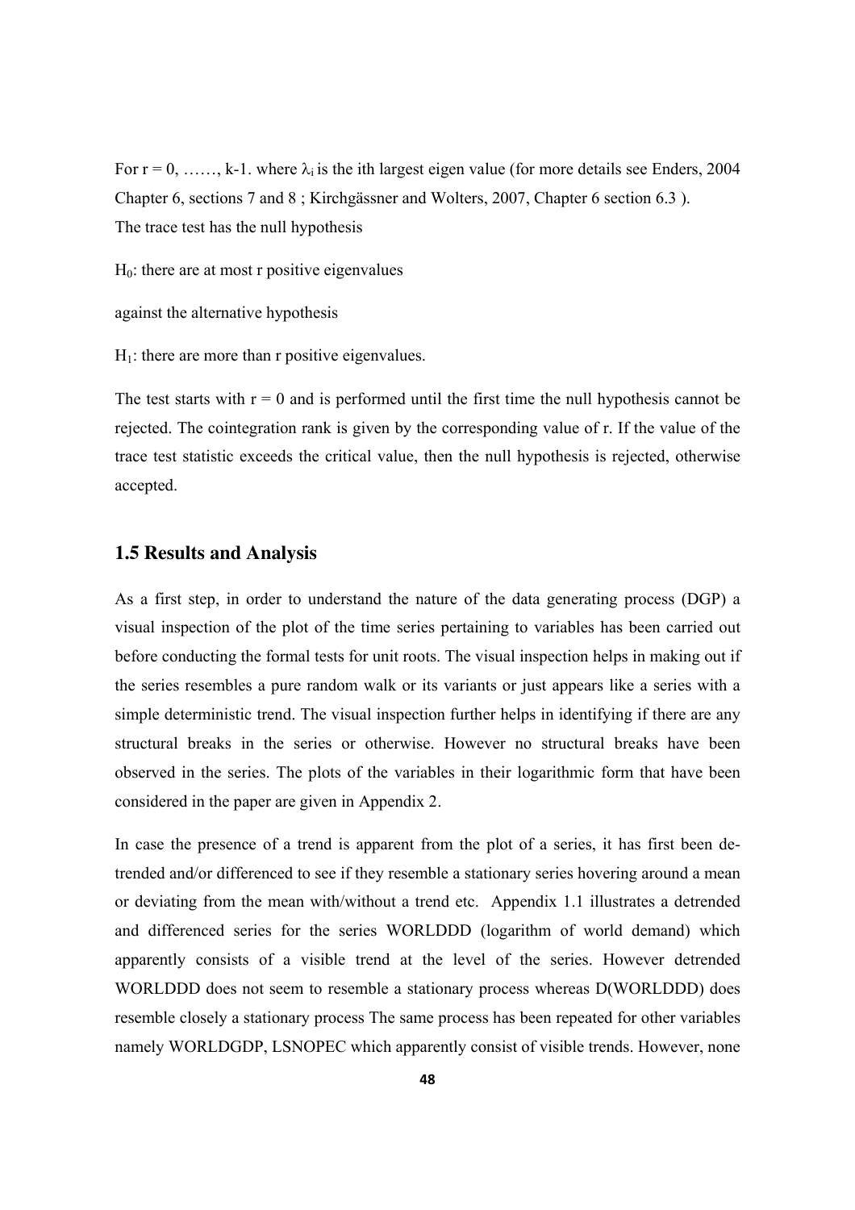For $r = 0, \ldots\ldots, k-1$. where $\lambda_i$ is the ith largest eigen value (for more details see Enders, 2004 Chapter 6, sections 7 and 8 ; Kirchgässner and Wolters, 2007, Chapter 6 section 6.3 ).
The trace test has the null hypothesis

$H_0$: there are at most r positive eigenvalues

against the alternative hypothesis

$H_1$: there are more than r positive eigenvalues.

The test starts with $r = 0$ and is performed until the first time the null hypothesis cannot be rejected. The cointegration rank is given by the corresponding value of r. If the value of the trace test statistic exceeds the critical value, then the null hypothesis is rejected, otherwise accepted.

## 1.5 Results and Analysis

As a first step, in order to understand the nature of the data generating process (DGP) a visual inspection of the plot of the time series pertaining to variables has been carried out before conducting the formal tests for unit roots. The visual inspection helps in making out if the series resembles a pure random walk or its variants or just appears like a series with a simple deterministic trend. The visual inspection further helps in identifying if there are any structural breaks in the series or otherwise. However no structural breaks have been observed in the series. The plots of the variables in their logarithmic form that have been considered in the paper are given in Appendix 2.

In case the presence of a trend is apparent from the plot of a series, it has first been de-trended and/or differenced to see if they resemble a stationary series hovering around a mean or deviating from the mean with/without a trend etc. Appendix 1.1 illustrates a detrended and differenced series for the series WORLDDD (logarithm of world demand) which apparently consists of a visible trend at the level of the series. However detrended WORLDDD does not seem to resemble a stationary process whereas D(WORLDDD) does resemble closely a stationary process The same process has been repeated for other variables namely WORLDGDP, LSNOPEC which apparently consist of visible trends. However, none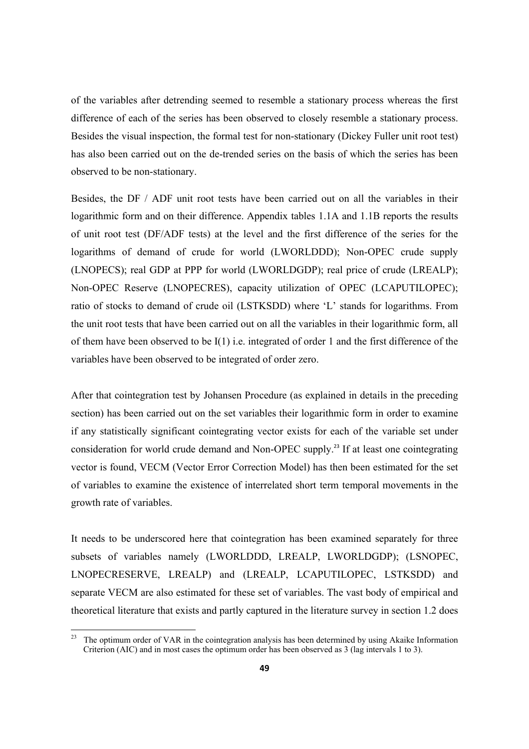of the variables after detrending seemed to resemble a stationary process whereas the first difference of each of the series has been observed to closely resemble a stationary process. Besides the visual inspection, the formal test for non-stationary (Dickey Fuller unit root test) has also been carried out on the de-trended series on the basis of which the series has been observed to be non-stationary.

Besides, the DF / ADF unit root tests have been carried out on all the variables in their logarithmic form and on their difference. Appendix tables 1.1A and 1.1B reports the results of unit root test (DF/ADF tests) at the level and the first difference of the series for the logarithms of demand of crude for world (LWORLDDD); Non-OPEC crude supply (LNOPECS); real GDP at PPP for world (LWORLDGDP); real price of crude (LREALP); Non-OPEC Reserve (LNOPECRES), capacity utilization of OPEC (LCAPUTILOPEC); ratio of stocks to demand of crude oil (LSTKSDD) where 'L' stands for logarithms. From the unit root tests that have been carried out on all the variables in their logarithmic form, all of them have been observed to be I(1) i.e. integrated of order 1 and the first difference of the variables have been observed to be integrated of order zero.

After that cointegration test by Johansen Procedure (as explained in details in the preceding section) has been carried out on the set variables their logarithmic form in order to examine if any statistically significant cointegrating vector exists for each of the variable set under consideration for world crude demand and Non-OPEC supply.[23] If at least one cointegrating vector is found, VECM (Vector Error Correction Model) has then been estimated for the set of variables to examine the existence of interrelated short term temporal movements in the growth rate of variables.

It needs to be underscored here that cointegration has been examined separately for three subsets of variables namely (LWORLDDD, LREALP, LWORLDGDP); (LSNOPEC, LNOPECRESERVE, LREALP) and (LREALP, LCAPUTILOPEC, LSTKSDD) and separate VECM are also estimated for these set of variables. The vast body of empirical and theoretical literature that exists and partly captured in the literature survey in section 1.2 does

[23] The optimum order of VAR in the cointegration analysis has been determined by using Akaike Information Criterion (AIC) and in most cases the optimum order has been observed as 3 (lag intervals 1 to 3).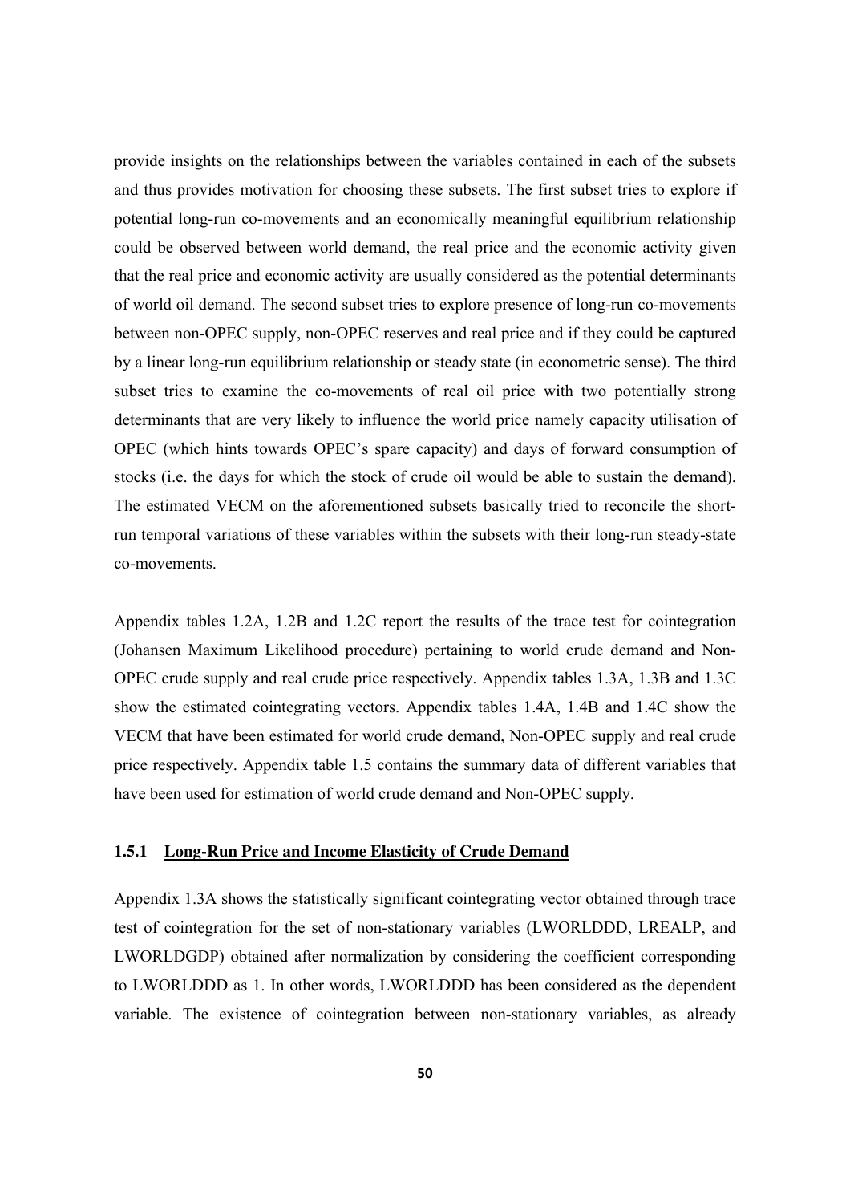provide insights on the relationships between the variables contained in each of the subsets and thus provides motivation for choosing these subsets. The first subset tries to explore if potential long-run co-movements and an economically meaningful equilibrium relationship could be observed between world demand, the real price and the economic activity given that the real price and economic activity are usually considered as the potential determinants of world oil demand. The second subset tries to explore presence of long-run co-movements between non-OPEC supply, non-OPEC reserves and real price and if they could be captured by a linear long-run equilibrium relationship or steady state (in econometric sense). The third subset tries to examine the co-movements of real oil price with two potentially strong determinants that are very likely to influence the world price namely capacity utilisation of OPEC (which hints towards OPEC's spare capacity) and days of forward consumption of stocks (i.e. the days for which the stock of crude oil would be able to sustain the demand). The estimated VECM on the aforementioned subsets basically tried to reconcile the short-run temporal variations of these variables within the subsets with their long-run steady-state co-movements.

Appendix tables 1.2A, 1.2B and 1.2C report the results of the trace test for cointegration (Johansen Maximum Likelihood procedure) pertaining to world crude demand and Non-OPEC crude supply and real crude price respectively. Appendix tables 1.3A, 1.3B and 1.3C show the estimated cointegrating vectors. Appendix tables 1.4A, 1.4B and 1.4C show the VECM that have been estimated for world crude demand, Non-OPEC supply and real crude price respectively. Appendix table 1.5 contains the summary data of different variables that have been used for estimation of world crude demand and Non-OPEC supply.

### 1.5.1 Long-Run Price and Income Elasticity of Crude Demand

Appendix 1.3A shows the statistically significant cointegrating vector obtained through trace test of cointegration for the set of non-stationary variables (LWORLDDD, LREALP, and LWORLDGDP) obtained after normalization by considering the coefficient corresponding to LWORLDDD as 1. In other words, LWORLDDD has been considered as the dependent variable. The existence of cointegration between non-stationary variables, as already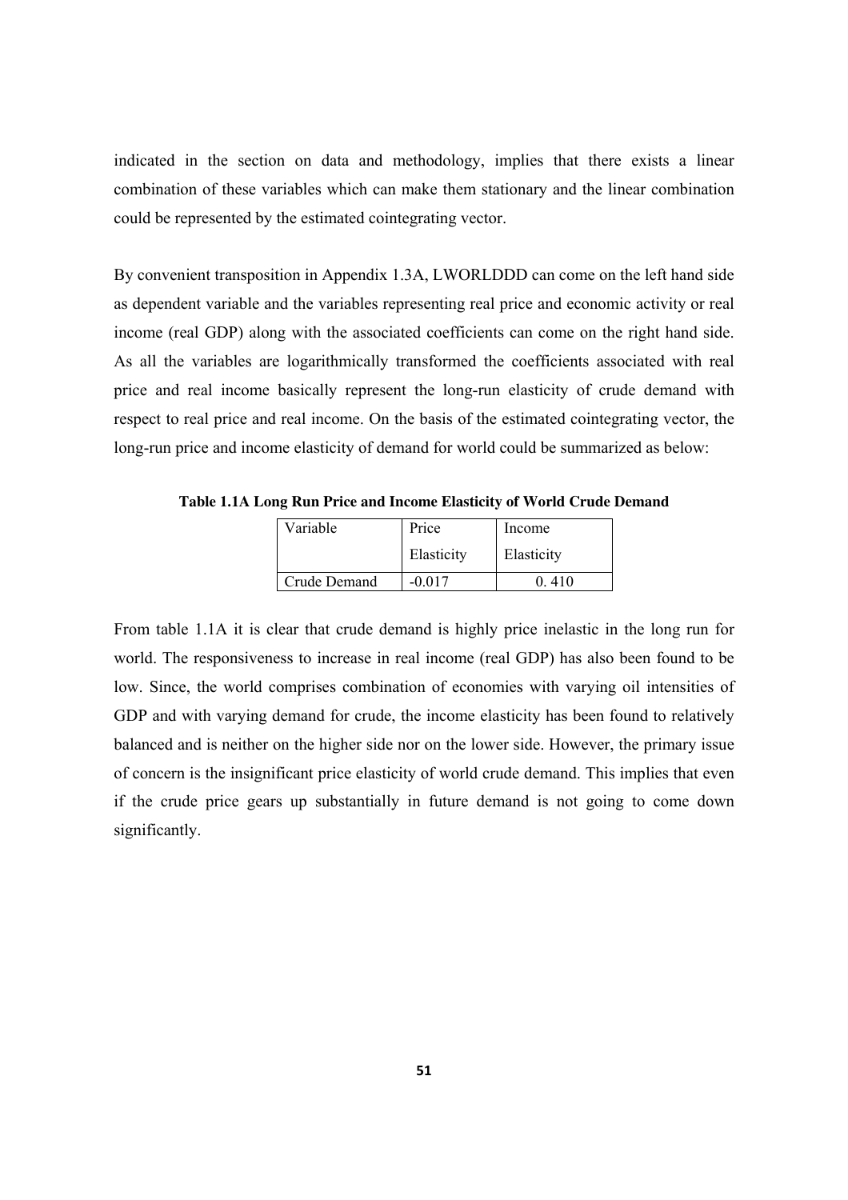indicated in the section on data and methodology, implies that there exists a linear combination of these variables which can make them stationary and the linear combination could be represented by the estimated cointegrating vector.

By convenient transposition in Appendix 1.3A, LWORLDDD can come on the left hand side as dependent variable and the variables representing real price and economic activity or real income (real GDP) along with the associated coefficients can come on the right hand side. As all the variables are logarithmically transformed the coefficients associated with real price and real income basically represent the long-run elasticity of crude demand with respect to real price and real income. On the basis of the estimated cointegrating vector, the long-run price and income elasticity of demand for world could be summarized as below:

**Table 1.1A Long Run Price and Income Elasticity of World Crude Demand**

| Variable | Price Elasticity | Income Elasticity |
|---|---|---|
| Crude Demand | -0.017 | 0. 410 |

From table 1.1A it is clear that crude demand is highly price inelastic in the long run for world. The responsiveness to increase in real income (real GDP) has also been found to be low. Since, the world comprises combination of economies with varying oil intensities of GDP and with varying demand for crude, the income elasticity has been found to relatively balanced and is neither on the higher side nor on the lower side. However, the primary issue of concern is the insignificant price elasticity of world crude demand. This implies that even if the crude price gears up substantially in future demand is not going to come down significantly.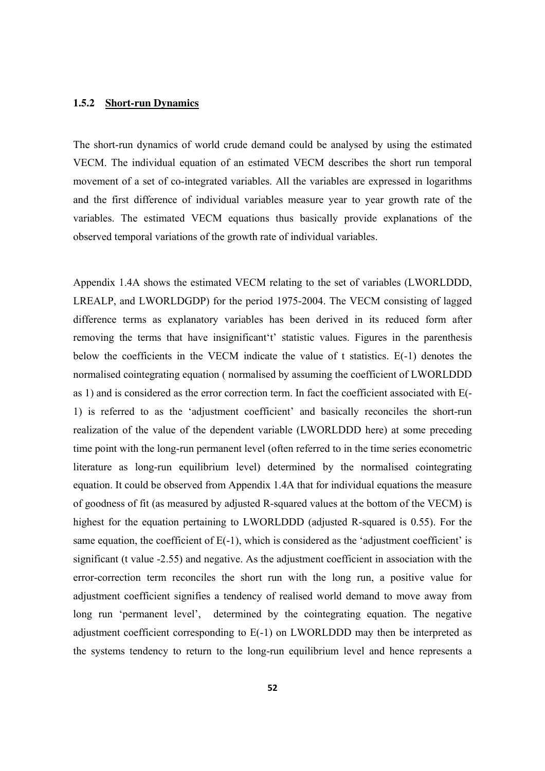### 1.5.2 <u>Short-run Dynamics</u>

The short-run dynamics of world crude demand could be analysed by using the estimated VECM. The individual equation of an estimated VECM describes the short run temporal movement of a set of co-integrated variables. All the variables are expressed in logarithms and the first difference of individual variables measure year to year growth rate of the variables. The estimated VECM equations thus basically provide explanations of the observed temporal variations of the growth rate of individual variables.

Appendix 1.4A shows the estimated VECM relating to the set of variables (LWORLDDD, LREALP, and LWORLDGDP) for the period 1975-2004. The VECM consisting of lagged difference terms as explanatory variables has been derived in its reduced form after removing the terms that have insignificant't' statistic values. Figures in the parenthesis below the coefficients in the VECM indicate the value of t statistics. E(-1) denotes the normalised cointegrating equation ( normalised by assuming the coefficient of LWORLDDD as 1) and is considered as the error correction term. In fact the coefficient associated with E(-1) is referred to as the 'adjustment coefficient' and basically reconciles the short-run realization of the value of the dependent variable (LWORLDDD here) at some preceding time point with the long-run permanent level (often referred to in the time series econometric literature as long-run equilibrium level) determined by the normalised cointegrating equation. It could be observed from Appendix 1.4A that for individual equations the measure of goodness of fit (as measured by adjusted R-squared values at the bottom of the VECM) is highest for the equation pertaining to LWORLDDD (adjusted R-squared is 0.55). For the same equation, the coefficient of E(-1), which is considered as the 'adjustment coefficient' is significant (t value -2.55) and negative. As the adjustment coefficient in association with the error-correction term reconciles the short run with the long run, a positive value for adjustment coefficient signifies a tendency of realised world demand to move away from long run 'permanent level', determined by the cointegrating equation. The negative adjustment coefficient corresponding to E(-1) on LWORLDDD may then be interpreted as the systems tendency to return to the long-run equilibrium level and hence represents a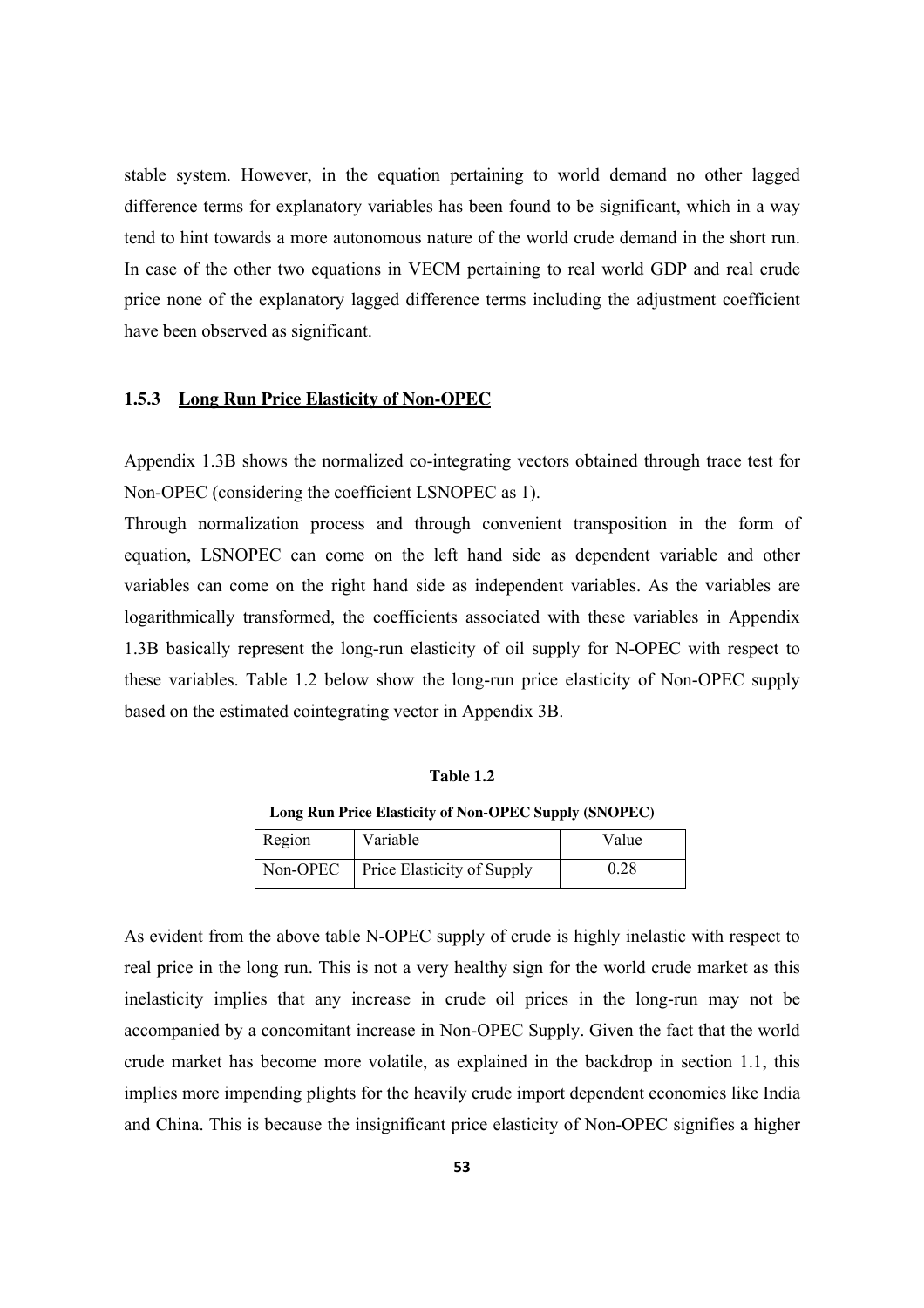stable system. However, in the equation pertaining to world demand no other lagged difference terms for explanatory variables has been found to be significant, which in a way tend to hint towards a more autonomous nature of the world crude demand in the short run. In case of the other two equations in VECM pertaining to real world GDP and real crude price none of the explanatory lagged difference terms including the adjustment coefficient have been observed as significant.

### 1.5.3 Long Run Price Elasticity of Non-OPEC

Appendix 1.3B shows the normalized co-integrating vectors obtained through trace test for Non-OPEC (considering the coefficient LSNOPEC as 1).

Through normalization process and through convenient transposition in the form of equation, LSNOPEC can come on the left hand side as dependent variable and other variables can come on the right hand side as independent variables. As the variables are logarithmically transformed, the coefficients associated with these variables in Appendix 1.3B basically represent the long-run elasticity of oil supply for N-OPEC with respect to these variables. Table 1.2 below show the long-run price elasticity of Non-OPEC supply based on the estimated cointegrating vector in Appendix 3B.

**Table 1.2**

**Long Run Price Elasticity of Non-OPEC Supply (SNOPEC)**

| Region | Variable | Value |
|---|---|---|
| Non-OPEC | Price Elasticity of Supply | 0.28 |

As evident from the above table N-OPEC supply of crude is highly inelastic with respect to real price in the long run. This is not a very healthy sign for the world crude market as this inelasticity implies that any increase in crude oil prices in the long-run may not be accompanied by a concomitant increase in Non-OPEC Supply. Given the fact that the world crude market has become more volatile, as explained in the backdrop in section 1.1, this implies more impending plights for the heavily crude import dependent economies like India and China. This is because the insignificant price elasticity of Non-OPEC signifies a higher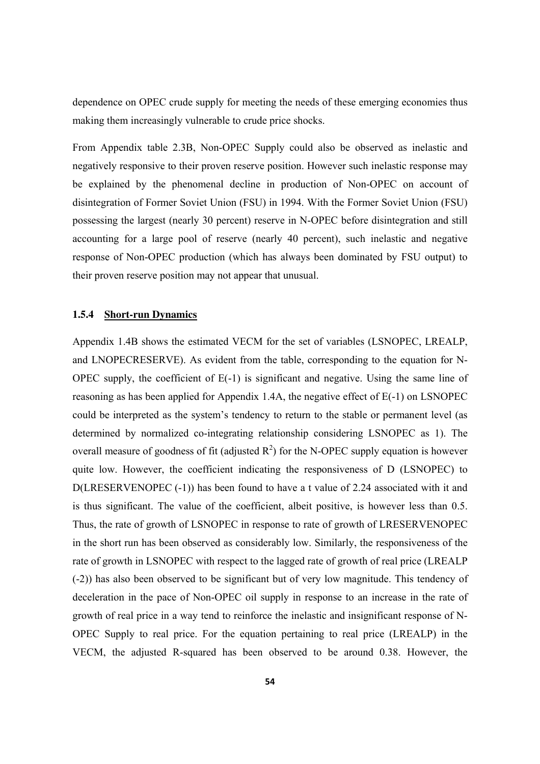dependence on OPEC crude supply for meeting the needs of these emerging economies thus making them increasingly vulnerable to crude price shocks.

From Appendix table 2.3B, Non-OPEC Supply could also be observed as inelastic and negatively responsive to their proven reserve position. However such inelastic response may be explained by the phenomenal decline in production of Non-OPEC on account of disintegration of Former Soviet Union (FSU) in 1994. With the Former Soviet Union (FSU) possessing the largest (nearly 30 percent) reserve in N-OPEC before disintegration and still accounting for a large pool of reserve (nearly 40 percent), such inelastic and negative response of Non-OPEC production (which has always been dominated by FSU output) to their proven reserve position may not appear that unusual.

### 1.5.4 **Short-run Dynamics**

Appendix 1.4B shows the estimated VECM for the set of variables (LSNOPEC, LREALP, and LNOPECRESERVE). As evident from the table, corresponding to the equation for N-OPEC supply, the coefficient of E(-1) is significant and negative. Using the same line of reasoning as has been applied for Appendix 1.4A, the negative effect of E(-1) on LSNOPEC could be interpreted as the system's tendency to return to the stable or permanent level (as determined by normalized co-integrating relationship considering LSNOPEC as 1). The overall measure of goodness of fit (adjusted $R^2$) for the N-OPEC supply equation is however quite low. However, the coefficient indicating the responsiveness of D (LSNOPEC) to D(LRESERVENOPEC (-1)) has been found to have a t value of 2.24 associated with it and is thus significant. The value of the coefficient, albeit positive, is however less than 0.5. Thus, the rate of growth of LSNOPEC in response to rate of growth of LRESERVENOPEC in the short run has been observed as considerably low. Similarly, the responsiveness of the rate of growth in LSNOPEC with respect to the lagged rate of growth of real price (LREALP (-2)) has also been observed to be significant but of very low magnitude. This tendency of deceleration in the pace of Non-OPEC oil supply in response to an increase in the rate of growth of real price in a way tend to reinforce the inelastic and insignificant response of N-OPEC Supply to real price. For the equation pertaining to real price (LREALP) in the VECM, the adjusted R-squared has been observed to be around 0.38. However, the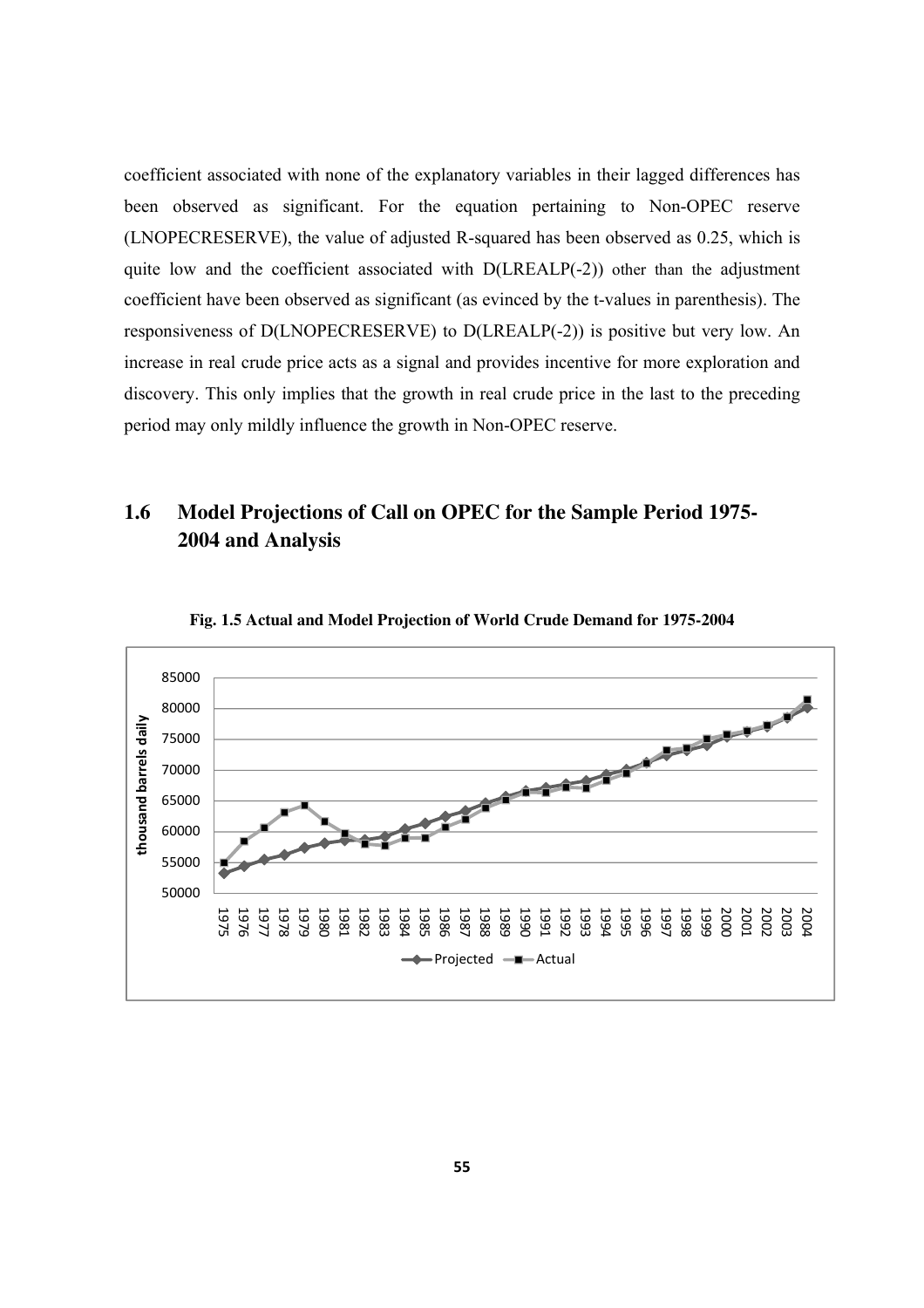coefficient associated with none of the explanatory variables in their lagged differences has been observed as significant. For the equation pertaining to Non-OPEC reserve (LNOPECRESERVE), the value of adjusted R-squared has been observed as 0.25, which is quite low and the coefficient associated with D(LREALP(-2)) other than the adjustment coefficient have been observed as significant (as evinced by the t-values in parenthesis). The responsiveness of D(LNOPECRESERVE) to D(LREALP(-2)) is positive but very low. An increase in real crude price acts as a signal and provides incentive for more exploration and discovery. This only implies that the growth in real crude price in the last to the preceding period may only mildly influence the growth in Non-OPEC reserve.

## 1.6 Model Projections of Call on OPEC for the Sample Period 1975-2004 and Analysis

**Fig. 1.5 Actual and Model Projection of World Crude Demand for 1975-2004**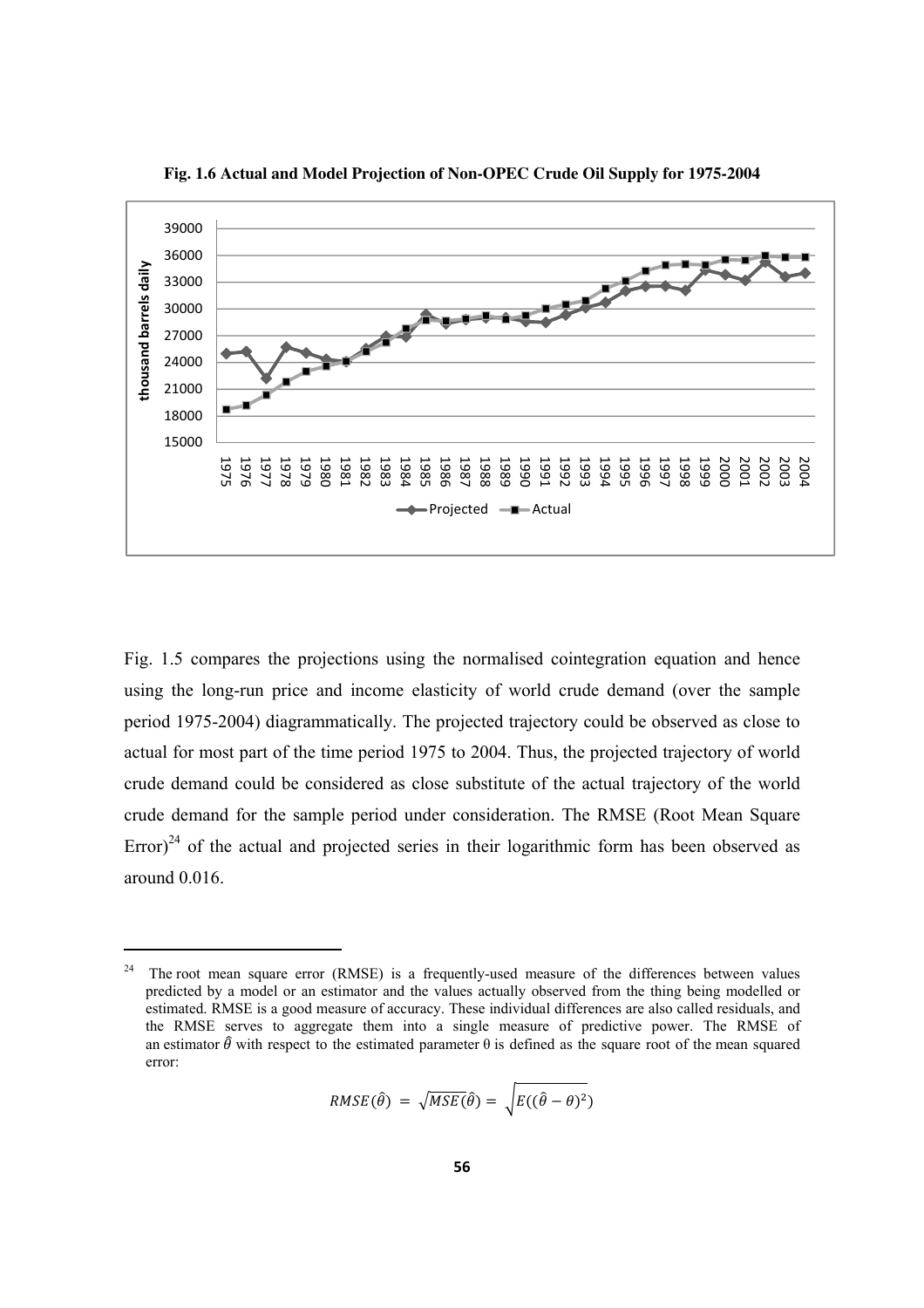**Fig. 1.6 Actual and Model Projection of Non-OPEC Crude Oil Supply for 1975-2004**

Fig. 1.5 compares the projections using the normalised cointegration equation and hence using the long-run price and income elasticity of world crude demand (over the sample period 1975-2004) diagrammatically. The projected trajectory could be observed as close to actual for most part of the time period 1975 to 2004. Thus, the projected trajectory of world crude demand could be considered as close substitute of the actual trajectory of the world crude demand for the sample period under consideration. The RMSE (Root Mean Square Error)[24] of the actual and projected series in their logarithmic form has been observed as around 0.016.

---

[24] The root mean square error (RMSE) is a frequently-used measure of the differences between values predicted by a model or an estimator and the values actually observed from the thing being modelled or estimated. RMSE is a good measure of accuracy. These individual differences are also called residuals, and the RMSE serves to aggregate them into a single measure of predictive power. The RMSE of an estimator $\hat{\theta}$ with respect to the estimated parameter θ is defined as the square root of the mean squared error:

$$RMSE(\hat{\theta}) = \sqrt{MSE(\hat{\theta})} = \sqrt{E((\hat{\theta} - \theta)^2)}$$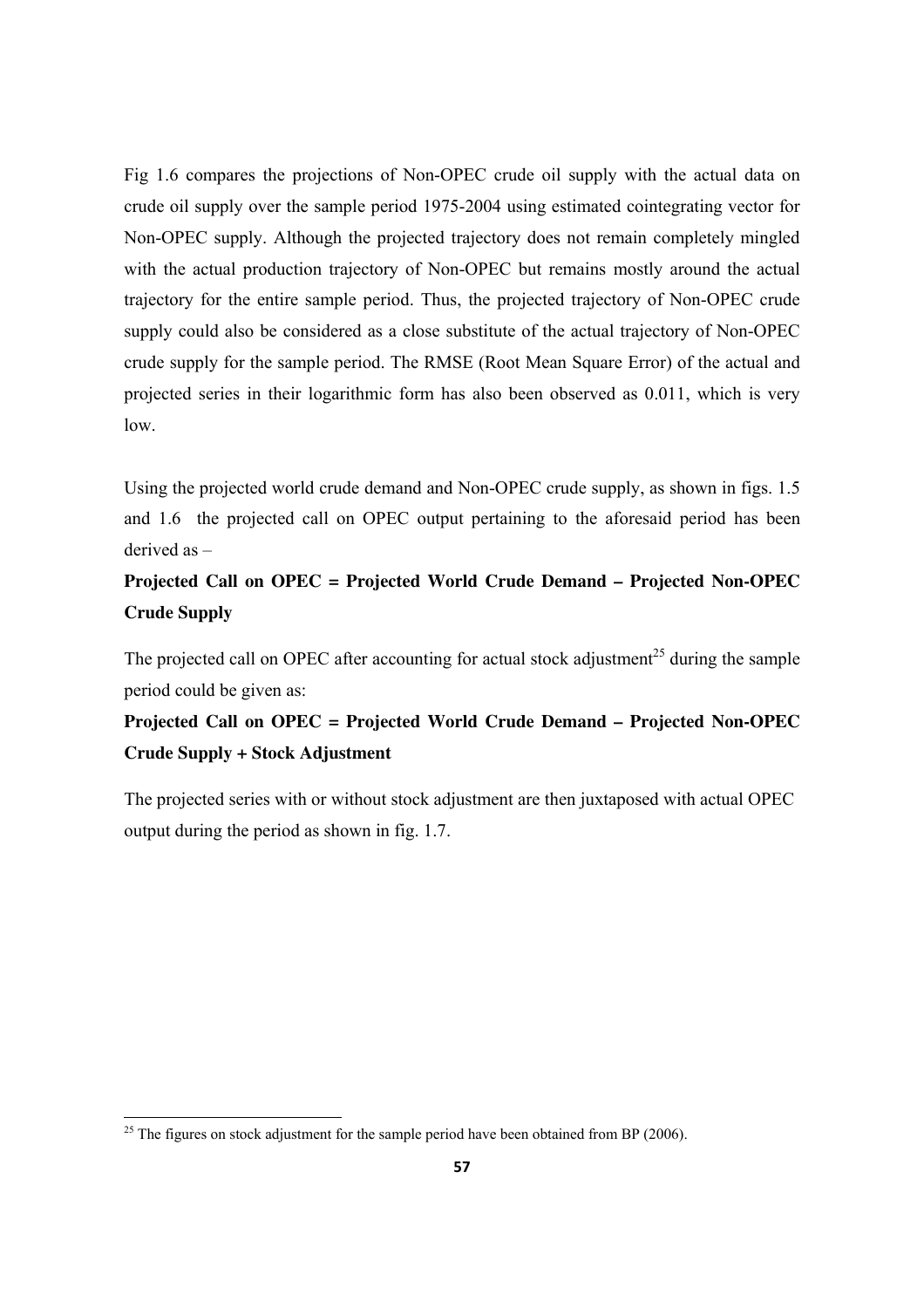Fig 1.6 compares the projections of Non-OPEC crude oil supply with the actual data on crude oil supply over the sample period 1975-2004 using estimated cointegrating vector for Non-OPEC supply. Although the projected trajectory does not remain completely mingled with the actual production trajectory of Non-OPEC but remains mostly around the actual trajectory for the entire sample period. Thus, the projected trajectory of Non-OPEC crude supply could also be considered as a close substitute of the actual trajectory of Non-OPEC crude supply for the sample period. The RMSE (Root Mean Square Error) of the actual and projected series in their logarithmic form has also been observed as 0.011, which is very low.

Using the projected world crude demand and Non-OPEC crude supply, as shown in figs. 1.5 and 1.6 the projected call on OPEC output pertaining to the aforesaid period has been derived as –

**Projected Call on OPEC = Projected World Crude Demand – Projected Non-OPEC Crude Supply**

The projected call on OPEC after accounting for actual stock adjustment[25] during the sample period could be given as:

**Projected Call on OPEC = Projected World Crude Demand – Projected Non-OPEC Crude Supply + Stock Adjustment**

The projected series with or without stock adjustment are then juxtaposed with actual OPEC output during the period as shown in fig. 1.7.

[25] The figures on stock adjustment for the sample period have been obtained from BP (2006).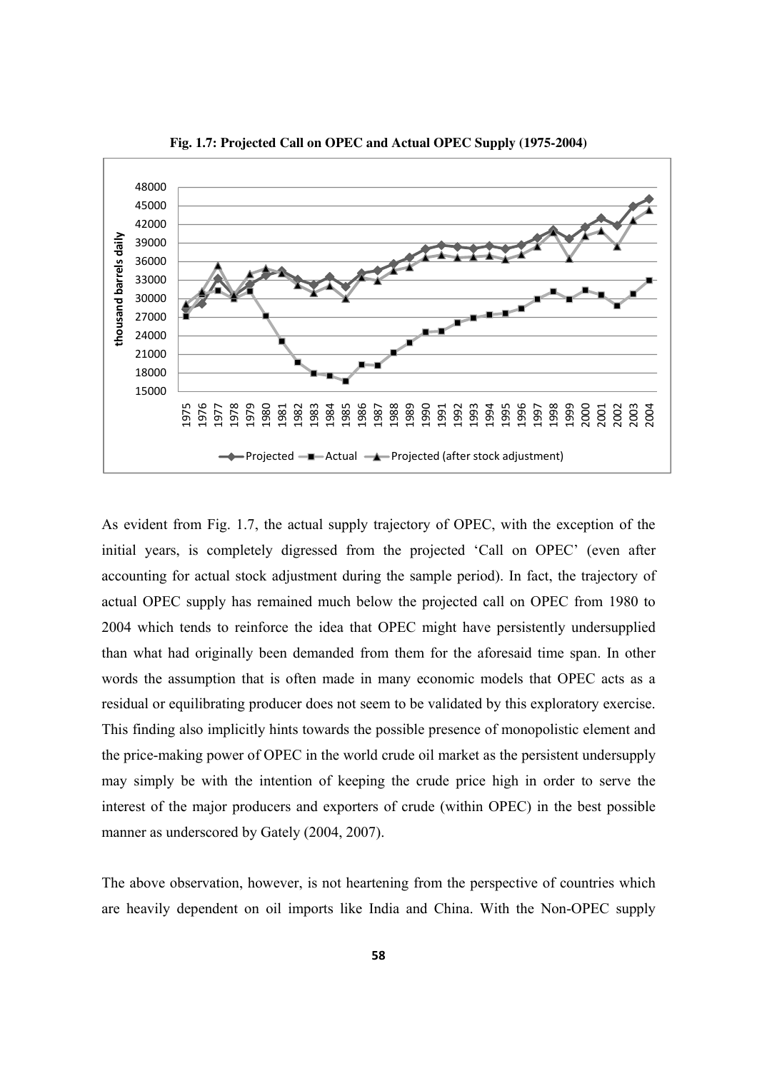**Fig. 1.7: Projected Call on OPEC and Actual OPEC Supply (1975-2004)**

As evident from Fig. 1.7, the actual supply trajectory of OPEC, with the exception of the initial years, is completely digressed from the projected 'Call on OPEC' (even after accounting for actual stock adjustment during the sample period). In fact, the trajectory of actual OPEC supply has remained much below the projected call on OPEC from 1980 to 2004 which tends to reinforce the idea that OPEC might have persistently undersupplied than what had originally been demanded from them for the aforesaid time span. In other words the assumption that is often made in many economic models that OPEC acts as a residual or equilibrating producer does not seem to be validated by this exploratory exercise. This finding also implicitly hints towards the possible presence of monopolistic element and the price-making power of OPEC in the world crude oil market as the persistent undersupply may simply be with the intention of keeping the crude price high in order to serve the interest of the major producers and exporters of crude (within OPEC) in the best possible manner as underscored by Gately (2004, 2007).

The above observation, however, is not heartening from the perspective of countries which are heavily dependent on oil imports like India and China. With the Non-OPEC supply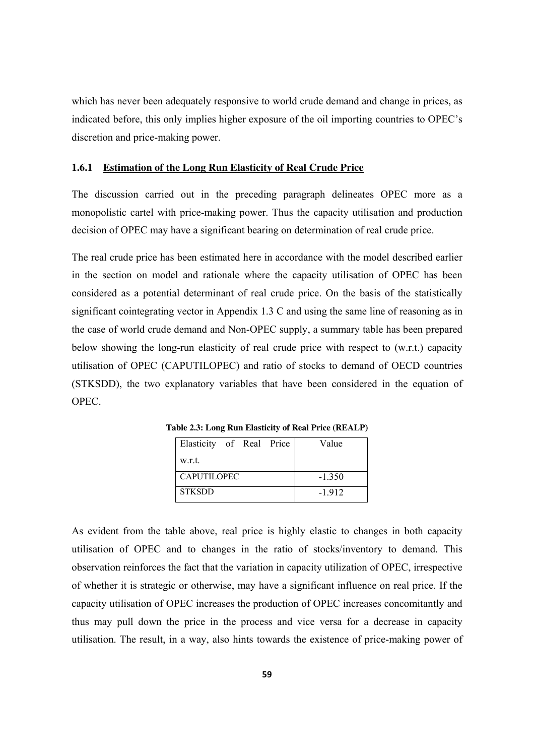which has never been adequately responsive to world crude demand and change in prices, as indicated before, this only implies higher exposure of the oil importing countries to OPEC's discretion and price-making power.

### 1.6.1 Estimation of the Long Run Elasticity of Real Crude Price

The discussion carried out in the preceding paragraph delineates OPEC more as a monopolistic cartel with price-making power. Thus the capacity utilisation and production decision of OPEC may have a significant bearing on determination of real crude price.

The real crude price has been estimated here in accordance with the model described earlier in the section on model and rationale where the capacity utilisation of OPEC has been considered as a potential determinant of real crude price. On the basis of the statistically significant cointegrating vector in Appendix 1.3 C and using the same line of reasoning as in the case of world crude demand and Non-OPEC supply, a summary table has been prepared below showing the long-run elasticity of real crude price with respect to (w.r.t.) capacity utilisation of OPEC (CAPUTILOPEC) and ratio of stocks to demand of OECD countries (STKSDD), the two explanatory variables that have been considered in the equation of OPEC.

**Table 2.3: Long Run Elasticity of Real Price (REALP)**

| Elasticity of Real Price w.r.t. | Value |
|---|---|
| CAPUTILOPEC | -1.350 |
| STKSDD | -1.912 |

As evident from the table above, real price is highly elastic to changes in both capacity utilisation of OPEC and to changes in the ratio of stocks/inventory to demand. This observation reinforces the fact that the variation in capacity utilization of OPEC, irrespective of whether it is strategic or otherwise, may have a significant influence on real price. If the capacity utilisation of OPEC increases the production of OPEC increases concomitantly and thus may pull down the price in the process and vice versa for a decrease in capacity utilisation. The result, in a way, also hints towards the existence of price-making power of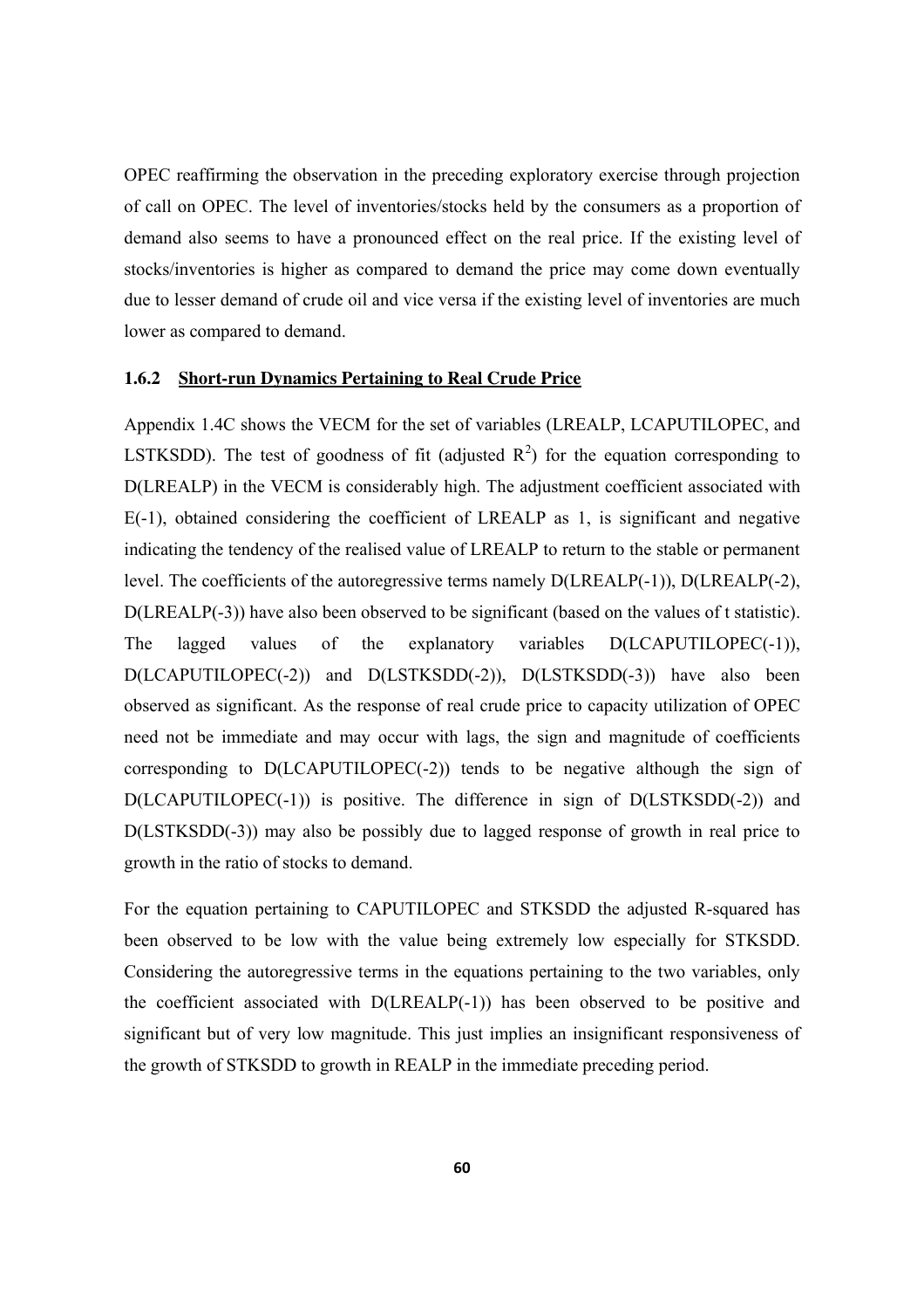OPEC reaffirming the observation in the preceding exploratory exercise through projection of call on OPEC. The level of inventories/stocks held by the consumers as a proportion of demand also seems to have a pronounced effect on the real price. If the existing level of stocks/inventories is higher as compared to demand the price may come down eventually due to lesser demand of crude oil and vice versa if the existing level of inventories are much lower as compared to demand.

### 1.6.2 Short-run Dynamics Pertaining to Real Crude Price

Appendix 1.4C shows the VECM for the set of variables (LREALP, LCAPUTILOPEC, and LSTKSDD). The test of goodness of fit (adjusted $R^2$) for the equation corresponding to D(LREALP) in the VECM is considerably high. The adjustment coefficient associated with E(-1), obtained considering the coefficient of LREALP as 1, is significant and negative indicating the tendency of the realised value of LREALP to return to the stable or permanent level. The coefficients of the autoregressive terms namely D(LREALP(-1)), D(LREALP(-2), D(LREALP(-3)) have also been observed to be significant (based on the values of t statistic). The lagged values of the explanatory variables D(LCAPUTILOPEC(-1)), D(LCAPUTILOPEC(-2)) and D(LSTKSDD(-2)), D(LSTKSDD(-3)) have also been observed as significant. As the response of real crude price to capacity utilization of OPEC need not be immediate and may occur with lags, the sign and magnitude of coefficients corresponding to D(LCAPUTILOPEC(-2)) tends to be negative although the sign of D(LCAPUTILOPEC(-1)) is positive. The difference in sign of D(LSTKSDD(-2)) and D(LSTKSDD(-3)) may also be possibly due to lagged response of growth in real price to growth in the ratio of stocks to demand.

For the equation pertaining to CAPUTILOPEC and STKSDD the adjusted R-squared has been observed to be low with the value being extremely low especially for STKSDD. Considering the autoregressive terms in the equations pertaining to the two variables, only the coefficient associated with D(LREALP(-1)) has been observed to be positive and significant but of very low magnitude. This just implies an insignificant responsiveness of the growth of STKSDD to growth in REALP in the immediate preceding period.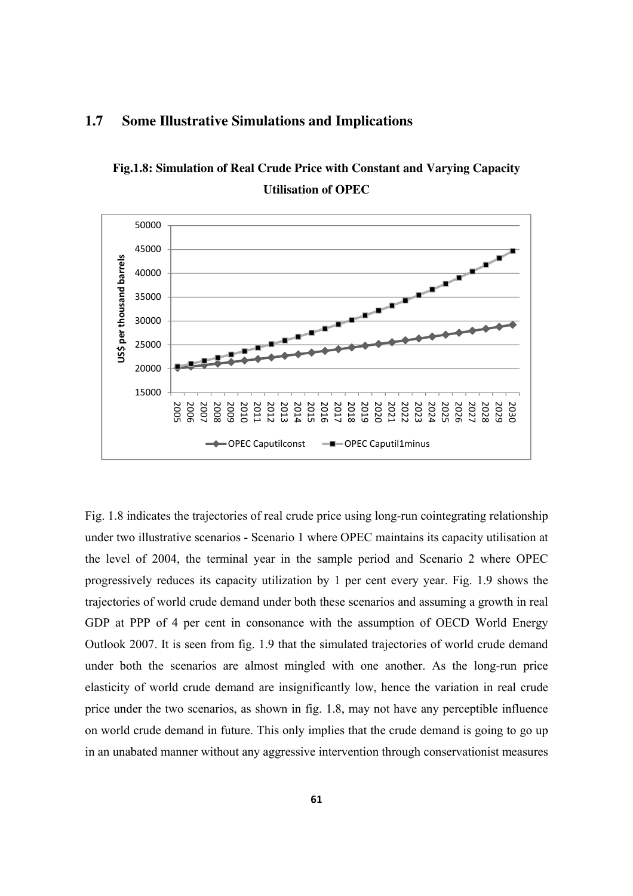## 1.7 Some Illustrative Simulations and Implications

**Fig.1.8: Simulation of Real Crude Price with Constant and Varying Capacity Utilisation of OPEC**

Fig. 1.8 indicates the trajectories of real crude price using long-run cointegrating relationship under two illustrative scenarios - Scenario 1 where OPEC maintains its capacity utilisation at the level of 2004, the terminal year in the sample period and Scenario 2 where OPEC progressively reduces its capacity utilization by 1 per cent every year. Fig. 1.9 shows the trajectories of world crude demand under both these scenarios and assuming a growth in real GDP at PPP of 4 per cent in consonance with the assumption of OECD World Energy Outlook 2007. It is seen from fig. 1.9 that the simulated trajectories of world crude demand under both the scenarios are almost mingled with one another. As the long-run price elasticity of world crude demand are insignificantly low, hence the variation in real crude price under the two scenarios, as shown in fig. 1.8, may not have any perceptible influence on world crude demand in future. This only implies that the crude demand is going to go up in an unabated manner without any aggressive intervention through conservationist measures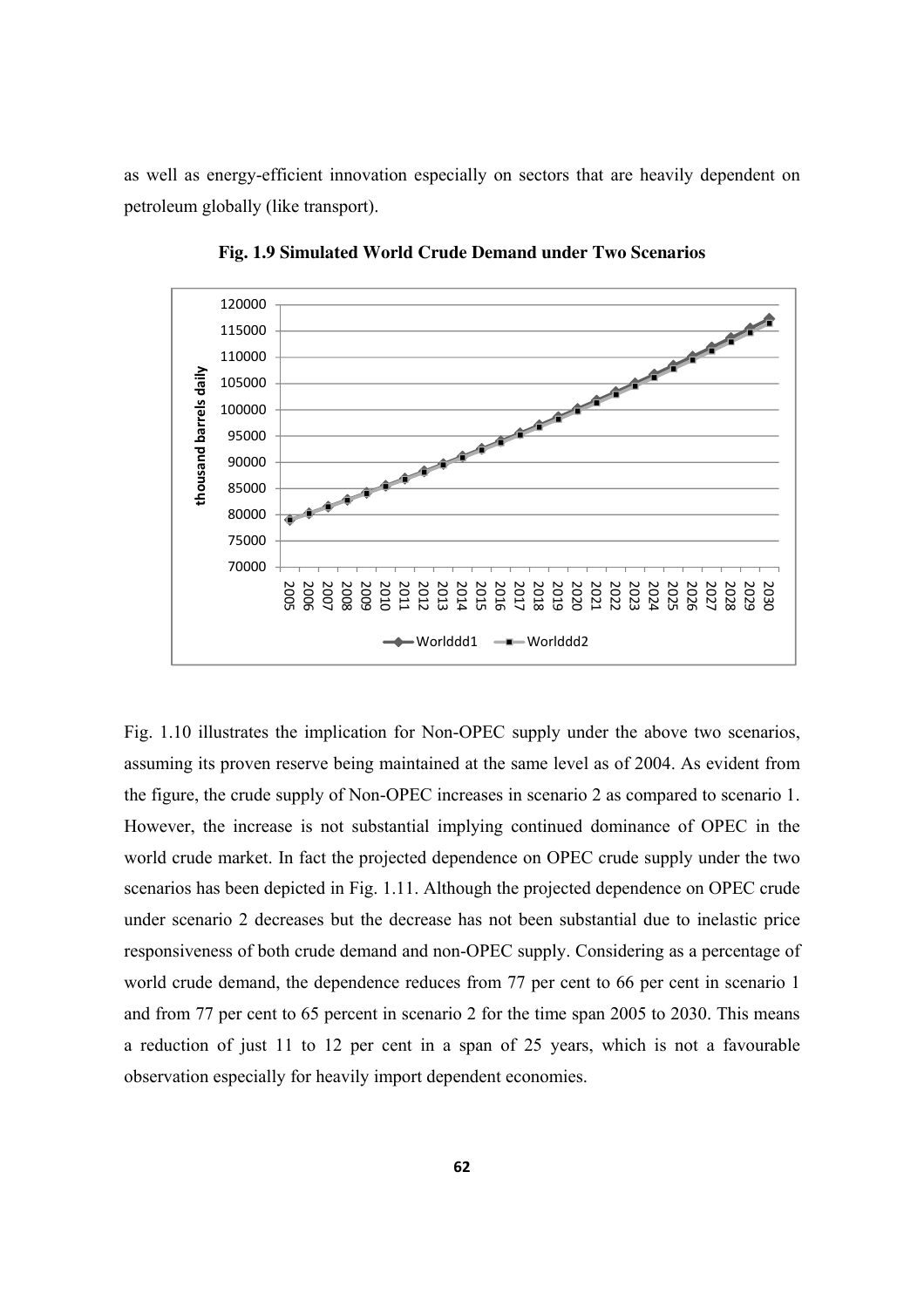as well as energy-efficient innovation especially on sectors that are heavily dependent on petroleum globally (like transport).

**Fig. 1.9 Simulated World Crude Demand under Two Scenarios**

Fig. 1.10 illustrates the implication for Non-OPEC supply under the above two scenarios, assuming its proven reserve being maintained at the same level as of 2004. As evident from the figure, the crude supply of Non-OPEC increases in scenario 2 as compared to scenario 1. However, the increase is not substantial implying continued dominance of OPEC in the world crude market. In fact the projected dependence on OPEC crude supply under the two scenarios has been depicted in Fig. 1.11. Although the projected dependence on OPEC crude under scenario 2 decreases but the decrease has not been substantial due to inelastic price responsiveness of both crude demand and non-OPEC supply. Considering as a percentage of world crude demand, the dependence reduces from 77 per cent to 66 per cent in scenario 1 and from 77 per cent to 65 percent in scenario 2 for the time span 2005 to 2030. This means a reduction of just 11 to 12 per cent in a span of 25 years, which is not a favourable observation especially for heavily import dependent economies.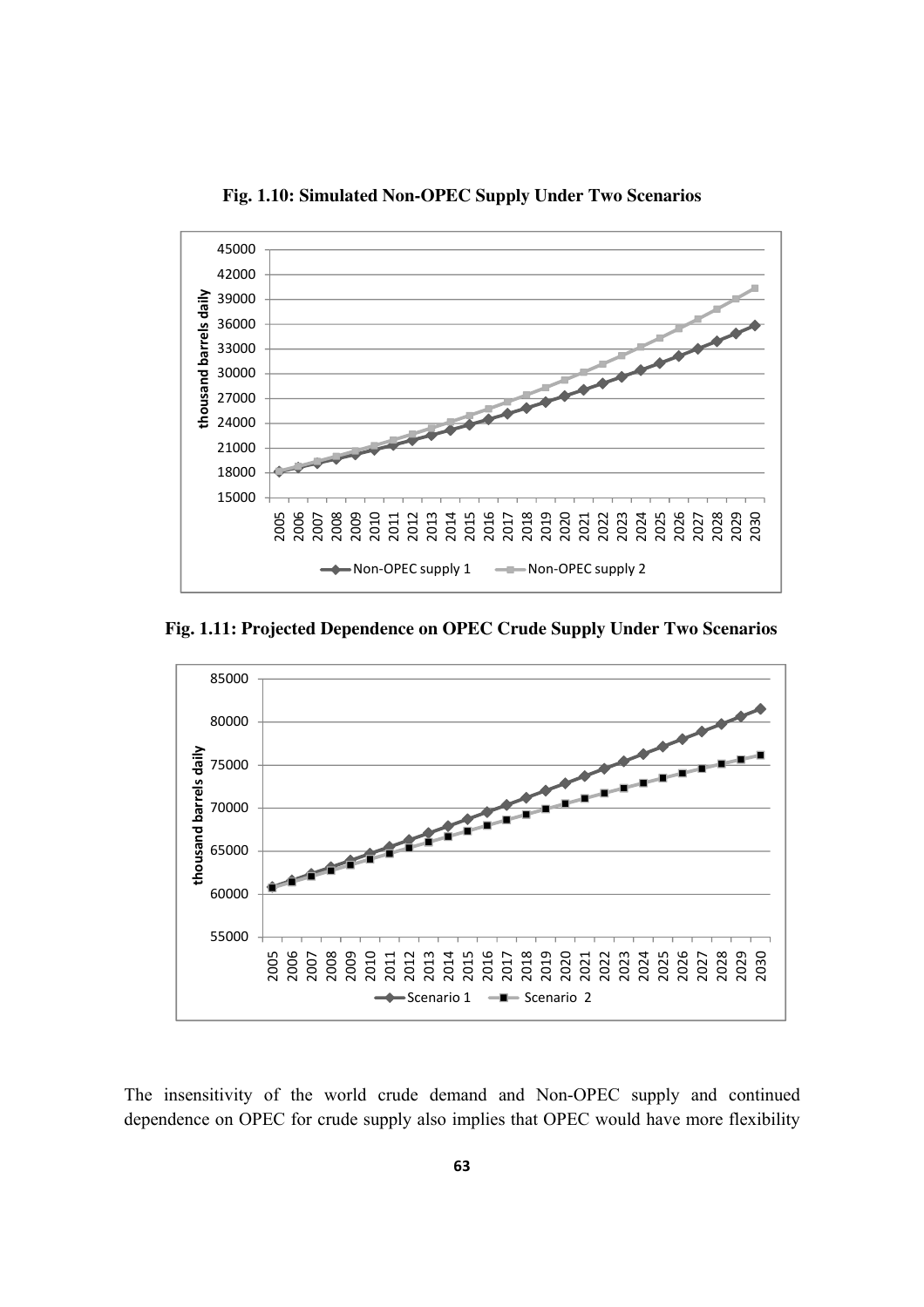**Fig. 1.10: Simulated Non-OPEC Supply Under Two Scenarios**

**Fig. 1.11: Projected Dependence on OPEC Crude Supply Under Two Scenarios**

The insensitivity of the world crude demand and Non-OPEC supply and continued dependence on OPEC for crude supply also implies that OPEC would have more flexibility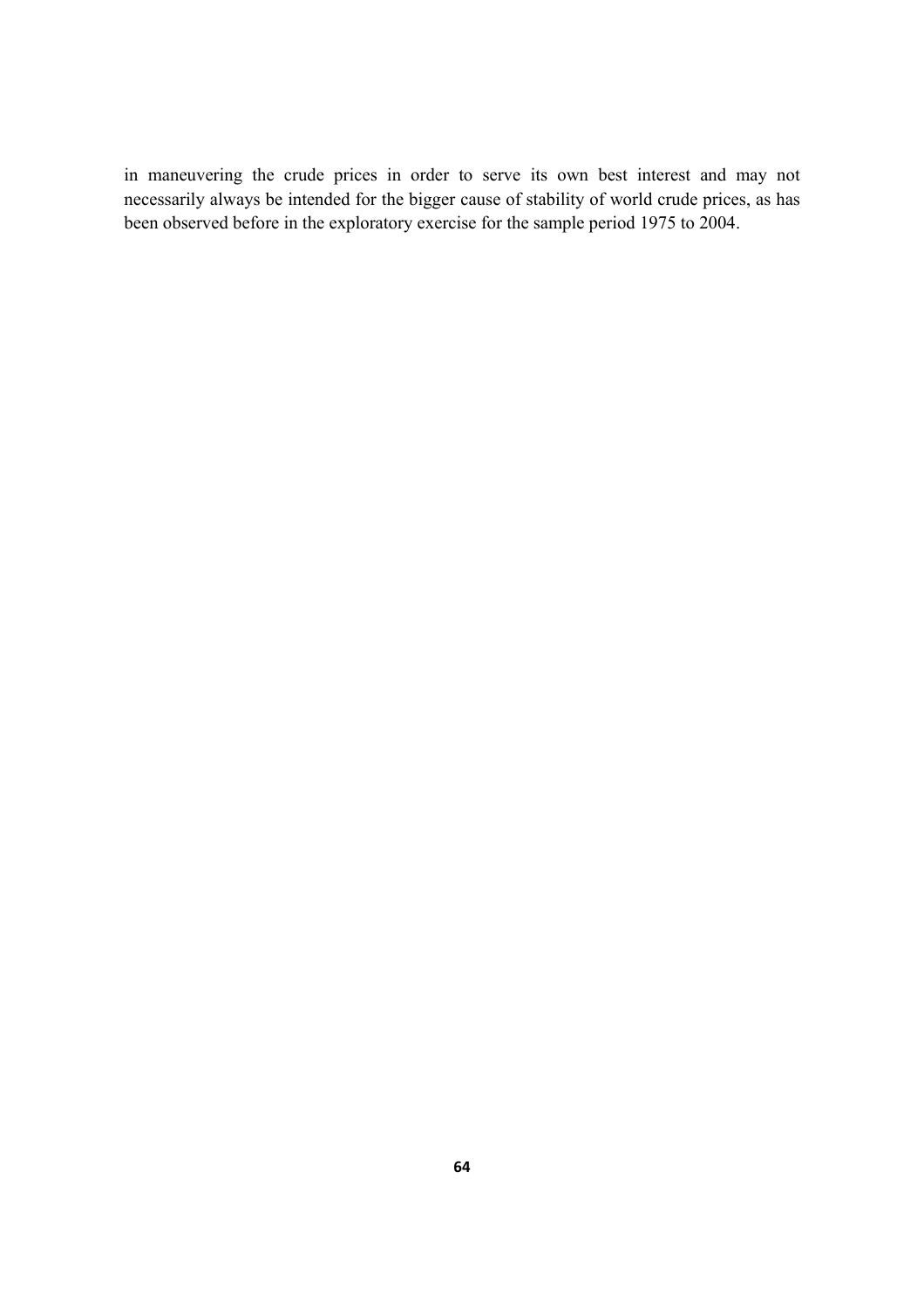in maneuvering the crude prices in order to serve its own best interest and may not necessarily always be intended for the bigger cause of stability of world crude prices, as has been observed before in the exploratory exercise for the sample period 1975 to 2004.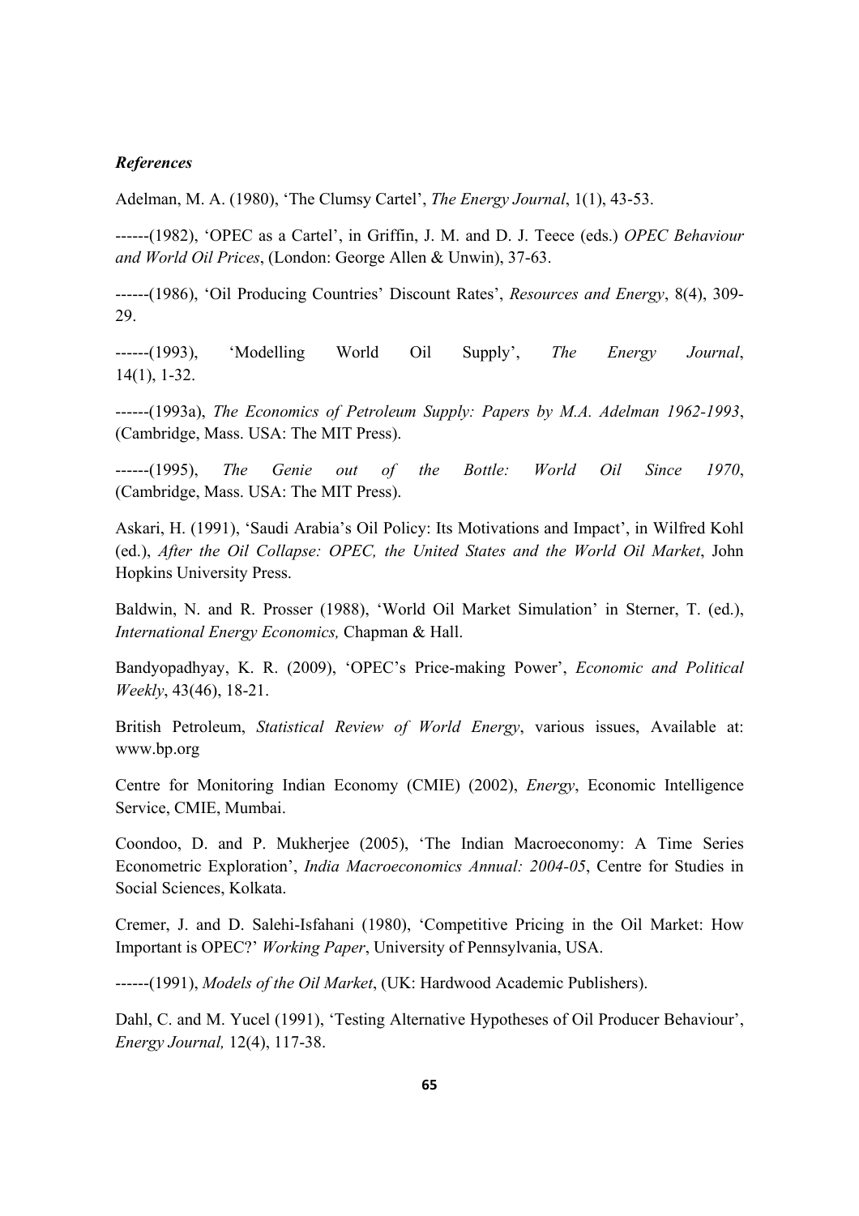### *References*

Adelman, M. A. (1980), 'The Clumsy Cartel', *The Energy Journal*, 1(1), 43-53.

------(1982), 'OPEC as a Cartel', in Griffin, J. M. and D. J. Teece (eds.) *OPEC Behaviour and World Oil Prices*, (London: George Allen & Unwin), 37-63.

------(1986), 'Oil Producing Countries' Discount Rates', *Resources and Energy*, 8(4), 309-29.

------(1993), 'Modelling World Oil Supply', *The Energy Journal*, 14(1), 1-32.

------(1993a), *The Economics of Petroleum Supply: Papers by M.A. Adelman 1962-1993*, (Cambridge, Mass. USA: The MIT Press).

------(1995), *The Genie out of the Bottle: World Oil Since 1970*, (Cambridge, Mass. USA: The MIT Press).

Askari, H. (1991), 'Saudi Arabia's Oil Policy: Its Motivations and Impact', in Wilfred Kohl (ed.), *After the Oil Collapse: OPEC, the United States and the World Oil Market*, John Hopkins University Press.

Baldwin, N. and R. Prosser (1988), 'World Oil Market Simulation' in Sterner, T. (ed.), *International Energy Economics,* Chapman & Hall.

Bandyopadhyay, K. R. (2009), 'OPEC's Price-making Power', *Economic and Political Weekly*, 43(46), 18-21.

British Petroleum, *Statistical Review of World Energy*, various issues, Available at: www.bp.org

Centre for Monitoring Indian Economy (CMIE) (2002), *Energy*, Economic Intelligence Service, CMIE, Mumbai.

Coondoo, D. and P. Mukherjee (2005), 'The Indian Macroeconomy: A Time Series Econometric Exploration', *India Macroeconomics Annual: 2004-05*, Centre for Studies in Social Sciences, Kolkata.

Cremer, J. and D. Salehi-Isfahani (1980), 'Competitive Pricing in the Oil Market: How Important is OPEC?' *Working Paper*, University of Pennsylvania, USA.

------(1991), *Models of the Oil Market*, (UK: Hardwood Academic Publishers).

Dahl, C. and M. Yucel (1991), 'Testing Alternative Hypotheses of Oil Producer Behaviour', *Energy Journal,* 12(4), 117-38.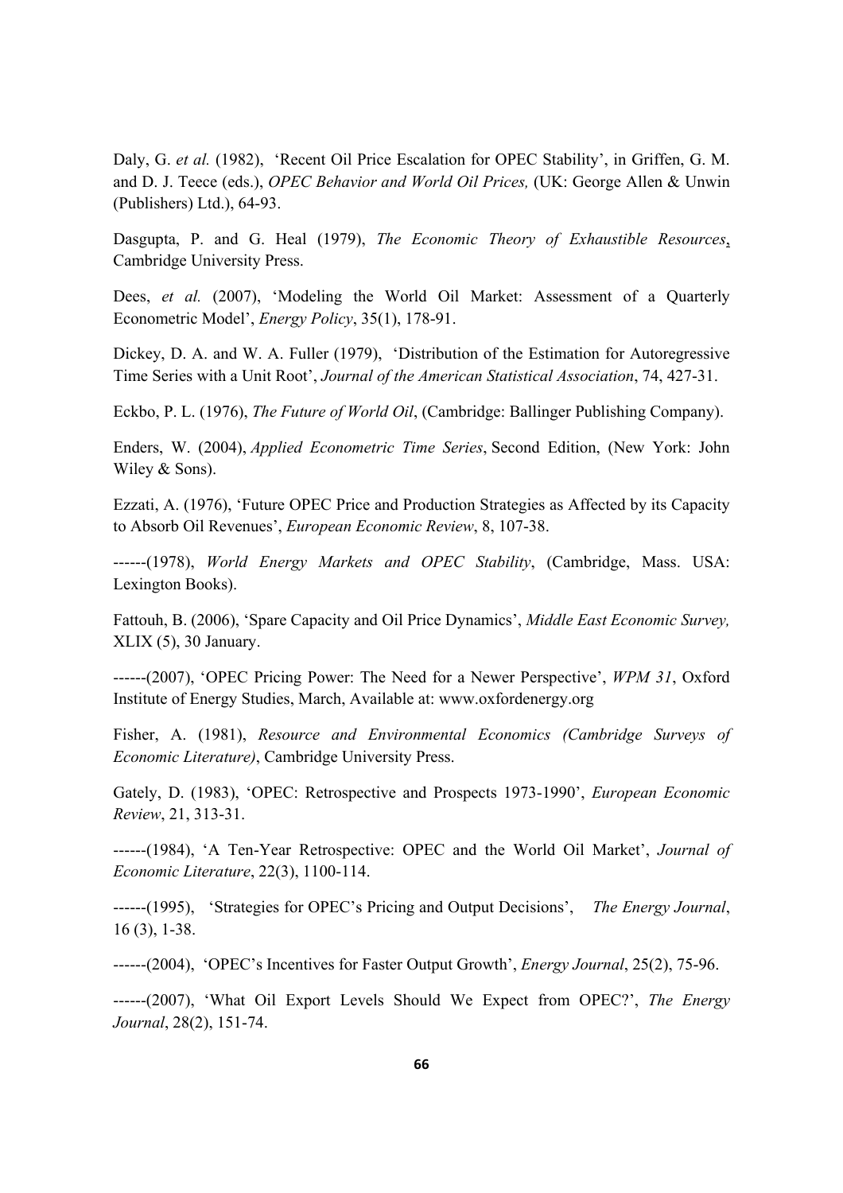Daly, G. *et al.* (1982), 'Recent Oil Price Escalation for OPEC Stability', in Griffen, G. M. and D. J. Teece (eds.), *OPEC Behavior and World Oil Prices,* (UK: George Allen & Unwin (Publishers) Ltd.), 64-93.

Dasgupta, P. and G. Heal (1979), *The Economic Theory of Exhaustible Resources*, Cambridge University Press.

Dees, *et al.* (2007), 'Modeling the World Oil Market: Assessment of a Quarterly Econometric Model', *Energy Policy*, 35(1), 178-91.

Dickey, D. A. and W. A. Fuller (1979), 'Distribution of the Estimation for Autoregressive Time Series with a Unit Root', *Journal of the American Statistical Association*, 74, 427-31.

Eckbo, P. L. (1976), *The Future of World Oil*, (Cambridge: Ballinger Publishing Company).

Enders, W. (2004), *Applied Econometric Time Series*, Second Edition, (New York: John Wiley & Sons).

Ezzati, A. (1976), 'Future OPEC Price and Production Strategies as Affected by its Capacity to Absorb Oil Revenues', *European Economic Review*, 8, 107-38.

------(1978), *World Energy Markets and OPEC Stability*, (Cambridge, Mass. USA: Lexington Books).

Fattouh, B. (2006), 'Spare Capacity and Oil Price Dynamics', *Middle East Economic Survey,* XLIX (5), 30 January.

------(2007), 'OPEC Pricing Power: The Need for a Newer Perspective', *WPM 31*, Oxford Institute of Energy Studies, March, Available at: www.oxfordenergy.org

Fisher, A. (1981), *Resource and Environmental Economics (Cambridge Surveys of Economic Literature)*, Cambridge University Press.

Gately, D. (1983), 'OPEC: Retrospective and Prospects 1973-1990', *European Economic Review*, 21, 313-31.

------(1984), 'A Ten-Year Retrospective: OPEC and the World Oil Market', *Journal of Economic Literature*, 22(3), 1100-114.

------(1995), 'Strategies for OPEC's Pricing and Output Decisions', *The Energy Journal*, 16 (3), 1-38.

------(2004), 'OPEC's Incentives for Faster Output Growth', *Energy Journal*, 25(2), 75-96.

------(2007), 'What Oil Export Levels Should We Expect from OPEC?', *The Energy Journal*, 28(2), 151-74.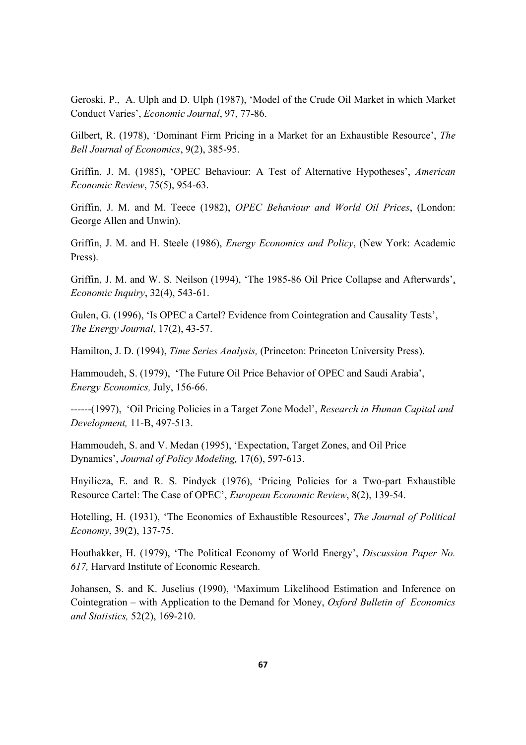Geroski, P., A. Ulph and D. Ulph (1987), 'Model of the Crude Oil Market in which Market Conduct Varies', *Economic Journal*, 97, 77-86.

Gilbert, R. (1978), 'Dominant Firm Pricing in a Market for an Exhaustible Resource', *The Bell Journal of Economics*, 9(2), 385-95.

Griffin, J. M. (1985), 'OPEC Behaviour: A Test of Alternative Hypotheses', *American Economic Review*, 75(5), 954-63.

Griffin, J. M. and M. Teece (1982), *OPEC Behaviour and World Oil Prices*, (London: George Allen and Unwin).

Griffin, J. M. and H. Steele (1986), *Energy Economics and Policy*, (New York: Academic Press).

Griffin, J. M. and W. S. Neilson (1994), 'The 1985-86 Oil Price Collapse and Afterwards', *Economic Inquiry*, 32(4), 543-61.

Gulen, G. (1996), 'Is OPEC a Cartel? Evidence from Cointegration and Causality Tests', *The Energy Journal*, 17(2), 43-57.

Hamilton, J. D. (1994), *Time Series Analysis,* (Princeton: Princeton University Press).

Hammoudeh, S. (1979), 'The Future Oil Price Behavior of OPEC and Saudi Arabia', *Energy Economics,* July, 156-66.

------(1997), 'Oil Pricing Policies in a Target Zone Model', *Research in Human Capital and Development,* 11-B, 497-513.

Hammoudeh, S. and V. Medan (1995), 'Expectation, Target Zones, and Oil Price Dynamics', *Journal of Policy Modeling,* 17(6), 597-613.

Hnyilicza, E. and R. S. Pindyck (1976), 'Pricing Policies for a Two-part Exhaustible Resource Cartel: The Case of OPEC', *European Economic Review*, 8(2), 139-54.

Hotelling, H. (1931), 'The Economics of Exhaustible Resources', *The Journal of Political Economy*, 39(2), 137-75.

Houthakker, H. (1979), 'The Political Economy of World Energy', *Discussion Paper No. 617,* Harvard Institute of Economic Research.

Johansen, S. and K. Juselius (1990), 'Maximum Likelihood Estimation and Inference on Cointegration – with Application to the Demand for Money, *Oxford Bulletin of Economics and Statistics,* 52(2), 169-210.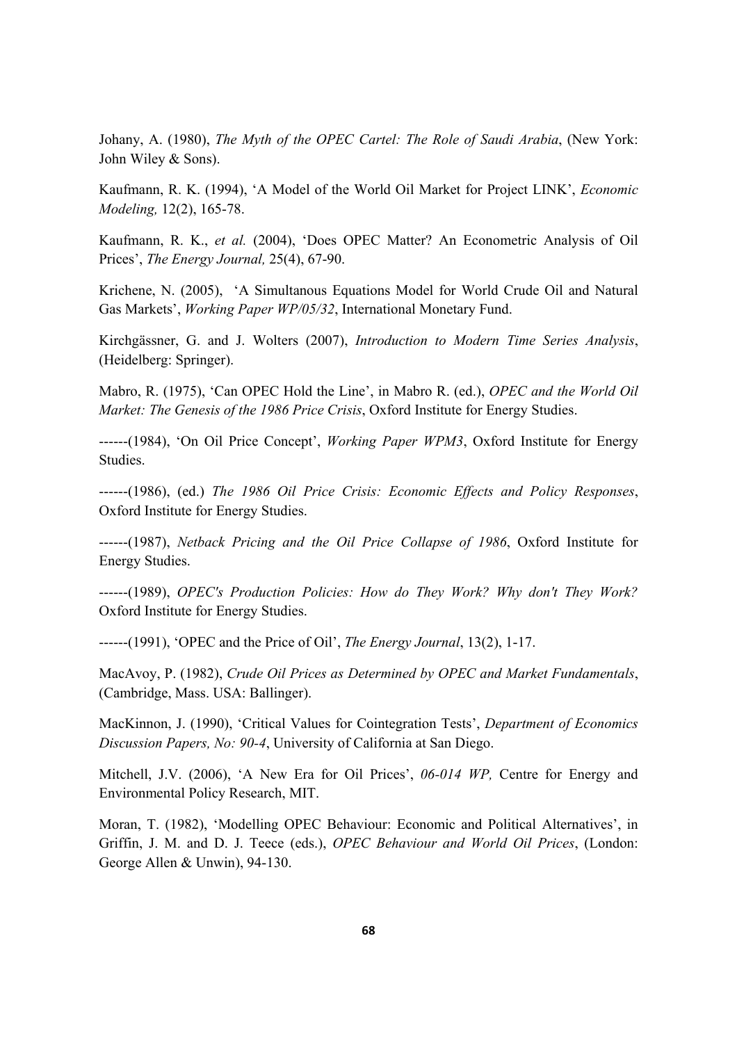Johany, A. (1980), *The Myth of the OPEC Cartel: The Role of Saudi Arabia*, (New York: John Wiley & Sons).

Kaufmann, R. K. (1994), 'A Model of the World Oil Market for Project LINK', *Economic Modeling,* 12(2), 165-78.

Kaufmann, R. K., *et al.* (2004), 'Does OPEC Matter? An Econometric Analysis of Oil Prices', *The Energy Journal,* 25(4), 67-90.

Krichene, N. (2005), 'A Simultanous Equations Model for World Crude Oil and Natural Gas Markets', *Working Paper WP/05/32*, International Monetary Fund.

Kirchgässner, G. and J. Wolters (2007), *Introduction to Modern Time Series Analysis*, (Heidelberg: Springer).

Mabro, R. (1975), 'Can OPEC Hold the Line', in Mabro R. (ed.), *OPEC and the World Oil Market: The Genesis of the 1986 Price Crisis*, Oxford Institute for Energy Studies.

------(1984), 'On Oil Price Concept', *Working Paper WPM3*, Oxford Institute for Energy Studies.

------(1986), (ed.) *The 1986 Oil Price Crisis: Economic Effects and Policy Responses*, Oxford Institute for Energy Studies.

------(1987), *Netback Pricing and the Oil Price Collapse of 1986*, Oxford Institute for Energy Studies.

------(1989), *OPEC's Production Policies: How do They Work? Why don't They Work?* Oxford Institute for Energy Studies.

------(1991), 'OPEC and the Price of Oil', *The Energy Journal*, 13(2), 1-17.

MacAvoy, P. (1982), *Crude Oil Prices as Determined by OPEC and Market Fundamentals*, (Cambridge, Mass. USA: Ballinger).

MacKinnon, J. (1990), 'Critical Values for Cointegration Tests', *Department of Economics Discussion Papers, No: 90-4*, University of California at San Diego.

Mitchell, J.V. (2006), 'A New Era for Oil Prices', *06-014 WP,* Centre for Energy and Environmental Policy Research, MIT.

Moran, T. (1982), 'Modelling OPEC Behaviour: Economic and Political Alternatives', in Griffin, J. M. and D. J. Teece (eds.), *OPEC Behaviour and World Oil Prices*, (London: George Allen & Unwin), 94-130.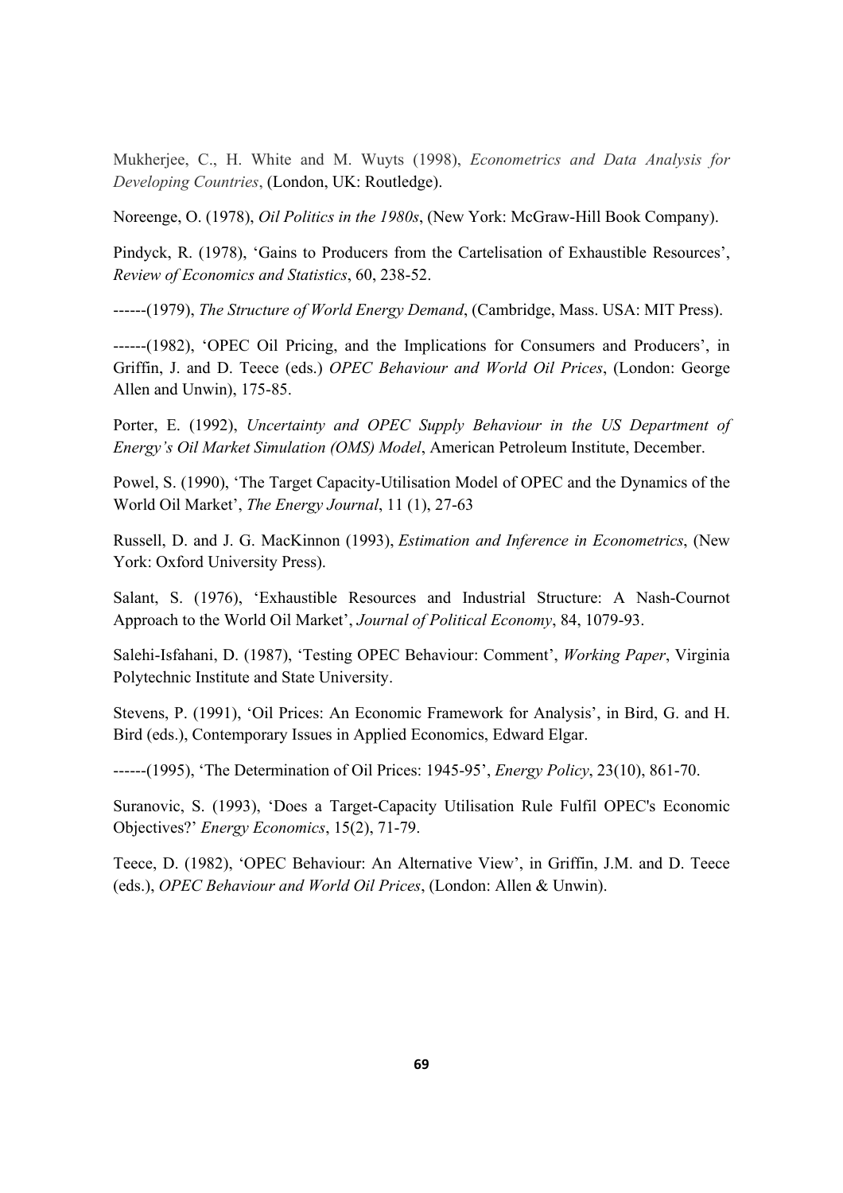Mukherjee, C., H. White and M. Wuyts (1998), *Econometrics and Data Analysis for Developing Countries*, (London, UK: Routledge).

Noreenge, O. (1978), *Oil Politics in the 1980s*, (New York: McGraw-Hill Book Company).

Pindyck, R. (1978), 'Gains to Producers from the Cartelisation of Exhaustible Resources', *Review of Economics and Statistics*, 60, 238-52.

------(1979), *The Structure of World Energy Demand*, (Cambridge, Mass. USA: MIT Press).

------(1982), 'OPEC Oil Pricing, and the Implications for Consumers and Producers', in Griffin, J. and D. Teece (eds.) *OPEC Behaviour and World Oil Prices*, (London: George Allen and Unwin), 175-85.

Porter, E. (1992), *Uncertainty and OPEC Supply Behaviour in the US Department of Energy's Oil Market Simulation (OMS) Model*, American Petroleum Institute, December.

Powel, S. (1990), 'The Target Capacity-Utilisation Model of OPEC and the Dynamics of the World Oil Market', *The Energy Journal*, 11 (1), 27-63

Russell, D. and J. G. MacKinnon (1993), *Estimation and Inference in Econometrics*, (New York: Oxford University Press).

Salant, S. (1976), 'Exhaustible Resources and Industrial Structure: A Nash-Cournot Approach to the World Oil Market', *Journal of Political Economy*, 84, 1079-93.

Salehi-Isfahani, D. (1987), 'Testing OPEC Behaviour: Comment', *Working Paper*, Virginia Polytechnic Institute and State University.

Stevens, P. (1991), 'Oil Prices: An Economic Framework for Analysis', in Bird, G. and H. Bird (eds.), Contemporary Issues in Applied Economics, Edward Elgar.

------(1995), 'The Determination of Oil Prices: 1945-95', *Energy Policy*, 23(10), 861-70.

Suranovic, S. (1993), 'Does a Target-Capacity Utilisation Rule Fulfil OPEC's Economic Objectives?' *Energy Economics*, 15(2), 71-79.

Teece, D. (1982), 'OPEC Behaviour: An Alternative View', in Griffin, J.M. and D. Teece (eds.), *OPEC Behaviour and World Oil Prices*, (London: Allen & Unwin).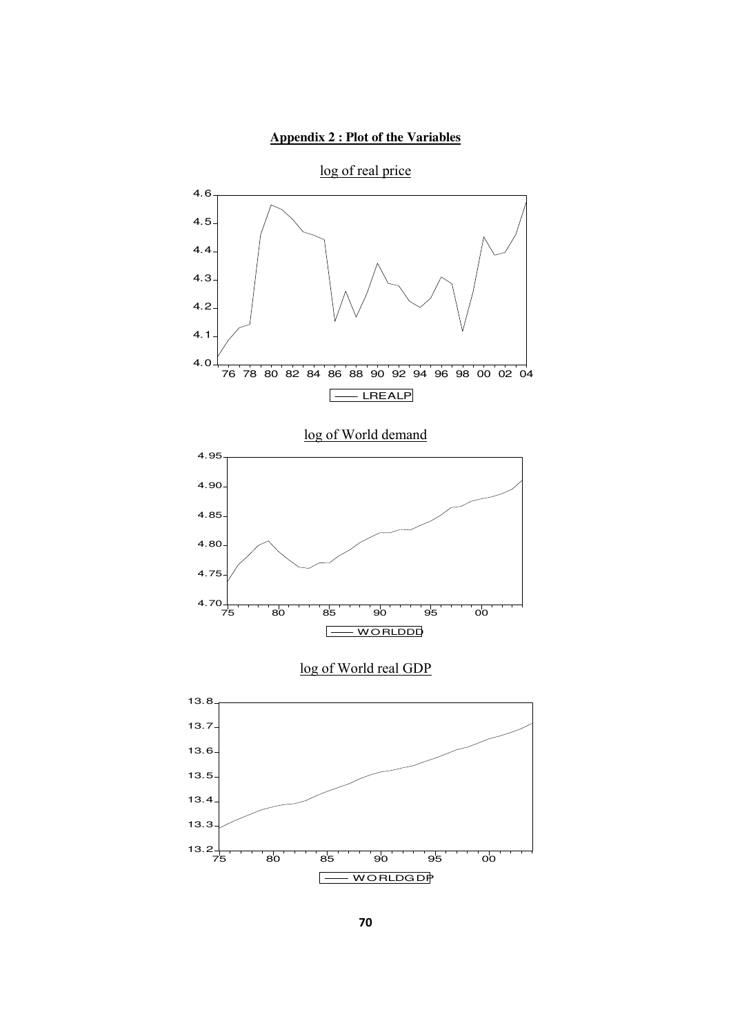**Appendix 2 : Plot of the Variables**

log of real price

log of World demand

log of World real GDP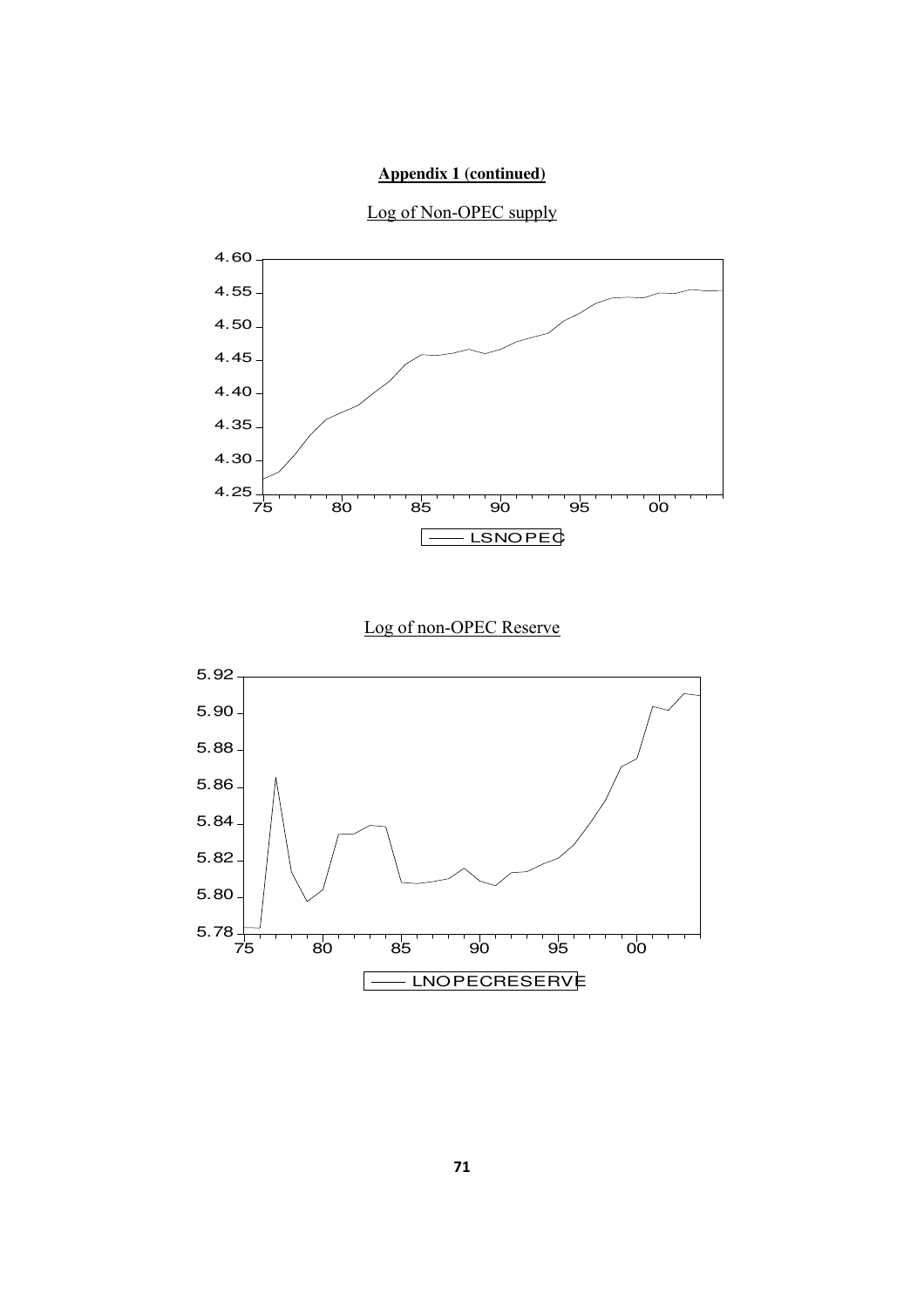**Appendix 1 (continued)**

Log of Non-OPEC supply

Log of non-OPEC Reserve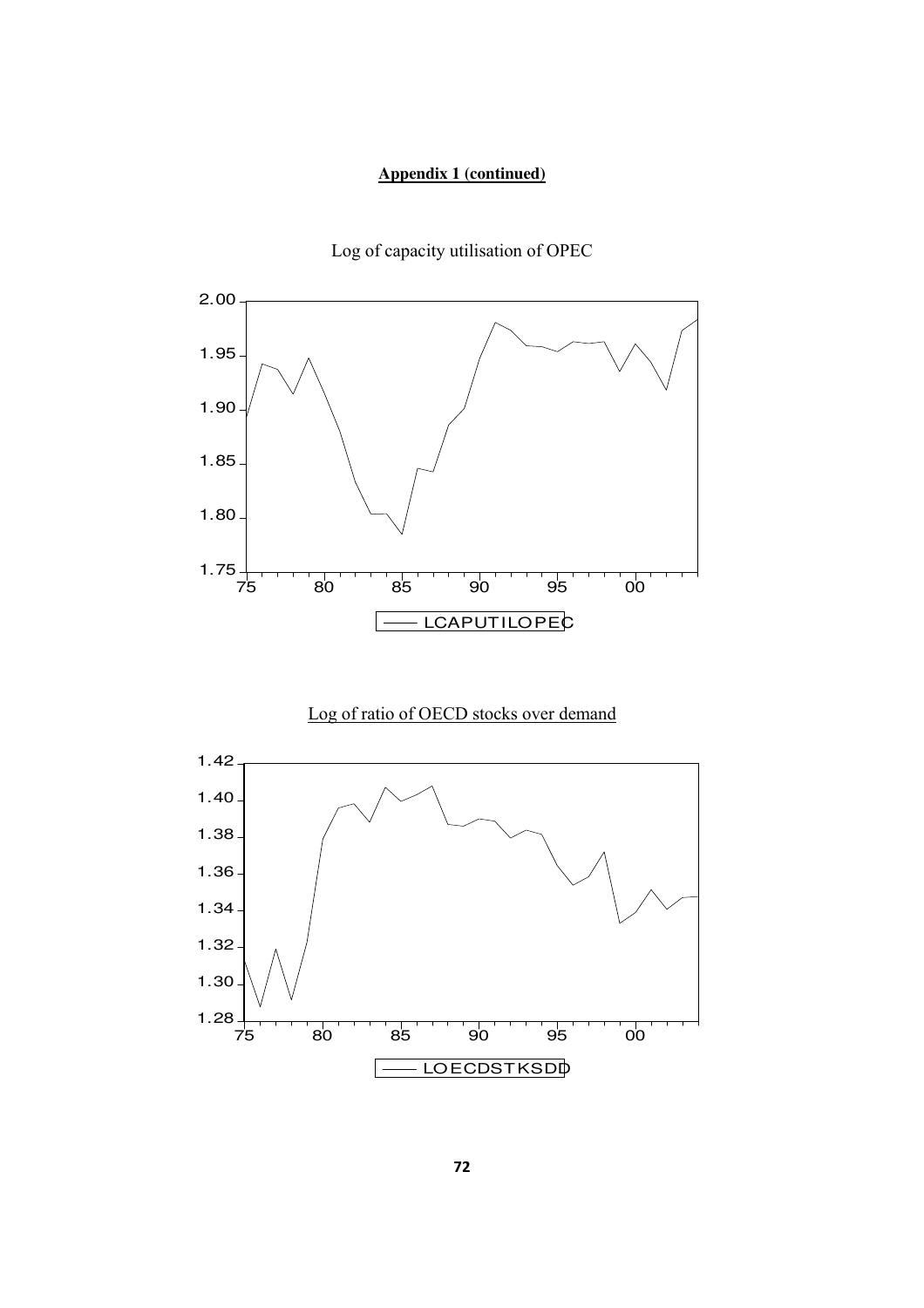**Appendix 1 (continued)**

Log of capacity utilisation of OPEC

LCAPUTILOPEC

Log of ratio of OECD stocks over demand

LOECDSTKSDD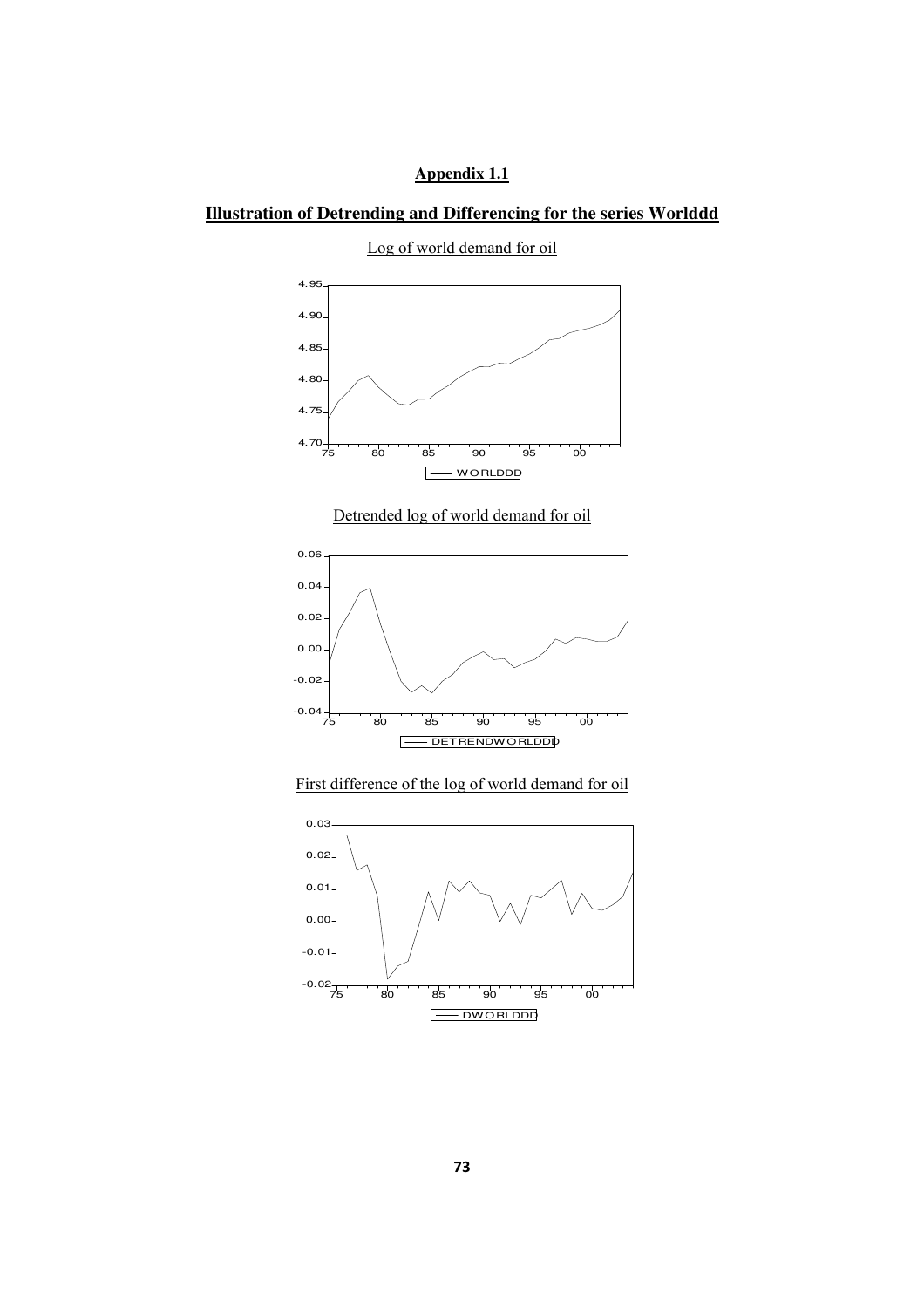# Appendix 1.1

## Illustration of Detrending and Differencing for the series Worlddd

Log of world demand for oil

Detrended log of world demand for oil

First difference of the log of world demand for oil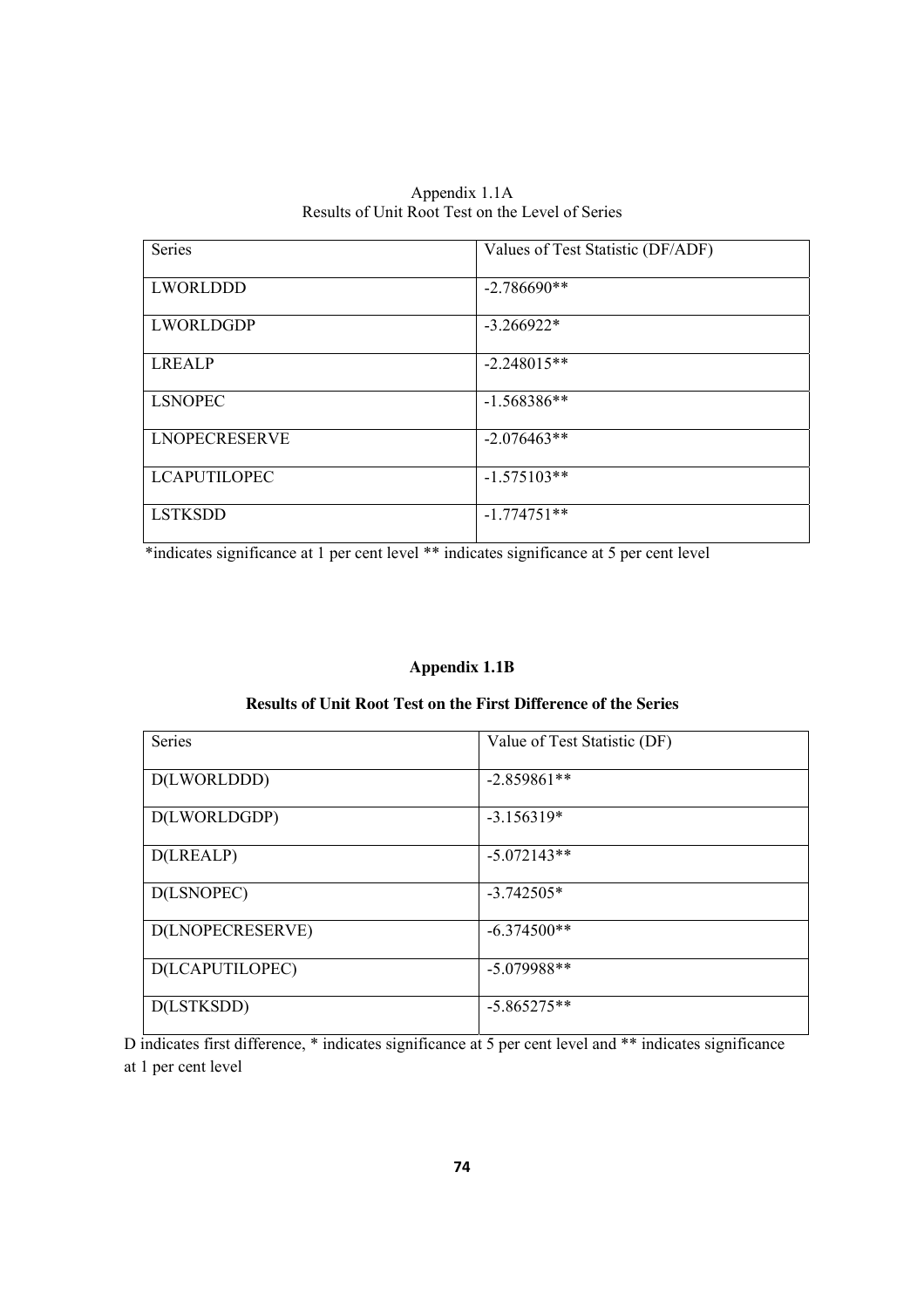Appendix 1.1A
Results of Unit Root Test on the Level of Series

| Series | Values of Test Statistic (DF/ADF) |
|---|---|
| LWORLDDD | -2.786690** |
| LWORLDGDP | -3.266922* |
| LREALP | -2.248015** |
| LSNOPEC | -1.568386** |
| LNOPECRESERVE | -2.076463** |
| LCAPUTILOPEC | -1.575103** |
| LSTKSDD | -1.774751** |

*indicates significance at 1 per cent level ** indicates significance at 5 per cent level

**Appendix 1.1B**

**Results of Unit Root Test on the First Difference of the Series**

| Series | Value of Test Statistic (DF) |
|---|---|
| D(LWORLDDD) | -2.859861** |
| D(LWORLDGDP) | -3.156319* |
| D(LREALP) | -5.072143** |
| D(LSNOPEC) | -3.742505* |
| D(LNOPECRESERVE) | -6.374500** |
| D(LCAPUTILOPEC) | -5.079988** |
| D(LSTKSDD) | -5.865275** |

D indicates first difference, * indicates significance at 5 per cent level and ** indicates significance at 1 per cent level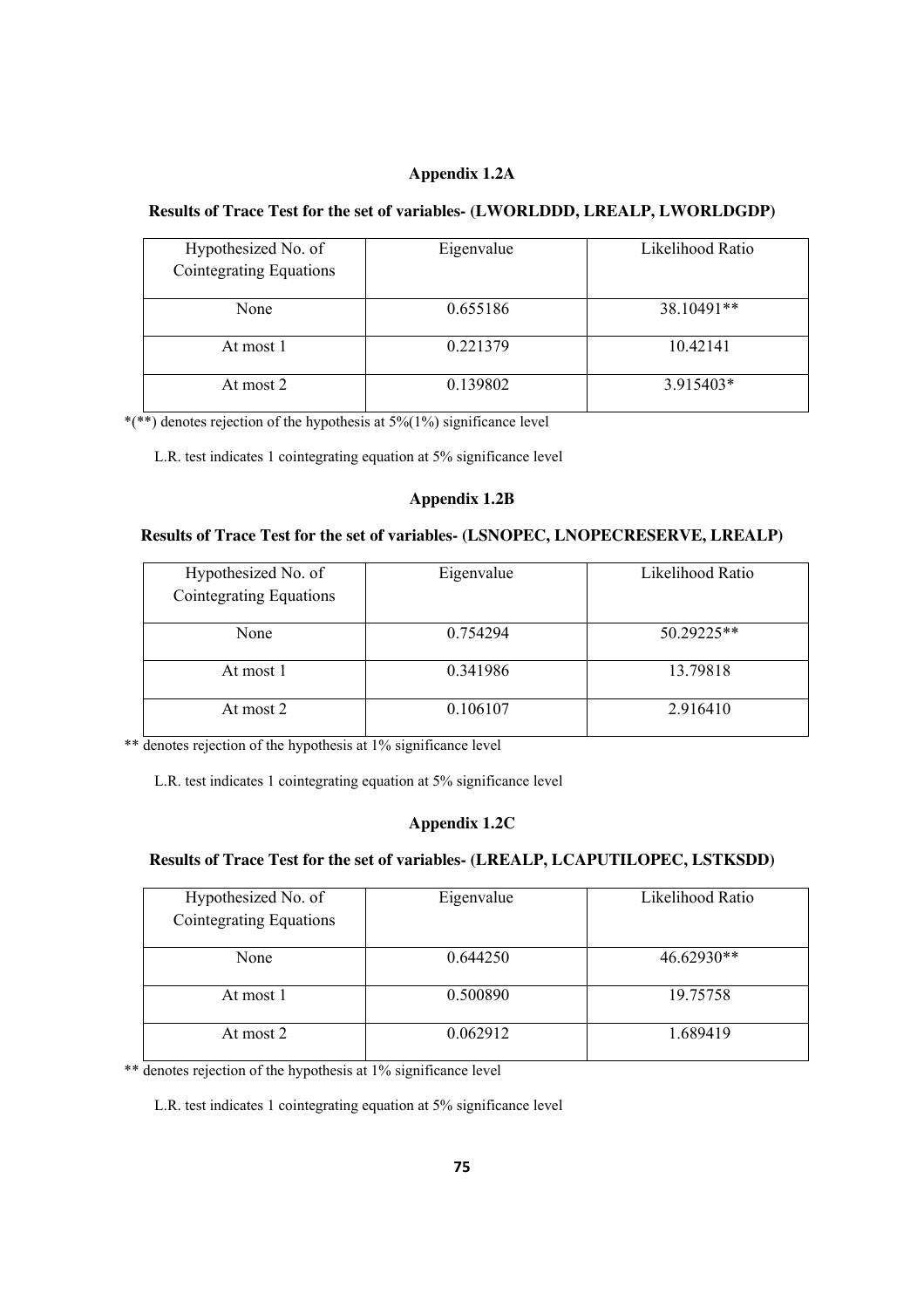### Appendix 1.2A

**Results of Trace Test for the set of variables- (LWORLDDD, LREALP, LWORLDGDP)**

| Hypothesized No. of Cointegrating Equations | Eigenvalue | Likelihood Ratio |
|---|---|---|
| None | 0.655186 | 38.10491** |
| At most 1 | 0.221379 | 10.42141 |
| At most 2 | 0.139802 | 3.915403* |

*(**) denotes rejection of the hypothesis at 5%(1%) significance level

L.R. test indicates 1 cointegrating equation at 5% significance level

### Appendix 1.2B

**Results of Trace Test for the set of variables- (LSNOPEC, LNOPECRESERVE, LREALP)**

| Hypothesized No. of Cointegrating Equations | Eigenvalue | Likelihood Ratio |
|---|---|---|
| None | 0.754294 | 50.29225** |
| At most 1 | 0.341986 | 13.79818 |
| At most 2 | 0.106107 | 2.916410 |

** denotes rejection of the hypothesis at 1% significance level

L.R. test indicates 1 cointegrating equation at 5% significance level

### Appendix 1.2C

**Results of Trace Test for the set of variables- (LREALP, LCAPUTILOPEC, LSTKSDD)**

| Hypothesized No. of Cointegrating Equations | Eigenvalue | Likelihood Ratio |
|---|---|---|
| None | 0.644250 | 46.62930** |
| At most 1 | 0.500890 | 19.75758 |
| At most 2 | 0.062912 | 1.689419 |

** denotes rejection of the hypothesis at 1% significance level

L.R. test indicates 1 cointegrating equation at 5% significance level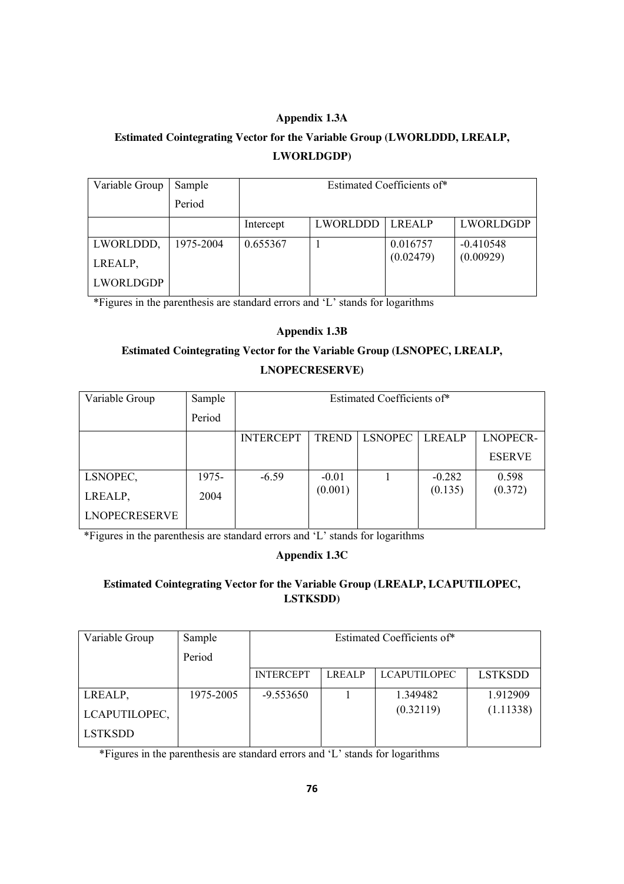## Appendix 1.3A

### Estimated Cointegrating Vector for the Variable Group (LWORLDDD, LREALP, LWORLDGDP)

| Variable Group | Sample Period | Estimated Coefficients of* | | | |
|---|---|---|---|---|---|
| | | Intercept | LWORLDDD | LREALP | LWORLDGDP |
| LWORLDDD, LREALP, LWORLDGDP | 1975-2004 | 0.655367 | 1 | 0.016757 (0.02479) | -0.410548 (0.00929) |

*Figures in the parenthesis are standard errors and 'L' stands for logarithms

## Appendix 1.3B

### Estimated Cointegrating Vector for the Variable Group (LSNOPEC, LREALP, LNOPECRESERVE)

| Variable Group | Sample Period | Estimated Coefficients of* | | | | |
|---|---|---|---|---|---|---|
| | | INTERCEPT | TREND | LSNOPEC | LREALP | LNOPECR-ESERVE |
| LSNOPEC, LREALP, LNOPECRESERVE | 1975-2004 | -6.59 | -0.01 (0.001) | 1 | -0.282 (0.135) | 0.598 (0.372) |

*Figures in the parenthesis are standard errors and 'L' stands for logarithms

## Appendix 1.3C

### Estimated Cointegrating Vector for the Variable Group (LREALP, LCAPUTILOPEC, LSTKSDD)

| Variable Group | Sample Period | Estimated Coefficients of* | | | |
|---|---|---|---|---|---|
| | | INTERCEPT | LREALP | LCAPUTILOPEC | LSTKSDD |
| LREALP, LCAPUTILOPEC, LSTKSDD | 1975-2005 | -9.553650 | 1 | 1.349482 (0.32119) | 1.912909 (1.11338) |

*Figures in the parenthesis are standard errors and 'L' stands for logarithms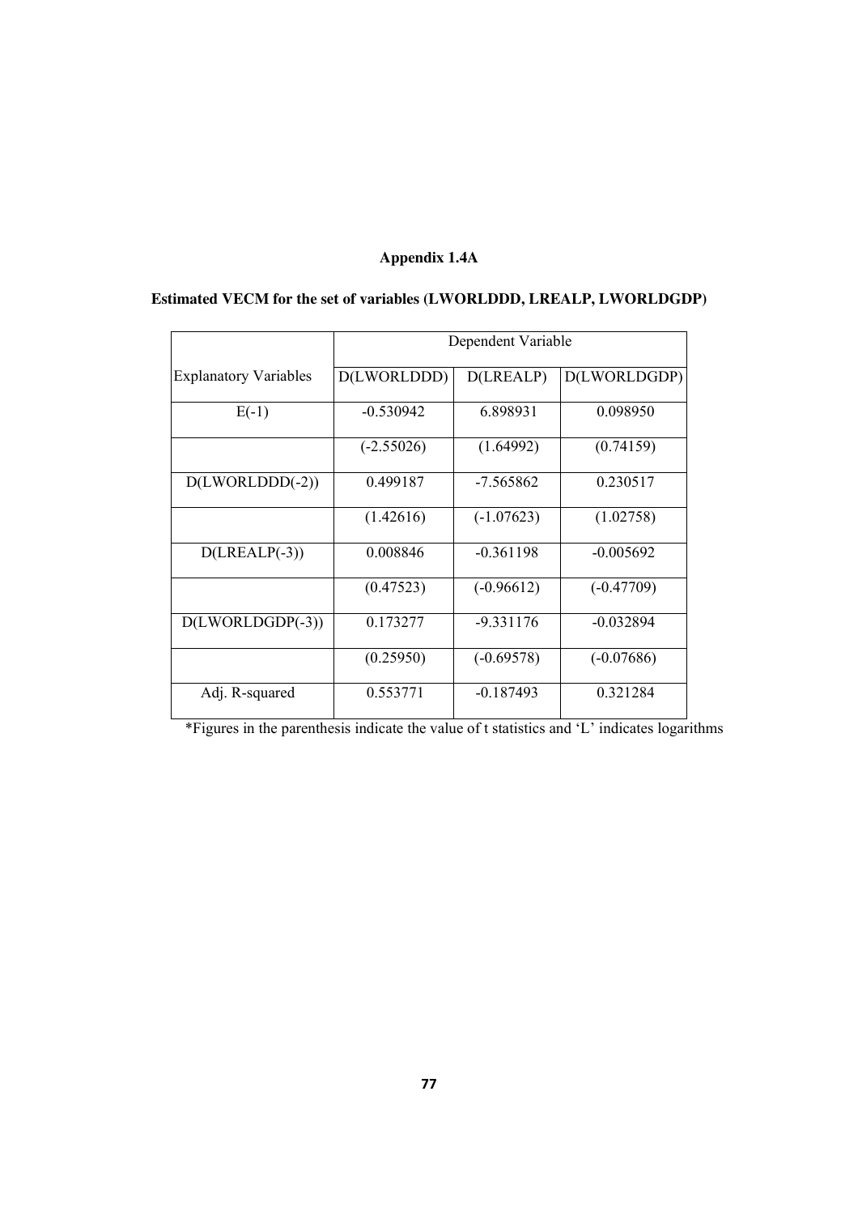**Appendix 1.4A**

**Estimated VECM for the set of variables (LWORLDDD, LREALP, LWORLDGDP)**

| | Dependent Variable | | |
|---|---|---|---|
| Explanatory Variables | D(LWORLDDD) | D(LREALP) | D(LWORLDGDP) |
| E(-1) | -0.530942 | 6.898931 | 0.098950 |
| | (-2.55026) | (1.64992) | (0.74159) |
| D(LWORLDDD(-2)) | 0.499187 | -7.565862 | 0.230517 |
| | (1.42616) | (-1.07623) | (1.02758) |
| D(LREALP(-3)) | 0.008846 | -0.361198 | -0.005692 |
| | (0.47523) | (-0.96612) | (-0.47709) |
| D(LWORLDGDP(-3)) | 0.173277 | -9.331176 | -0.032894 |
| | (0.25950) | (-0.69578) | (-0.07686) |
| Adj. R-squared | 0.553771 | -0.187493 | 0.321284 |

*Figures in the parenthesis indicate the value of t statistics and 'L' indicates logarithms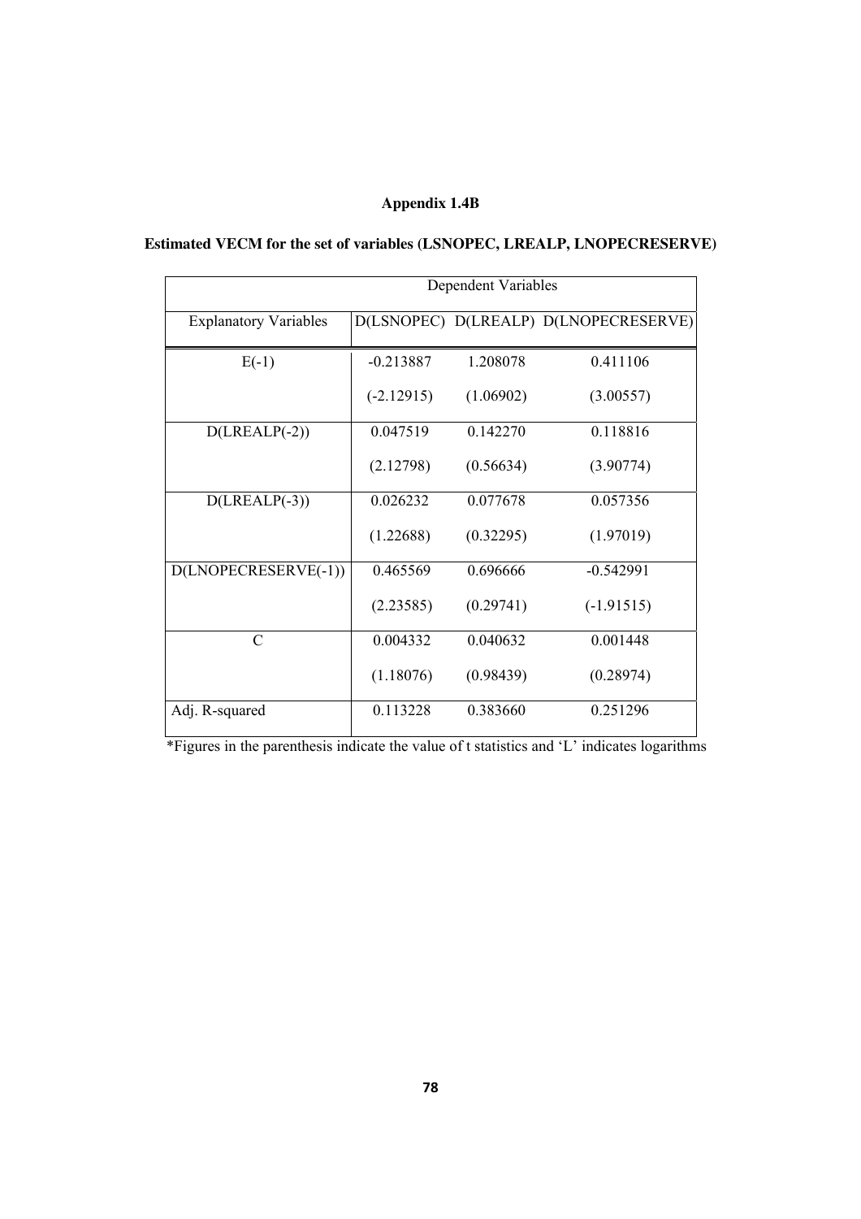**Appendix 1.4B**

**Estimated VECM for the set of variables (LSNOPEC, LREALP, LNOPECRESERVE)**

| | Dependent Variables | | |
|---|---|---|---|
| Explanatory Variables | D(LSNOPEC) | D(LREALP) | D(LNOPECRESERVE) |
| E(-1) | -0.213887 | 1.208078 | 0.411106 |
| | (-2.12915) | (1.06902) | (3.00557) |
| D(LREALP(-2)) | 0.047519 | 0.142270 | 0.118816 |
| | (2.12798) | (0.56634) | (3.90774) |
| D(LREALP(-3)) | 0.026232 | 0.077678 | 0.057356 |
| | (1.22688) | (0.32295) | (1.97019) |
| D(LNOPECRESERVE(-1)) | 0.465569 | 0.696666 | -0.542991 |
| | (2.23585) | (0.29741) | (-1.91515) |
| C | 0.004332 | 0.040632 | 0.001448 |
| | (1.18076) | (0.98439) | (0.28974) |
| Adj. R-squared | 0.113228 | 0.383660 | 0.251296 |

*Figures in the parenthesis indicate the value of t statistics and 'L' indicates logarithms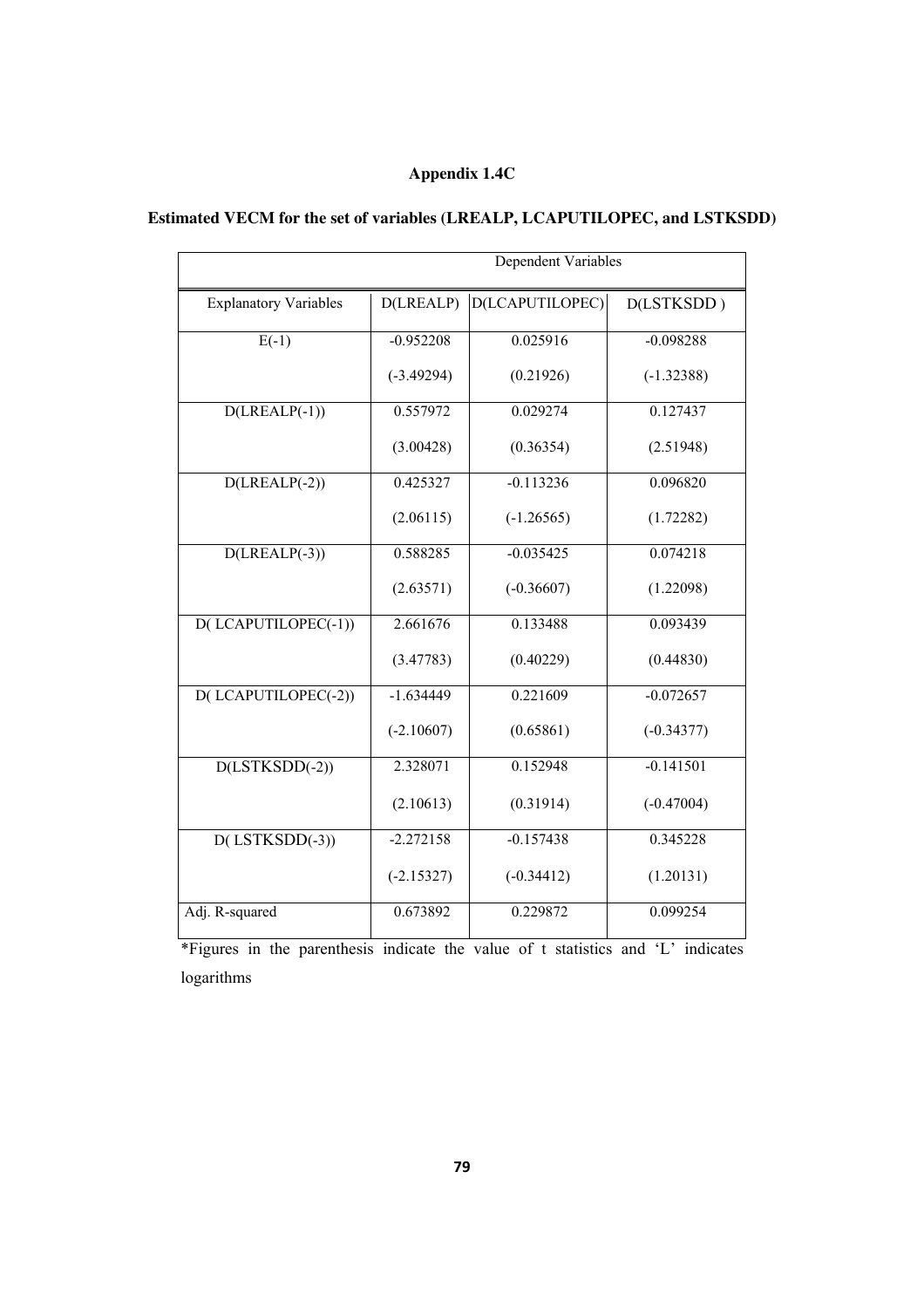### Appendix 1.4C

### Estimated VECM for the set of variables (LREALP, LCAPUTILOPEC, and LSTKSDD)

| | Dependent Variables | | |
|---|---|---|---|
| Explanatory Variables | D(LREALP) | D(LCAPUTILOPEC) | D(LSTKSDD ) |
| E(-1) | -0.952208<br>(-3.49294) | 0.025916<br>(0.21926) | -0.098288<br>(-1.32388) |
| D(LREALP(-1)) | 0.557972<br>(3.00428) | 0.029274<br>(0.36354) | 0.127437<br>(2.51948) |
| D(LREALP(-2)) | 0.425327<br>(2.06115) | -0.113236<br>(-1.26565) | 0.096820<br>(1.72282) |
| D(LREALP(-3)) | 0.588285<br>(2.63571) | -0.035425<br>(-0.36607) | 0.074218<br>(1.22098) |
| D( LCAPUTILOPEC(-1)) | 2.661676<br>(3.47783) | 0.133488<br>(0.40229) | 0.093439<br>(0.44830) |
| D( LCAPUTILOPEC(-2)) | -1.634449<br>(-2.10607) | 0.221609<br>(0.65861) | -0.072657<br>(-0.34377) |
| D(LSTKSDD(-2)) | 2.328071<br>(2.10613) | 0.152948<br>(0.31914) | -0.141501<br>(-0.47004) |
| D( LSTKSDD(-3)) | -2.272158<br>(-2.15327) | -0.157438<br>(-0.34412) | 0.345228<br>(1.20131) |
| Adj. R-squared | 0.673892 | 0.229872 | 0.099254 |

*Figures in the parenthesis indicate the value of t statistics and 'L' indicates logarithms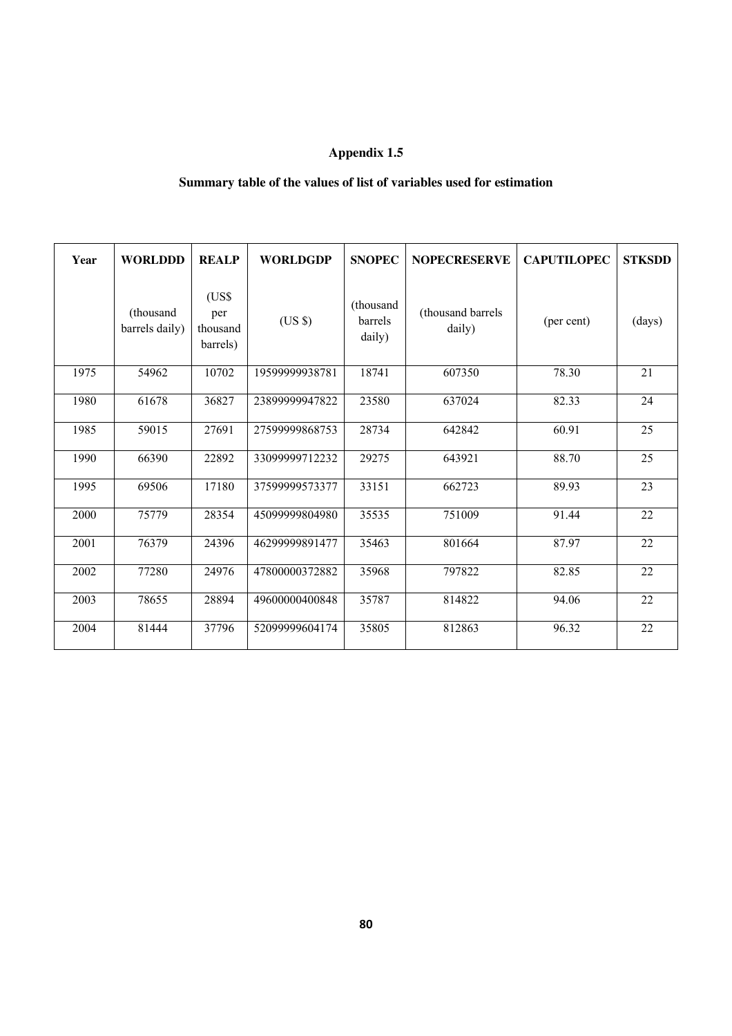# Appendix 1.5

## Summary table of the values of list of variables used for estimation

| Year | WORLDDD | REALP | WORLDGDP | SNOPEC | NOPECRESERVE | CAPUTILOPEC | STKSDD |
|---|---|---|---|---|---|---|---|
| | (thousand barrels daily) | (US$ per thousand barrels) | (US $) | (thousand barrels daily) | (thousand barrels daily) | (per cent) | (days) |
| 1975 | 54962 | 10702 | 19599999938781 | 18741 | 607350 | 78.30 | 21 |
| 1980 | 61678 | 36827 | 23899999947822 | 23580 | 637024 | 82.33 | 24 |
| 1985 | 59015 | 27691 | 27599999868753 | 28734 | 642842 | 60.91 | 25 |
| 1990 | 66390 | 22892 | 33099999712232 | 29275 | 643921 | 88.70 | 25 |
| 1995 | 69506 | 17180 | 37599999573377 | 33151 | 662723 | 89.93 | 23 |
| 2000 | 75779 | 28354 | 45099999804980 | 35535 | 751009 | 91.44 | 22 |
| 2001 | 76379 | 24396 | 46299999891477 | 35463 | 801664 | 87.97 | 22 |
| 2002 | 77280 | 24976 | 47800000372882 | 35968 | 797822 | 82.85 | 22 |
| 2003 | 78655 | 28894 | 49600000400848 | 35787 | 814822 | 94.06 | 22 |
| 2004 | 81444 | 37796 | 52099999604174 | 35805 | 812863 | 96.32 | 22 |